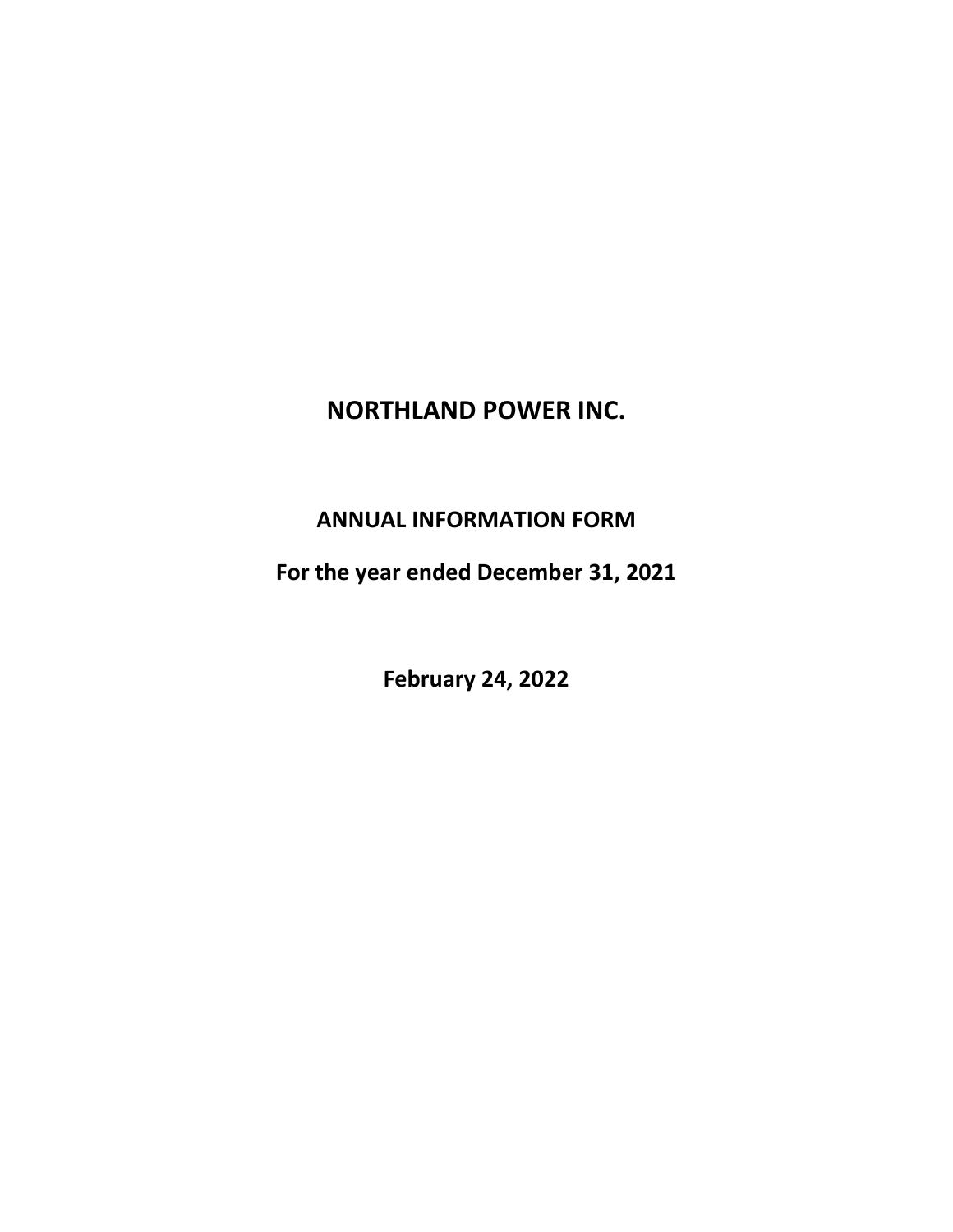# NORTHLAND POWER INC.

## ANNUAL INFORMATION FORM

## For the year ended December 31, 2021

**February 24, 2022**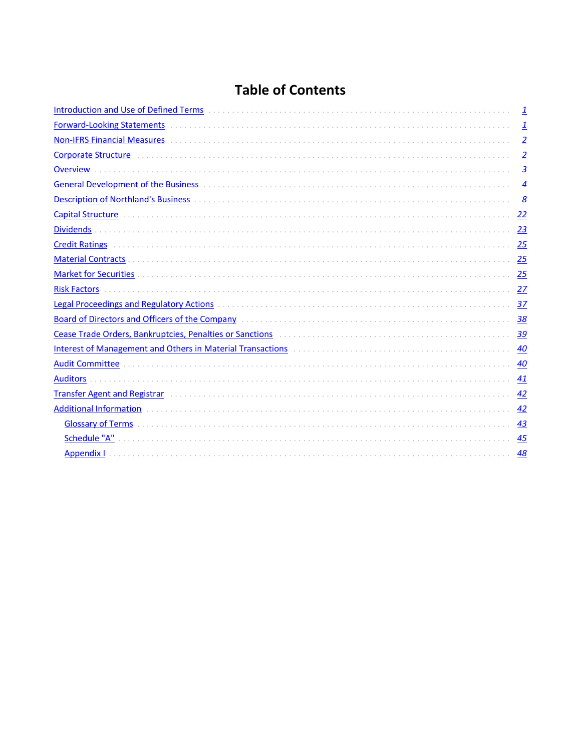# Table of Contents

| | |
|---|---|
| Introduction and Use of Defined Terms | 1 |
| Forward-Looking Statements | 1 |
| Non-IFRS Financial Measures | 2 |
| Corporate Structure | 2 |
| Overview | 3 |
| General Development of the Business | 4 |
| Description of Northland's Business | 8 |
| Capital Structure | 22 |
| Dividends | 23 |
| Credit Ratings | 25 |
| Material Contracts | 25 |
| Market for Securities | 25 |
| Risk Factors | 27 |
| Legal Proceedings and Regulatory Actions | 37 |
| Board of Directors and Officers of the Company | 38 |
| Cease Trade Orders, Bankruptcies, Penalties or Sanctions | 39 |
| Interest of Management and Others in Material Transactions | 40 |
| Audit Committee | 40 |
| Auditors | 41 |
| Transfer Agent and Registrar | 42 |
| Additional Information | 42 |
| Glossary of Terms | 43 |
| Schedule "A" | 45 |
| Appendix I | 48 |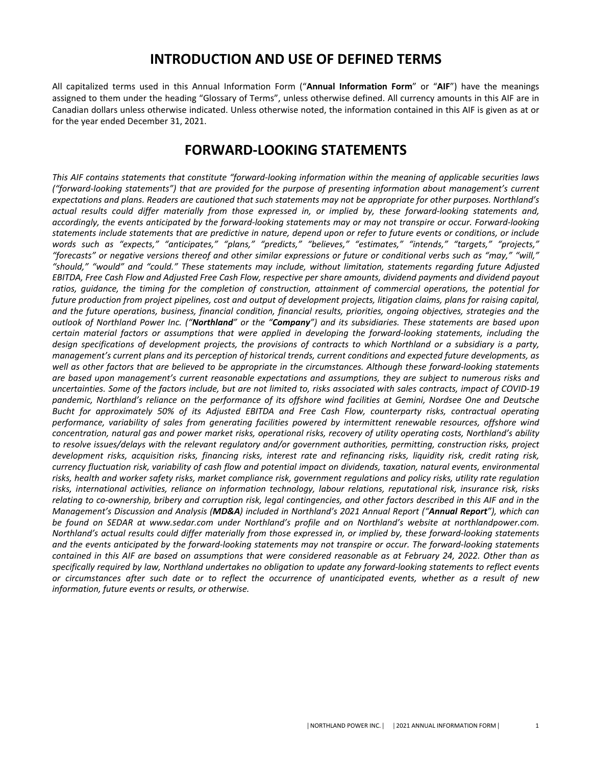# INTRODUCTION AND USE OF DEFINED TERMS

All capitalized terms used in this Annual Information Form ("**Annual Information Form**" or "**AIF**") have the meanings assigned to them under the heading "Glossary of Terms", unless otherwise defined. All currency amounts in this AIF are in Canadian dollars unless otherwise indicated. Unless otherwise noted, the information contained in this AIF is given as at or for the year ended December 31, 2021.

# FORWARD-LOOKING STATEMENTS

*This AIF contains statements that constitute "forward-looking information within the meaning of applicable securities laws ("forward-looking statements") that are provided for the purpose of presenting information about management's current expectations and plans. Readers are cautioned that such statements may not be appropriate for other purposes. Northland's actual results could differ materially from those expressed in, or implied by, these forward-looking statements and, accordingly, the events anticipated by the forward-looking statements may or may not transpire or occur. Forward-looking statements include statements that are predictive in nature, depend upon or refer to future events or conditions, or include words such as "expects," "anticipates," "plans," "predicts," "believes," "estimates," "intends," "targets," "projects," "forecasts" or negative versions thereof and other similar expressions or future or conditional verbs such as "may," "will," "should," "would" and "could." These statements may include, without limitation, statements regarding future Adjusted EBITDA, Free Cash Flow and Adjusted Free Cash Flow, respective per share amounts, dividend payments and dividend payout ratios, guidance, the timing for the completion of construction, attainment of commercial operations, the potential for future production from project pipelines, cost and output of development projects, litigation claims, plans for raising capital, and the future operations, business, financial condition, financial results, priorities, ongoing objectives, strategies and the outlook of Northland Power Inc. ("**Northland**" or the "**Company**") and its subsidiaries. These statements are based upon certain material factors or assumptions that were applied in developing the forward-looking statements, including the design specifications of development projects, the provisions of contracts to which Northland or a subsidiary is a party, management's current plans and its perception of historical trends, current conditions and expected future developments, as well as other factors that are believed to be appropriate in the circumstances. Although these forward-looking statements are based upon management's current reasonable expectations and assumptions, they are subject to numerous risks and uncertainties. Some of the factors include, but are not limited to, risks associated with sales contracts, impact of COVID-19 pandemic, Northland's reliance on the performance of its offshore wind facilities at Gemini, Nordsee One and Deutsche Bucht for approximately 50% of its Adjusted EBITDA and Free Cash Flow, counterparty risks, contractual operating performance, variability of sales from generating facilities powered by intermittent renewable resources, offshore wind concentration, natural gas and power market risks, operational risks, recovery of utility operating costs, Northland's ability to resolve issues/delays with the relevant regulatory and/or government authorities, permitting, construction risks, project development risks, acquisition risks, financing risks, interest rate and refinancing risks, liquidity risk, credit rating risk, currency fluctuation risk, variability of cash flow and potential impact on dividends, taxation, natural events, environmental risks, health and worker safety risks, market compliance risk, government regulations and policy risks, utility rate regulation risks, international activities, reliance on information technology, labour relations, reputational risk, insurance risk, risks relating to co-ownership, bribery and corruption risk, legal contingencies, and other factors described in this AIF and in the Management's Discussion and Analysis (**MD&A**) included in Northland's 2021 Annual Report ("**Annual Report**"), which can be found on SEDAR at www.sedar.com under Northland's profile and on Northland's website at northlandpower.com. Northland's actual results could differ materially from those expressed in, or implied by, these forward-looking statements and the events anticipated by the forward-looking statements may not transpire or occur. The forward-looking statements contained in this AIF are based on assumptions that were considered reasonable as at February 24, 2022. Other than as specifically required by law, Northland undertakes no obligation to update any forward-looking statements to reflect events or circumstances after such date or to reflect the occurrence of unanticipated events, whether as a result of new information, future events or results, or otherwise.*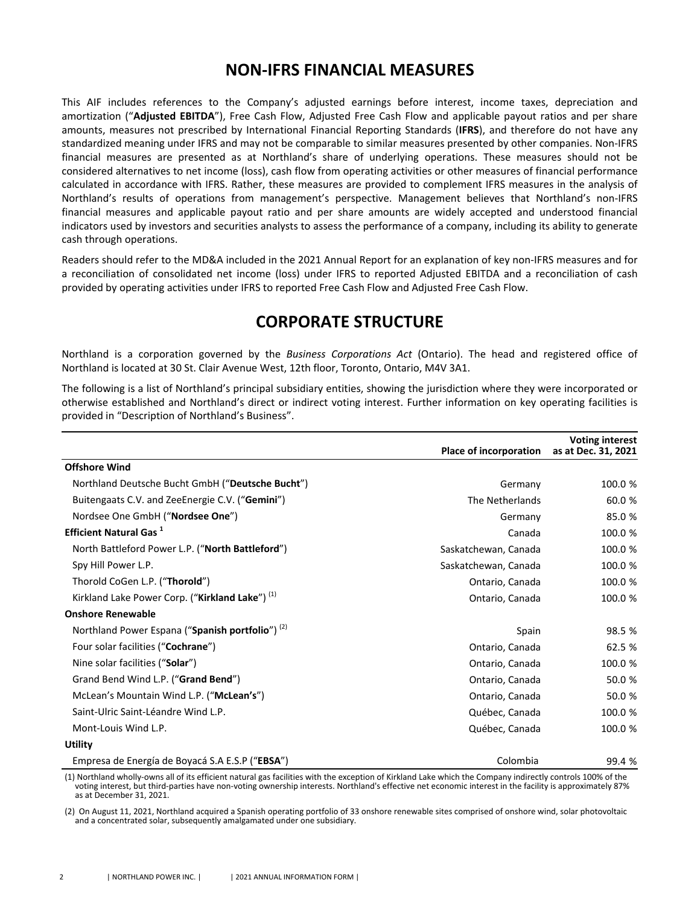# NON-IFRS FINANCIAL MEASURES

This AIF includes references to the Company's adjusted earnings before interest, income taxes, depreciation and amortization ("**Adjusted EBITDA**"), Free Cash Flow, Adjusted Free Cash Flow and applicable payout ratios and per share amounts, measures not prescribed by International Financial Reporting Standards (**IFRS**), and therefore do not have any standardized meaning under IFRS and may not be comparable to similar measures presented by other companies. Non-IFRS financial measures are presented as at Northland's share of underlying operations. These measures should not be considered alternatives to net income (loss), cash flow from operating activities or other measures of financial performance calculated in accordance with IFRS. Rather, these measures are provided to complement IFRS measures in the analysis of Northland's results of operations from management's perspective. Management believes that Northland's non-IFRS financial measures and applicable payout ratio and per share amounts are widely accepted and understood financial indicators used by investors and securities analysts to assess the performance of a company, including its ability to generate cash through operations.

Readers should refer to the MD&A included in the 2021 Annual Report for an explanation of key non-IFRS measures and for a reconciliation of consolidated net income (loss) under IFRS to reported Adjusted EBITDA and a reconciliation of cash provided by operating activities under IFRS to reported Free Cash Flow and Adjusted Free Cash Flow.

# CORPORATE STRUCTURE

Northland is a corporation governed by the *Business Corporations Act* (Ontario). The head and registered office of Northland is located at 30 St. Clair Avenue West, 12th floor, Toronto, Ontario, M4V 3A1.

The following is a list of Northland's principal subsidiary entities, showing the jurisdiction where they were incorporated or otherwise established and Northland's direct or indirect voting interest. Further information on key operating facilities is provided in "Description of Northland's Business".

| | Place of incorporation | Voting interest as at Dec. 31, 2021 |
|---|---|---|
| **Offshore Wind** | | |
| Northland Deutsche Bucht GmbH ("**Deutsche Bucht**") | Germany | 100.0 % |
| Buitengaats C.V. and ZeeEnergie C.V. ("**Gemini**") | The Netherlands | 60.0 % |
| Nordsee One GmbH ("**Nordsee One**") | Germany | 85.0 % |
| **Efficient Natural Gas** [1] | Canada | 100.0 % |
| North Battleford Power L.P. ("**North Battleford**") | Saskatchewan, Canada | 100.0 % |
| Spy Hill Power L.P. | Saskatchewan, Canada | 100.0 % |
| Thorold CoGen L.P. ("**Thorold**") | Ontario, Canada | 100.0 % |
| Kirkland Lake Power Corp. ("**Kirkland Lake**") [(1)] | Ontario, Canada | 100.0 % |
| **Onshore Renewable** | | |
| Northland Power Espana ("**Spanish portfolio**") [(2)] | Spain | 98.5 % |
| Four solar facilities ("**Cochrane**") | Ontario, Canada | 62.5 % |
| Nine solar facilities ("**Solar**") | Ontario, Canada | 100.0 % |
| Grand Bend Wind L.P. ("**Grand Bend**") | Ontario, Canada | 50.0 % |
| McLean's Mountain Wind L.P. ("**McLean's**") | Ontario, Canada | 50.0 % |
| Saint-Ulric Saint-Léandre Wind L.P. | Québec, Canada | 100.0 % |
| Mont-Louis Wind L.P. | Québec, Canada | 100.0 % |
| **Utility** | | |
| Empresa de Energía de Boyacá S.A E.S.P ("**EBSA**") | Colombia | 99.4 % |

(1) Northland wholly-owns all of its efficient natural gas facilities with the exception of Kirkland Lake which the Company indirectly controls 100% of the voting interest, but third-parties have non-voting ownership interests. Northland's effective net economic interest in the facility is approximately 87% as at December 31, 2021.

(2) On August 11, 2021, Northland acquired a Spanish operating portfolio of 33 onshore renewable sites comprised of onshore wind, solar photovoltaic and a concentrated solar, subsequently amalgamated under one subsidiary.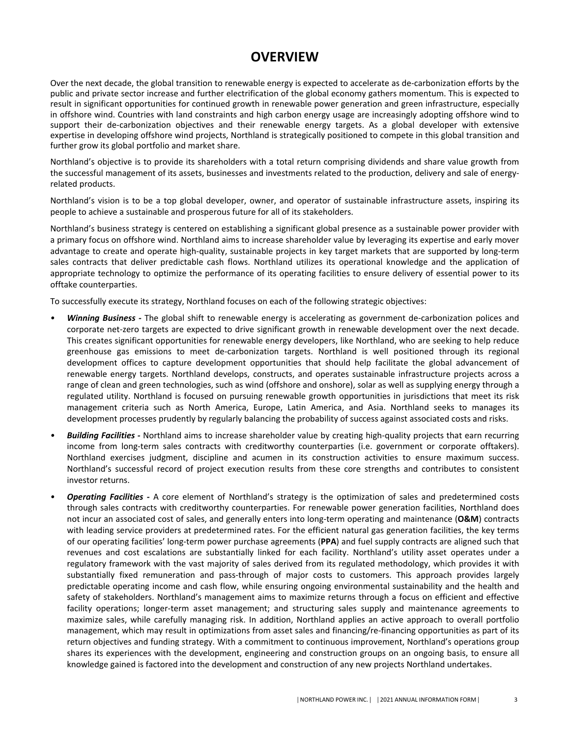# OVERVIEW

Over the next decade, the global transition to renewable energy is expected to accelerate as de-carbonization efforts by the public and private sector increase and further electrification of the global economy gathers momentum. This is expected to result in significant opportunities for continued growth in renewable power generation and green infrastructure, especially in offshore wind. Countries with land constraints and high carbon energy usage are increasingly adopting offshore wind to support their de-carbonization objectives and their renewable energy targets. As a global developer with extensive expertise in developing offshore wind projects, Northland is strategically positioned to compete in this global transition and further grow its global portfolio and market share.

Northland's objective is to provide its shareholders with a total return comprising dividends and share value growth from the successful management of its assets, businesses and investments related to the production, delivery and sale of energy-related products.

Northland's vision is to be a top global developer, owner, and operator of sustainable infrastructure assets, inspiring its people to achieve a sustainable and prosperous future for all of its stakeholders.

Northland's business strategy is centered on establishing a significant global presence as a sustainable power provider with a primary focus on offshore wind. Northland aims to increase shareholder value by leveraging its expertise and early mover advantage to create and operate high-quality, sustainable projects in key target markets that are supported by long-term sales contracts that deliver predictable cash flows. Northland utilizes its operational knowledge and the application of appropriate technology to optimize the performance of its operating facilities to ensure delivery of essential power to its offtake counterparties.

To successfully execute its strategy, Northland focuses on each of the following strategic objectives:

- ***Winning Business -*** The global shift to renewable energy is accelerating as government de-carbonization polices and corporate net-zero targets are expected to drive significant growth in renewable development over the next decade. This creates significant opportunities for renewable energy developers, like Northland, who are seeking to help reduce greenhouse gas emissions to meet de-carbonization targets. Northland is well positioned through its regional development offices to capture development opportunities that should help facilitate the global advancement of renewable energy targets. Northland develops, constructs, and operates sustainable infrastructure projects across a range of clean and green technologies, such as wind (offshore and onshore), solar as well as supplying energy through a regulated utility. Northland is focused on pursuing renewable growth opportunities in jurisdictions that meet its risk management criteria such as North America, Europe, Latin America, and Asia. Northland seeks to manages its development processes prudently by regularly balancing the probability of success against associated costs and risks.
- ***Building Facilities -*** Northland aims to increase shareholder value by creating high-quality projects that earn recurring income from long-term sales contracts with creditworthy counterparties (i.e. government or corporate offtakers). Northland exercises judgment, discipline and acumen in its construction activities to ensure maximum success. Northland's successful record of project execution results from these core strengths and contributes to consistent investor returns.
- ***Operating Facilities -*** A core element of Northland's strategy is the optimization of sales and predetermined costs through sales contracts with creditworthy counterparties. For renewable power generation facilities, Northland does not incur an associated cost of sales, and generally enters into long-term operating and maintenance (**O&M**) contracts with leading service providers at predetermined rates. For the efficient natural gas generation facilities, the key terms of our operating facilities' long-term power purchase agreements (**PPA**) and fuel supply contracts are aligned such that revenues and cost escalations are substantially linked for each facility. Northland's utility asset operates under a regulatory framework with the vast majority of sales derived from its regulated methodology, which provides it with substantially fixed remuneration and pass-through of major costs to customers. This approach provides largely predictable operating income and cash flow, while ensuring ongoing environmental sustainability and the health and safety of stakeholders. Northland's management aims to maximize returns through a focus on efficient and effective facility operations; longer-term asset management; and structuring sales supply and maintenance agreements to maximize sales, while carefully managing risk. In addition, Northland applies an active approach to overall portfolio management, which may result in optimizations from asset sales and financing/re-financing opportunities as part of its return objectives and funding strategy. With a commitment to continuous improvement, Northland's operations group shares its experiences with the development, engineering and construction groups on an ongoing basis, to ensure all knowledge gained is factored into the development and construction of any new projects Northland undertakes.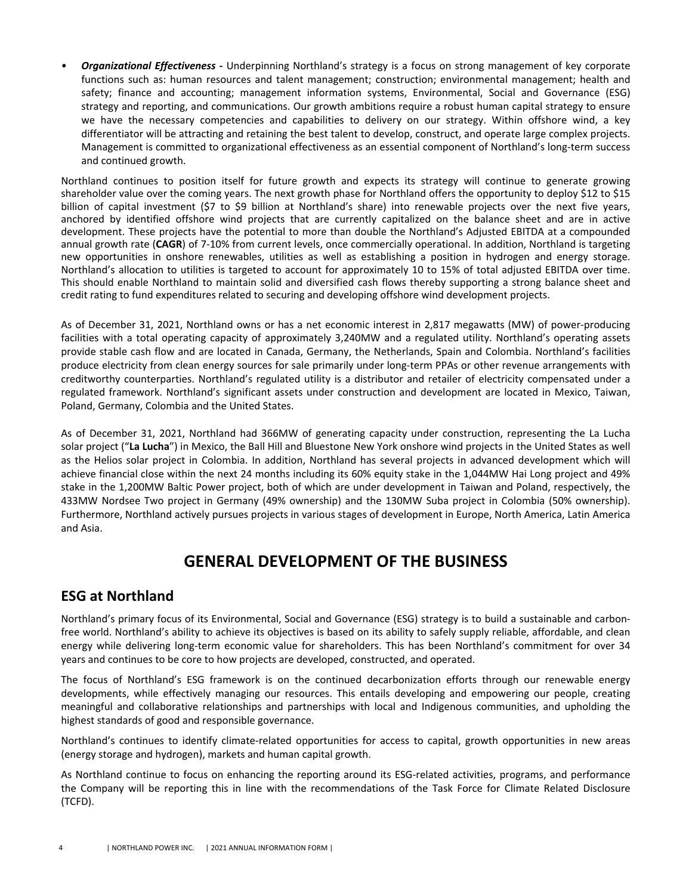- ***Organizational Effectiveness -*** Underpinning Northland's strategy is a focus on strong management of key corporate functions such as: human resources and talent management; construction; environmental management; health and safety; finance and accounting; management information systems, Environmental, Social and Governance (ESG) strategy and reporting, and communications. Our growth ambitions require a robust human capital strategy to ensure we have the necessary competencies and capabilities to delivery on our strategy. Within offshore wind, a key differentiator will be attracting and retaining the best talent to develop, construct, and operate large complex projects. Management is committed to organizational effectiveness as an essential component of Northland's long-term success and continued growth.

Northland continues to position itself for future growth and expects its strategy will continue to generate growing shareholder value over the coming years. The next growth phase for Northland offers the opportunity to deploy $12 to $15 billion of capital investment ($7 to $9 billion at Northland's share) into renewable projects over the next five years, anchored by identified offshore wind projects that are currently capitalized on the balance sheet and are in active development. These projects have the potential to more than double the Northland's Adjusted EBITDA at a compounded annual growth rate (**CAGR**) of 7-10% from current levels, once commercially operational. In addition, Northland is targeting new opportunities in onshore renewables, utilities as well as establishing a position in hydrogen and energy storage. Northland's allocation to utilities is targeted to account for approximately 10 to 15% of total adjusted EBITDA over time. This should enable Northland to maintain solid and diversified cash flows thereby supporting a strong balance sheet and credit rating to fund expenditures related to securing and developing offshore wind development projects.

As of December 31, 2021, Northland owns or has a net economic interest in 2,817 megawatts (MW) of power-producing facilities with a total operating capacity of approximately 3,240MW and a regulated utility. Northland's operating assets provide stable cash flow and are located in Canada, Germany, the Netherlands, Spain and Colombia. Northland's facilities produce electricity from clean energy sources for sale primarily under long-term PPAs or other revenue arrangements with creditworthy counterparties. Northland's regulated utility is a distributor and retailer of electricity compensated under a regulated framework. Northland's significant assets under construction and development are located in Mexico, Taiwan, Poland, Germany, Colombia and the United States.

As of December 31, 2021, Northland had 366MW of generating capacity under construction, representing the La Lucha solar project ("**La Lucha**") in Mexico, the Ball Hill and Bluestone New York onshore wind projects in the United States as well as the Helios solar project in Colombia. In addition, Northland has several projects in advanced development which will achieve financial close within the next 24 months including its 60% equity stake in the 1,044MW Hai Long project and 49% stake in the 1,200MW Baltic Power project, both of which are under development in Taiwan and Poland, respectively, the 433MW Nordsee Two project in Germany (49% ownership) and the 130MW Suba project in Colombia (50% ownership). Furthermore, Northland actively pursues projects in various stages of development in Europe, North America, Latin America and Asia.

# GENERAL DEVELOPMENT OF THE BUSINESS

## ESG at Northland

Northland's primary focus of its Environmental, Social and Governance (ESG) strategy is to build a sustainable and carbon-free world. Northland's ability to achieve its objectives is based on its ability to safely supply reliable, affordable, and clean energy while delivering long-term economic value for shareholders. This has been Northland's commitment for over 34 years and continues to be core to how projects are developed, constructed, and operated.

The focus of Northland's ESG framework is on the continued decarbonization efforts through our renewable energy developments, while effectively managing our resources. This entails developing and empowering our people, creating meaningful and collaborative relationships and partnerships with local and Indigenous communities, and upholding the highest standards of good and responsible governance.

Northland's continues to identify climate-related opportunities for access to capital, growth opportunities in new areas (energy storage and hydrogen), markets and human capital growth.

As Northland continue to focus on enhancing the reporting around its ESG-related activities, programs, and performance the Company will be reporting this in line with the recommendations of the Task Force for Climate Related Disclosure (TCFD).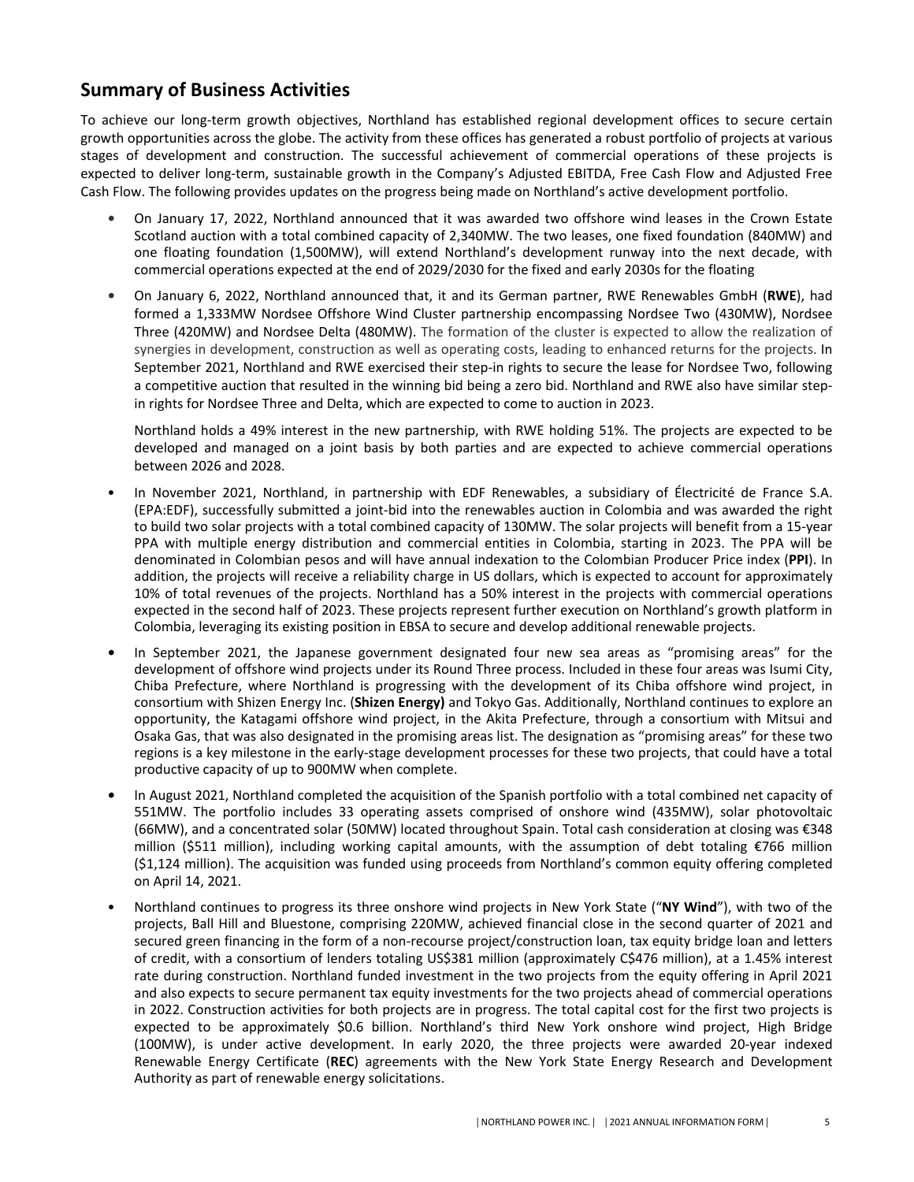## Summary of Business Activities

To achieve our long-term growth objectives, Northland has established regional development offices to secure certain growth opportunities across the globe. The activity from these offices has generated a robust portfolio of projects at various stages of development and construction. The successful achievement of commercial operations of these projects is expected to deliver long-term, sustainable growth in the Company's Adjusted EBITDA, Free Cash Flow and Adjusted Free Cash Flow. The following provides updates on the progress being made on Northland's active development portfolio.

- On January 17, 2022, Northland announced that it was awarded two offshore wind leases in the Crown Estate Scotland auction with a total combined capacity of 2,340MW. The two leases, one fixed foundation (840MW) and one floating foundation (1,500MW), will extend Northland's development runway into the next decade, with commercial operations expected at the end of 2029/2030 for the fixed and early 2030s for the floating
- On January 6, 2022, Northland announced that, it and its German partner, RWE Renewables GmbH (**RWE**), had formed a 1,333MW Nordsee Offshore Wind Cluster partnership encompassing Nordsee Two (430MW), Nordsee Three (420MW) and Nordsee Delta (480MW). The formation of the cluster is expected to allow the realization of synergies in development, construction as well as operating costs, leading to enhanced returns for the projects. In September 2021, Northland and RWE exercised their step-in rights to secure the lease for Nordsee Two, following a competitive auction that resulted in the winning bid being a zero bid. Northland and RWE also have similar step-in rights for Nordsee Three and Delta, which are expected to come to auction in 2023.

  Northland holds a 49% interest in the new partnership, with RWE holding 51%. The projects are expected to be developed and managed on a joint basis by both parties and are expected to achieve commercial operations between 2026 and 2028.
- In November 2021, Northland, in partnership with EDF Renewables, a subsidiary of Électricité de France S.A. (EPA:EDF), successfully submitted a joint-bid into the renewables auction in Colombia and was awarded the right to build two solar projects with a total combined capacity of 130MW. The solar projects will benefit from a 15-year PPA with multiple energy distribution and commercial entities in Colombia, starting in 2023. The PPA will be denominated in Colombian pesos and will have annual indexation to the Colombian Producer Price index (**PPI**). In addition, the projects will receive a reliability charge in US dollars, which is expected to account for approximately 10% of total revenues of the projects. Northland has a 50% interest in the projects with commercial operations expected in the second half of 2023. These projects represent further execution on Northland's growth platform in Colombia, leveraging its existing position in EBSA to secure and develop additional renewable projects.
- In September 2021, the Japanese government designated four new sea areas as "promising areas" for the development of offshore wind projects under its Round Three process. Included in these four areas was Isumi City, Chiba Prefecture, where Northland is progressing with the development of its Chiba offshore wind project, in consortium with Shizen Energy Inc. (**Shizen Energy)** and Tokyo Gas. Additionally, Northland continues to explore an opportunity, the Katagami offshore wind project, in the Akita Prefecture, through a consortium with Mitsui and Osaka Gas, that was also designated in the promising areas list. The designation as "promising areas" for these two regions is a key milestone in the early-stage development processes for these two projects, that could have a total productive capacity of up to 900MW when complete.
- In August 2021, Northland completed the acquisition of the Spanish portfolio with a total combined net capacity of 551MW. The portfolio includes 33 operating assets comprised of onshore wind (435MW), solar photovoltaic (66MW), and a concentrated solar (50MW) located throughout Spain. Total cash consideration at closing was €348 million ($511 million), including working capital amounts, with the assumption of debt totaling €766 million ($1,124 million). The acquisition was funded using proceeds from Northland's common equity offering completed on April 14, 2021.
- Northland continues to progress its three onshore wind projects in New York State ("**NY Wind**"), with two of the projects, Ball Hill and Bluestone, comprising 220MW, achieved financial close in the second quarter of 2021 and secured green financing in the form of a non-recourse project/construction loan, tax equity bridge loan and letters of credit, with a consortium of lenders totaling US$381 million (approximately C$476 million), at a 1.45% interest rate during construction. Northland funded investment in the two projects from the equity offering in April 2021 and also expects to secure permanent tax equity investments for the two projects ahead of commercial operations in 2022. Construction activities for both projects are in progress. The total capital cost for the first two projects is expected to be approximately $0.6 billion. Northland's third New York onshore wind project, High Bridge (100MW), is under active development. In early 2020, the three projects were awarded 20-year indexed Renewable Energy Certificate (**REC**) agreements with the New York State Energy Research and Development Authority as part of renewable energy solicitations.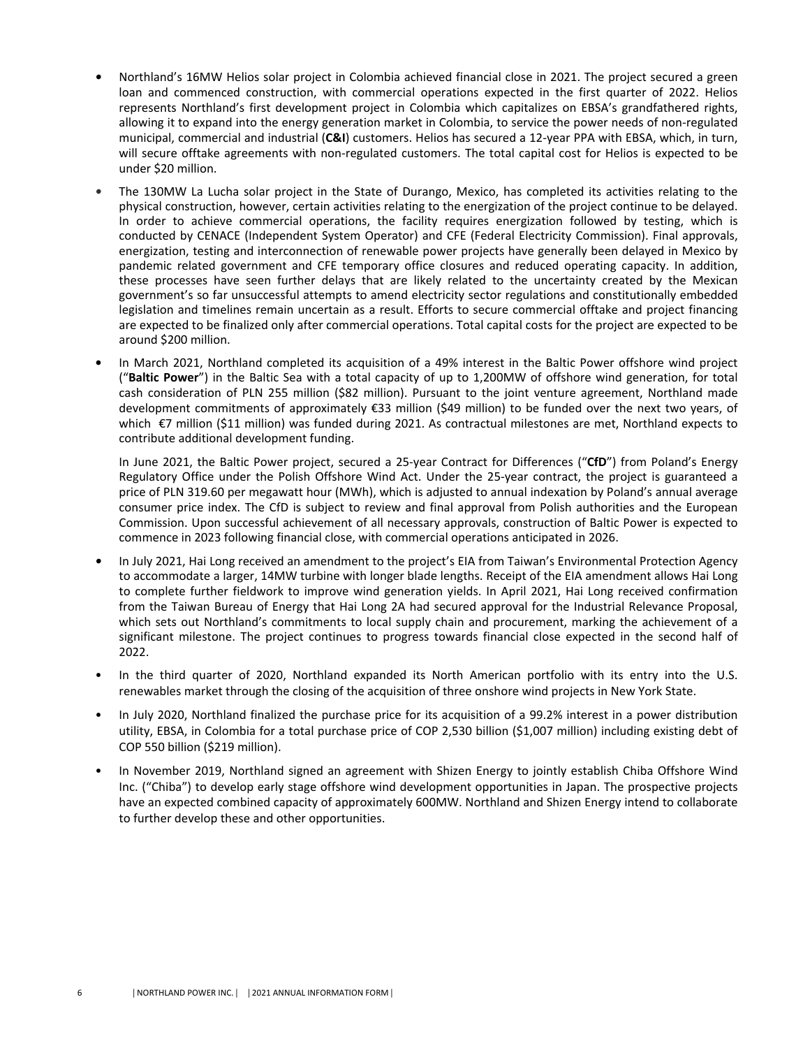- Northland's 16MW Helios solar project in Colombia achieved financial close in 2021. The project secured a green loan and commenced construction, with commercial operations expected in the first quarter of 2022. Helios represents Northland's first development project in Colombia which capitalizes on EBSA's grandfathered rights, allowing it to expand into the energy generation market in Colombia, to service the power needs of non-regulated municipal, commercial and industrial (**C&I**) customers. Helios has secured a 12-year PPA with EBSA, which, in turn, will secure offtake agreements with non-regulated customers. The total capital cost for Helios is expected to be under $20 million.
- The 130MW La Lucha solar project in the State of Durango, Mexico, has completed its activities relating to the physical construction, however, certain activities relating to the energization of the project continue to be delayed. In order to achieve commercial operations, the facility requires energization followed by testing, which is conducted by CENACE (Independent System Operator) and CFE (Federal Electricity Commission). Final approvals, energization, testing and interconnection of renewable power projects have generally been delayed in Mexico by pandemic related government and CFE temporary office closures and reduced operating capacity. In addition, these processes have seen further delays that are likely related to the uncertainty created by the Mexican government's so far unsuccessful attempts to amend electricity sector regulations and constitutionally embedded legislation and timelines remain uncertain as a result. Efforts to secure commercial offtake and project financing are expected to be finalized only after commercial operations. Total capital costs for the project are expected to be around $200 million.
- In March 2021, Northland completed its acquisition of a 49% interest in the Baltic Power offshore wind project ("**Baltic Power**") in the Baltic Sea with a total capacity of up to 1,200MW of offshore wind generation, for total cash consideration of PLN 255 million ($82 million). Pursuant to the joint venture agreement, Northland made development commitments of approximately €33 million ($49 million) to be funded over the next two years, of which €7 million ($11 million) was funded during 2021. As contractual milestones are met, Northland expects to contribute additional development funding.

  In June 2021, the Baltic Power project, secured a 25-year Contract for Differences ("**CfD**") from Poland's Energy Regulatory Office under the Polish Offshore Wind Act. Under the 25-year contract, the project is guaranteed a price of PLN 319.60 per megawatt hour (MWh), which is adjusted to annual indexation by Poland's annual average consumer price index. The CfD is subject to review and final approval from Polish authorities and the European Commission. Upon successful achievement of all necessary approvals, construction of Baltic Power is expected to commence in 2023 following financial close, with commercial operations anticipated in 2026.
- In July 2021, Hai Long received an amendment to the project's EIA from Taiwan's Environmental Protection Agency to accommodate a larger, 14MW turbine with longer blade lengths. Receipt of the EIA amendment allows Hai Long to complete further fieldwork to improve wind generation yields. In April 2021, Hai Long received confirmation from the Taiwan Bureau of Energy that Hai Long 2A had secured approval for the Industrial Relevance Proposal, which sets out Northland's commitments to local supply chain and procurement, marking the achievement of a significant milestone. The project continues to progress towards financial close expected in the second half of 2022.
- In the third quarter of 2020, Northland expanded its North American portfolio with its entry into the U.S. renewables market through the closing of the acquisition of three onshore wind projects in New York State.
- In July 2020, Northland finalized the purchase price for its acquisition of a 99.2% interest in a power distribution utility, EBSA, in Colombia for a total purchase price of COP 2,530 billion ($1,007 million) including existing debt of COP 550 billion ($219 million).
- In November 2019, Northland signed an agreement with Shizen Energy to jointly establish Chiba Offshore Wind Inc. ("Chiba") to develop early stage offshore wind development opportunities in Japan. The prospective projects have an expected combined capacity of approximately 600MW. Northland and Shizen Energy intend to collaborate to further develop these and other opportunities.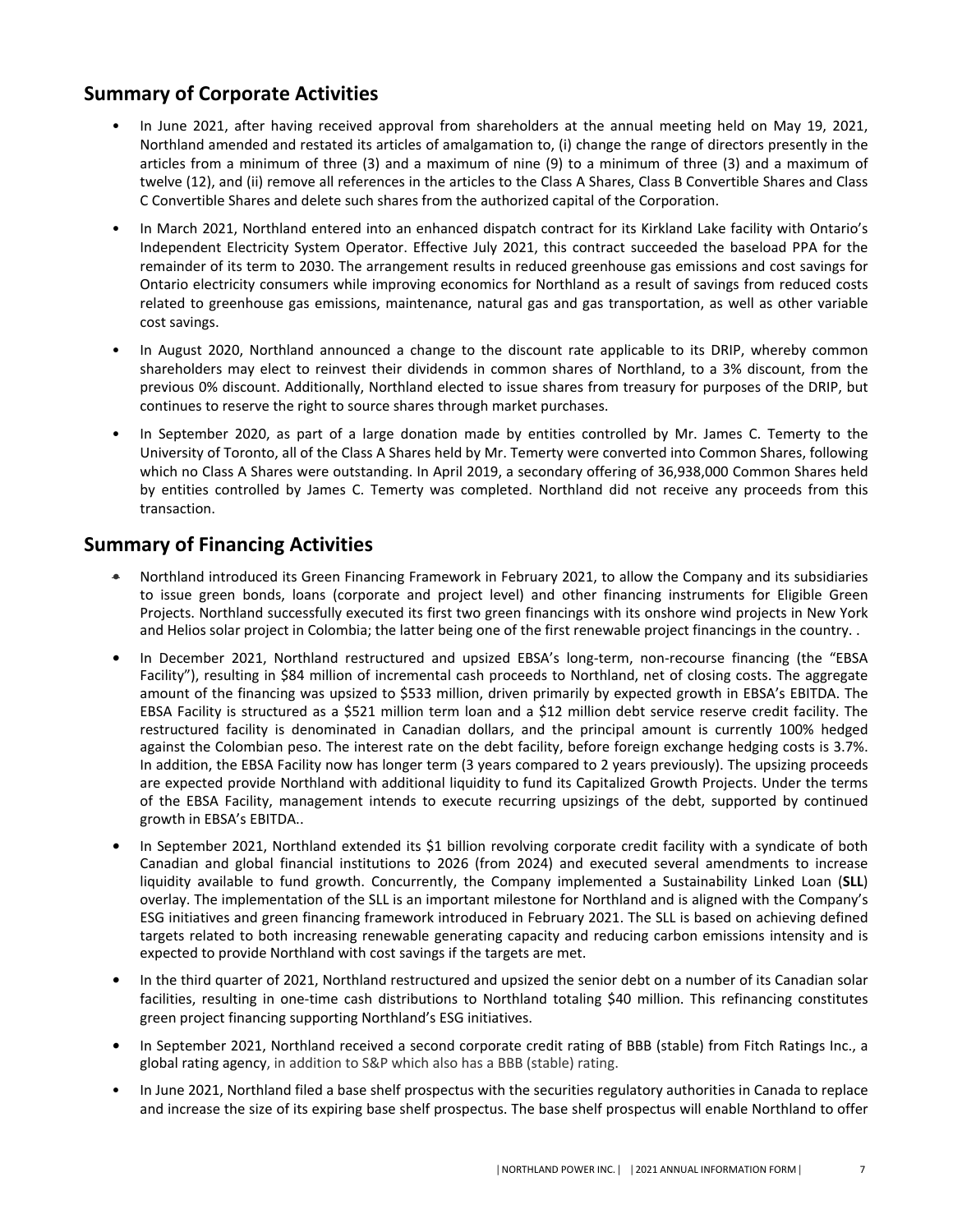## Summary of Corporate Activities

- In June 2021, after having received approval from shareholders at the annual meeting held on May 19, 2021, Northland amended and restated its articles of amalgamation to, (i) change the range of directors presently in the articles from a minimum of three (3) and a maximum of nine (9) to a minimum of three (3) and a maximum of twelve (12), and (ii) remove all references in the articles to the Class A Shares, Class B Convertible Shares and Class C Convertible Shares and delete such shares from the authorized capital of the Corporation.
- In March 2021, Northland entered into an enhanced dispatch contract for its Kirkland Lake facility with Ontario's Independent Electricity System Operator. Effective July 2021, this contract succeeded the baseload PPA for the remainder of its term to 2030. The arrangement results in reduced greenhouse gas emissions and cost savings for Ontario electricity consumers while improving economics for Northland as a result of savings from reduced costs related to greenhouse gas emissions, maintenance, natural gas and gas transportation, as well as other variable cost savings.
- In August 2020, Northland announced a change to the discount rate applicable to its DRIP, whereby common shareholders may elect to reinvest their dividends in common shares of Northland, to a 3% discount, from the previous 0% discount. Additionally, Northland elected to issue shares from treasury for purposes of the DRIP, but continues to reserve the right to source shares through market purchases.
- In September 2020, as part of a large donation made by entities controlled by Mr. James C. Temerty to the University of Toronto, all of the Class A Shares held by Mr. Temerty were converted into Common Shares, following which no Class A Shares were outstanding. In April 2019, a secondary offering of 36,938,000 Common Shares held by entities controlled by James C. Temerty was completed. Northland did not receive any proceeds from this transaction.

## Summary of Financing Activities

- Northland introduced its Green Financing Framework in February 2021, to allow the Company and its subsidiaries to issue green bonds, loans (corporate and project level) and other financing instruments for Eligible Green Projects. Northland successfully executed its first two green financings with its onshore wind projects in New York and Helios solar project in Colombia; the latter being one of the first renewable project financings in the country. .
- In December 2021, Northland restructured and upsized EBSA's long-term, non-recourse financing (the "EBSA Facility"), resulting in $84 million of incremental cash proceeds to Northland, net of closing costs. The aggregate amount of the financing was upsized to $533 million, driven primarily by expected growth in EBSA's EBITDA. The EBSA Facility is structured as a $521 million term loan and a $12 million debt service reserve credit facility. The restructured facility is denominated in Canadian dollars, and the principal amount is currently 100% hedged against the Colombian peso. The interest rate on the debt facility, before foreign exchange hedging costs is 3.7%. In addition, the EBSA Facility now has longer term (3 years compared to 2 years previously). The upsizing proceeds are expected provide Northland with additional liquidity to fund its Capitalized Growth Projects. Under the terms of the EBSA Facility, management intends to execute recurring upsizings of the debt, supported by continued growth in EBSA's EBITDA..
- In September 2021, Northland extended its $1 billion revolving corporate credit facility with a syndicate of both Canadian and global financial institutions to 2026 (from 2024) and executed several amendments to increase liquidity available to fund growth. Concurrently, the Company implemented a Sustainability Linked Loan (**SLL**) overlay. The implementation of the SLL is an important milestone for Northland and is aligned with the Company's ESG initiatives and green financing framework introduced in February 2021. The SLL is based on achieving defined targets related to both increasing renewable generating capacity and reducing carbon emissions intensity and is expected to provide Northland with cost savings if the targets are met.
- In the third quarter of 2021, Northland restructured and upsized the senior debt on a number of its Canadian solar facilities, resulting in one-time cash distributions to Northland totaling $40 million. This refinancing constitutes green project financing supporting Northland's ESG initiatives.
- In September 2021, Northland received a second corporate credit rating of BBB (stable) from Fitch Ratings Inc., a global rating agency, in addition to S&P which also has a BBB (stable) rating.
- In June 2021, Northland filed a base shelf prospectus with the securities regulatory authorities in Canada to replace and increase the size of its expiring base shelf prospectus. The base shelf prospectus will enable Northland to offer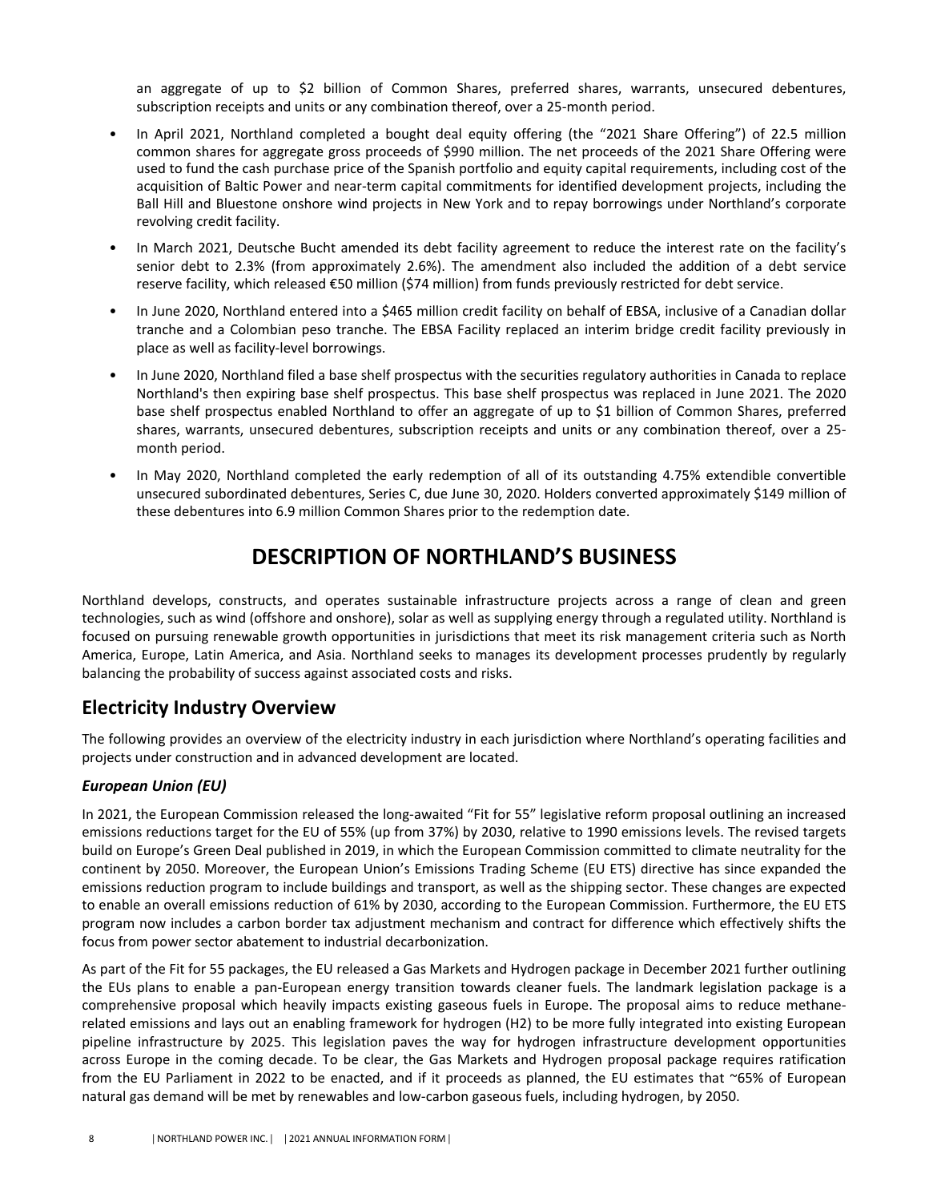an aggregate of up to $2 billion of Common Shares, preferred shares, warrants, unsecured debentures, subscription receipts and units or any combination thereof, over a 25-month period.

- In April 2021, Northland completed a bought deal equity offering (the "2021 Share Offering") of 22.5 million common shares for aggregate gross proceeds of $990 million. The net proceeds of the 2021 Share Offering were used to fund the cash purchase price of the Spanish portfolio and equity capital requirements, including cost of the acquisition of Baltic Power and near-term capital commitments for identified development projects, including the Ball Hill and Bluestone onshore wind projects in New York and to repay borrowings under Northland's corporate revolving credit facility.
- In March 2021, Deutsche Bucht amended its debt facility agreement to reduce the interest rate on the facility's senior debt to 2.3% (from approximately 2.6%). The amendment also included the addition of a debt service reserve facility, which released €50 million ($74 million) from funds previously restricted for debt service.
- In June 2020, Northland entered into a $465 million credit facility on behalf of EBSA, inclusive of a Canadian dollar tranche and a Colombian peso tranche. The EBSA Facility replaced an interim bridge credit facility previously in place as well as facility-level borrowings.
- In June 2020, Northland filed a base shelf prospectus with the securities regulatory authorities in Canada to replace Northland's then expiring base shelf prospectus. This base shelf prospectus was replaced in June 2021. The 2020 base shelf prospectus enabled Northland to offer an aggregate of up to $1 billion of Common Shares, preferred shares, warrants, unsecured debentures, subscription receipts and units or any combination thereof, over a 25-month period.
- In May 2020, Northland completed the early redemption of all of its outstanding 4.75% extendible convertible unsecured subordinated debentures, Series C, due June 30, 2020. Holders converted approximately $149 million of these debentures into 6.9 million Common Shares prior to the redemption date.

# DESCRIPTION OF NORTHLAND'S BUSINESS

Northland develops, constructs, and operates sustainable infrastructure projects across a range of clean and green technologies, such as wind (offshore and onshore), solar as well as supplying energy through a regulated utility. Northland is focused on pursuing renewable growth opportunities in jurisdictions that meet its risk management criteria such as North America, Europe, Latin America, and Asia. Northland seeks to manages its development processes prudently by regularly balancing the probability of success against associated costs and risks.

## Electricity Industry Overview

The following provides an overview of the electricity industry in each jurisdiction where Northland's operating facilities and projects under construction and in advanced development are located.

### *European Union (EU)*

In 2021, the European Commission released the long-awaited "Fit for 55" legislative reform proposal outlining an increased emissions reductions target for the EU of 55% (up from 37%) by 2030, relative to 1990 emissions levels. The revised targets build on Europe's Green Deal published in 2019, in which the European Commission committed to climate neutrality for the continent by 2050. Moreover, the European Union's Emissions Trading Scheme (EU ETS) directive has since expanded the emissions reduction program to include buildings and transport, as well as the shipping sector. These changes are expected to enable an overall emissions reduction of 61% by 2030, according to the European Commission. Furthermore, the EU ETS program now includes a carbon border tax adjustment mechanism and contract for difference which effectively shifts the focus from power sector abatement to industrial decarbonization.

As part of the Fit for 55 packages, the EU released a Gas Markets and Hydrogen package in December 2021 further outlining the EUs plans to enable a pan-European energy transition towards cleaner fuels. The landmark legislation package is a comprehensive proposal which heavily impacts existing gaseous fuels in Europe. The proposal aims to reduce methane-related emissions and lays out an enabling framework for hydrogen (H2) to be more fully integrated into existing European pipeline infrastructure by 2025. This legislation paves the way for hydrogen infrastructure development opportunities across Europe in the coming decade. To be clear, the Gas Markets and Hydrogen proposal package requires ratification from the EU Parliament in 2022 to be enacted, and if it proceeds as planned, the EU estimates that ~65% of European natural gas demand will be met by renewables and low-carbon gaseous fuels, including hydrogen, by 2050.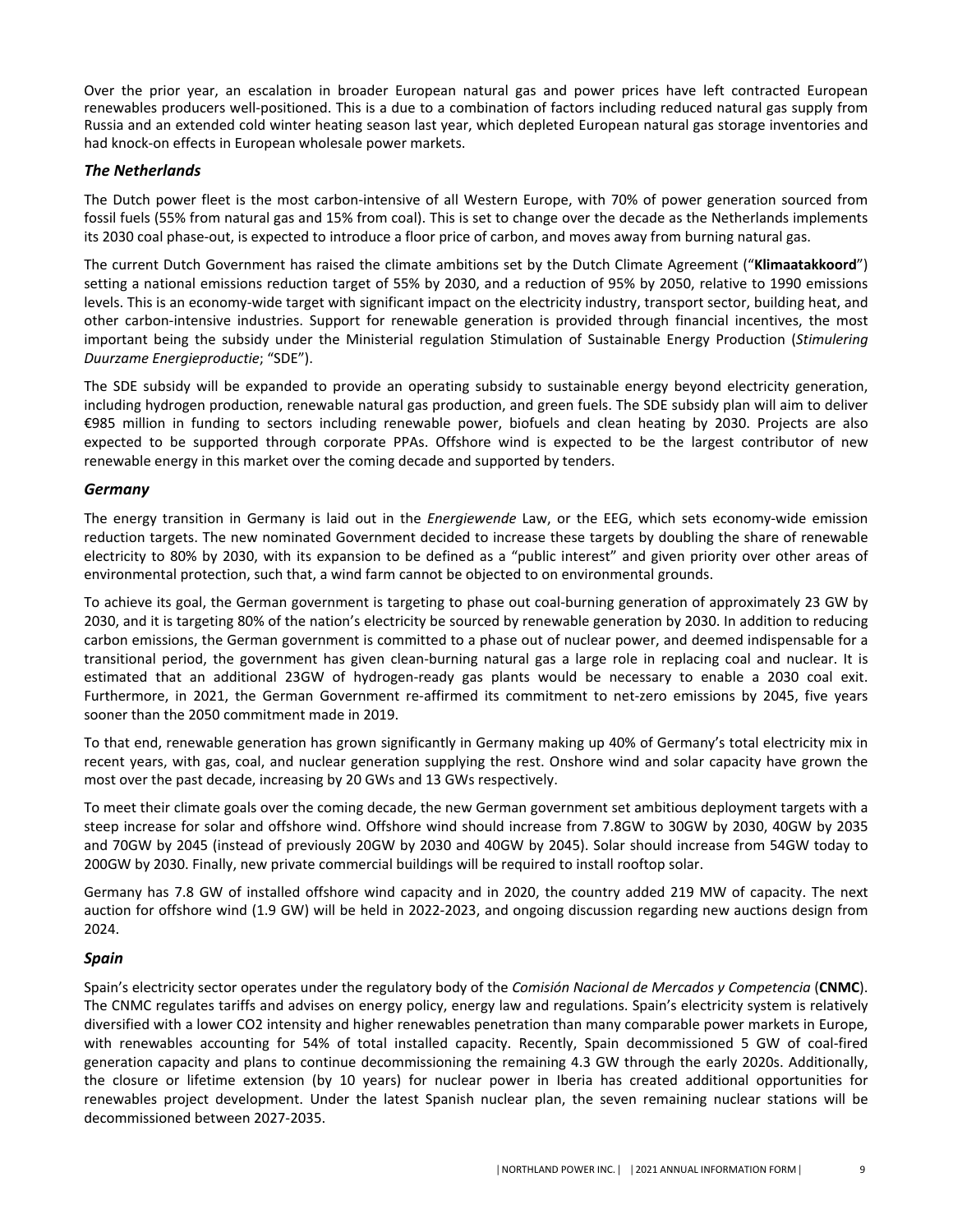Over the prior year, an escalation in broader European natural gas and power prices have left contracted European renewables producers well-positioned. This is a due to a combination of factors including reduced natural gas supply from Russia and an extended cold winter heating season last year, which depleted European natural gas storage inventories and had knock-on effects in European wholesale power markets.

### *The Netherlands*

The Dutch power fleet is the most carbon-intensive of all Western Europe, with 70% of power generation sourced from fossil fuels (55% from natural gas and 15% from coal). This is set to change over the decade as the Netherlands implements its 2030 coal phase-out, is expected to introduce a floor price of carbon, and moves away from burning natural gas.

The current Dutch Government has raised the climate ambitions set by the Dutch Climate Agreement ("**Klimaatakkoord**") setting a national emissions reduction target of 55% by 2030, and a reduction of 95% by 2050, relative to 1990 emissions levels. This is an economy-wide target with significant impact on the electricity industry, transport sector, building heat, and other carbon-intensive industries. Support for renewable generation is provided through financial incentives, the most important being the subsidy under the Ministerial regulation Stimulation of Sustainable Energy Production (*Stimulering Duurzame Energieproductie*; "SDE").

The SDE subsidy will be expanded to provide an operating subsidy to sustainable energy beyond electricity generation, including hydrogen production, renewable natural gas production, and green fuels. The SDE subsidy plan will aim to deliver €985 million in funding to sectors including renewable power, biofuels and clean heating by 2030. Projects are also expected to be supported through corporate PPAs. Offshore wind is expected to be the largest contributor of new renewable energy in this market over the coming decade and supported by tenders.

### *Germany*

The energy transition in Germany is laid out in the *Energiewende* Law, or the EEG, which sets economy-wide emission reduction targets. The new nominated Government decided to increase these targets by doubling the share of renewable electricity to 80% by 2030, with its expansion to be defined as a "public interest" and given priority over other areas of environmental protection, such that, a wind farm cannot be objected to on environmental grounds.

To achieve its goal, the German government is targeting to phase out coal-burning generation of approximately 23 GW by 2030, and it is targeting 80% of the nation's electricity be sourced by renewable generation by 2030. In addition to reducing carbon emissions, the German government is committed to a phase out of nuclear power, and deemed indispensable for a transitional period, the government has given clean-burning natural gas a large role in replacing coal and nuclear. It is estimated that an additional 23GW of hydrogen-ready gas plants would be necessary to enable a 2030 coal exit. Furthermore, in 2021, the German Government re-affirmed its commitment to net-zero emissions by 2045, five years sooner than the 2050 commitment made in 2019.

To that end, renewable generation has grown significantly in Germany making up 40% of Germany's total electricity mix in recent years, with gas, coal, and nuclear generation supplying the rest. Onshore wind and solar capacity have grown the most over the past decade, increasing by 20 GWs and 13 GWs respectively.

To meet their climate goals over the coming decade, the new German government set ambitious deployment targets with a steep increase for solar and offshore wind. Offshore wind should increase from 7.8GW to 30GW by 2030, 40GW by 2035 and 70GW by 2045 (instead of previously 20GW by 2030 and 40GW by 2045). Solar should increase from 54GW today to 200GW by 2030. Finally, new private commercial buildings will be required to install rooftop solar.

Germany has 7.8 GW of installed offshore wind capacity and in 2020, the country added 219 MW of capacity. The next auction for offshore wind (1.9 GW) will be held in 2022-2023, and ongoing discussion regarding new auctions design from 2024.

### *Spain*

Spain's electricity sector operates under the regulatory body of the *Comisión Nacional de Mercados y Competencia* (**CNMC**). The CNMC regulates tariffs and advises on energy policy, energy law and regulations. Spain's electricity system is relatively diversified with a lower $CO_2$ intensity and higher renewables penetration than many comparable power markets in Europe, with renewables accounting for 54% of total installed capacity. Recently, Spain decommissioned 5 GW of coal-fired generation capacity and plans to continue decommissioning the remaining 4.3 GW through the early 2020s. Additionally, the closure or lifetime extension (by 10 years) for nuclear power in Iberia has created additional opportunities for renewables project development. Under the latest Spanish nuclear plan, the seven remaining nuclear stations will be decommissioned between 2027-2035.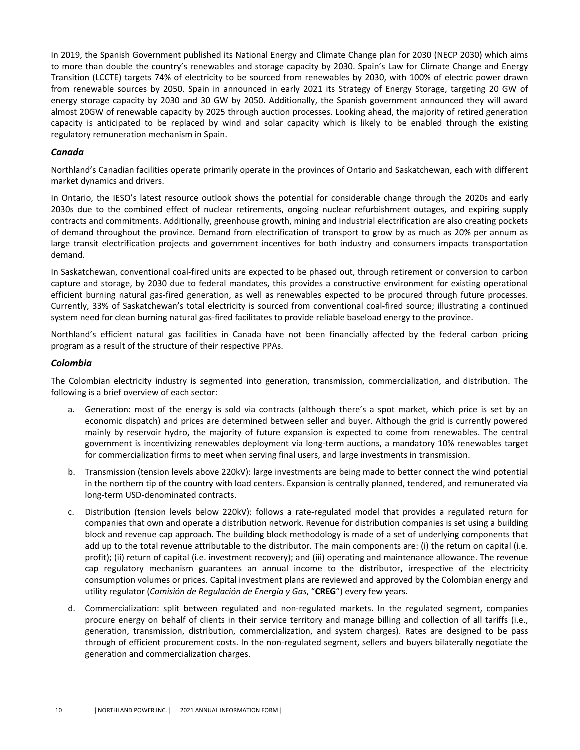In 2019, the Spanish Government published its National Energy and Climate Change plan for 2030 (NECP 2030) which aims to more than double the country's renewables and storage capacity by 2030. Spain's Law for Climate Change and Energy Transition (LCCTE) targets 74% of electricity to be sourced from renewables by 2030, with 100% of electric power drawn from renewable sources by 2050. Spain in announced in early 2021 its Strategy of Energy Storage, targeting 20 GW of energy storage capacity by 2030 and 30 GW by 2050. Additionally, the Spanish government announced they will award almost 20GW of renewable capacity by 2025 through auction processes. Looking ahead, the majority of retired generation capacity is anticipated to be replaced by wind and solar capacity which is likely to be enabled through the existing regulatory remuneration mechanism in Spain.

### *Canada*

Northland's Canadian facilities operate primarily operate in the provinces of Ontario and Saskatchewan, each with different market dynamics and drivers.

In Ontario, the IESO's latest resource outlook shows the potential for considerable change through the 2020s and early 2030s due to the combined effect of nuclear retirements, ongoing nuclear refurbishment outages, and expiring supply contracts and commitments. Additionally, greenhouse growth, mining and industrial electrification are also creating pockets of demand throughout the province. Demand from electrification of transport to grow by as much as 20% per annum as large transit electrification projects and government incentives for both industry and consumers impacts transportation demand.

In Saskatchewan, conventional coal-fired units are expected to be phased out, through retirement or conversion to carbon capture and storage, by 2030 due to federal mandates, this provides a constructive environment for existing operational efficient burning natural gas-fired generation, as well as renewables expected to be procured through future processes. Currently, 33% of Saskatchewan's total electricity is sourced from conventional coal-fired source; illustrating a continued system need for clean burning natural gas-fired facilitates to provide reliable baseload energy to the province.

Northland's efficient natural gas facilities in Canada have not been financially affected by the federal carbon pricing program as a result of the structure of their respective PPAs.

### *Colombia*

The Colombian electricity industry is segmented into generation, transmission, commercialization, and distribution. The following is a brief overview of each sector:

a. Generation: most of the energy is sold via contracts (although there's a spot market, which price is set by an economic dispatch) and prices are determined between seller and buyer. Although the grid is currently powered mainly by reservoir hydro, the majority of future expansion is expected to come from renewables. The central government is incentivizing renewables deployment via long-term auctions, a mandatory 10% renewables target for commercialization firms to meet when serving final users, and large investments in transmission.

b. Transmission (tension levels above 220kV): large investments are being made to better connect the wind potential in the northern tip of the country with load centers. Expansion is centrally planned, tendered, and remunerated via long-term USD-denominated contracts.

c. Distribution (tension levels below 220kV): follows a rate-regulated model that provides a regulated return for companies that own and operate a distribution network. Revenue for distribution companies is set using a building block and revenue cap approach. The building block methodology is made of a set of underlying components that add up to the total revenue attributable to the distributor. The main components are: (i) the return on capital (i.e. profit); (ii) return of capital (i.e. investment recovery); and (iii) operating and maintenance allowance. The revenue cap regulatory mechanism guarantees an annual income to the distributor, irrespective of the electricity consumption volumes or prices. Capital investment plans are reviewed and approved by the Colombian energy and utility regulator (*Comisión de Regulación de Energía y Gas*, "**CREG**") every few years.

d. Commercialization: split between regulated and non-regulated markets. In the regulated segment, companies procure energy on behalf of clients in their service territory and manage billing and collection of all tariffs (i.e., generation, transmission, distribution, commercialization, and system charges). Rates are designed to be pass through of efficient procurement costs. In the non-regulated segment, sellers and buyers bilaterally negotiate the generation and commercialization charges.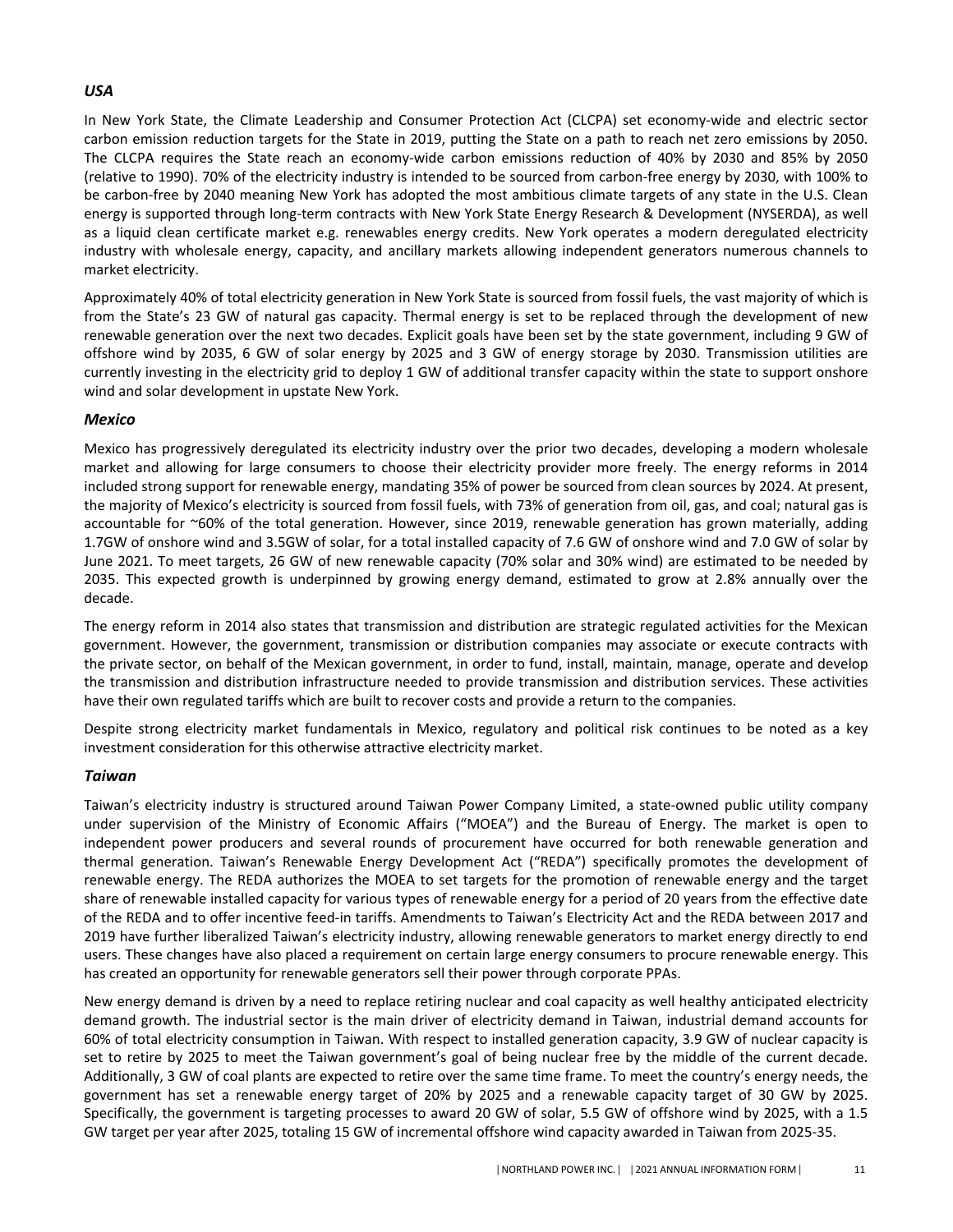### *USA*

In New York State, the Climate Leadership and Consumer Protection Act (CLCPA) set economy-wide and electric sector carbon emission reduction targets for the State in 2019, putting the State on a path to reach net zero emissions by 2050. The CLCPA requires the State reach an economy-wide carbon emissions reduction of 40% by 2030 and 85% by 2050 (relative to 1990). 70% of the electricity industry is intended to be sourced from carbon-free energy by 2030, with 100% to be carbon-free by 2040 meaning New York has adopted the most ambitious climate targets of any state in the U.S. Clean energy is supported through long-term contracts with New York State Energy Research & Development (NYSERDA), as well as a liquid clean certificate market e.g. renewables energy credits. New York operates a modern deregulated electricity industry with wholesale energy, capacity, and ancillary markets allowing independent generators numerous channels to market electricity.

Approximately 40% of total electricity generation in New York State is sourced from fossil fuels, the vast majority of which is from the State's 23 GW of natural gas capacity. Thermal energy is set to be replaced through the development of new renewable generation over the next two decades. Explicit goals have been set by the state government, including 9 GW of offshore wind by 2035, 6 GW of solar energy by 2025 and 3 GW of energy storage by 2030. Transmission utilities are currently investing in the electricity grid to deploy 1 GW of additional transfer capacity within the state to support onshore wind and solar development in upstate New York.

### *Mexico*

Mexico has progressively deregulated its electricity industry over the prior two decades, developing a modern wholesale market and allowing for large consumers to choose their electricity provider more freely. The energy reforms in 2014 included strong support for renewable energy, mandating 35% of power be sourced from clean sources by 2024. At present, the majority of Mexico's electricity is sourced from fossil fuels, with 73% of generation from oil, gas, and coal; natural gas is accountable for ~60% of the total generation. However, since 2019, renewable generation has grown materially, adding 1.7GW of onshore wind and 3.5GW of solar, for a total installed capacity of 7.6 GW of onshore wind and 7.0 GW of solar by June 2021. To meet targets, 26 GW of new renewable capacity (70% solar and 30% wind) are estimated to be needed by 2035. This expected growth is underpinned by growing energy demand, estimated to grow at 2.8% annually over the decade.

The energy reform in 2014 also states that transmission and distribution are strategic regulated activities for the Mexican government. However, the government, transmission or distribution companies may associate or execute contracts with the private sector, on behalf of the Mexican government, in order to fund, install, maintain, manage, operate and develop the transmission and distribution infrastructure needed to provide transmission and distribution services. These activities have their own regulated tariffs which are built to recover costs and provide a return to the companies.

Despite strong electricity market fundamentals in Mexico, regulatory and political risk continues to be noted as a key investment consideration for this otherwise attractive electricity market.

### *Taiwan*

Taiwan's electricity industry is structured around Taiwan Power Company Limited, a state-owned public utility company under supervision of the Ministry of Economic Affairs ("MOEA") and the Bureau of Energy. The market is open to independent power producers and several rounds of procurement have occurred for both renewable generation and thermal generation. Taiwan's Renewable Energy Development Act ("REDA") specifically promotes the development of renewable energy. The REDA authorizes the MOEA to set targets for the promotion of renewable energy and the target share of renewable installed capacity for various types of renewable energy for a period of 20 years from the effective date of the REDA and to offer incentive feed-in tariffs. Amendments to Taiwan's Electricity Act and the REDA between 2017 and 2019 have further liberalized Taiwan's electricity industry, allowing renewable generators to market energy directly to end users. These changes have also placed a requirement on certain large energy consumers to procure renewable energy. This has created an opportunity for renewable generators sell their power through corporate PPAs.

New energy demand is driven by a need to replace retiring nuclear and coal capacity as well healthy anticipated electricity demand growth. The industrial sector is the main driver of electricity demand in Taiwan, industrial demand accounts for 60% of total electricity consumption in Taiwan. With respect to installed generation capacity, 3.9 GW of nuclear capacity is set to retire by 2025 to meet the Taiwan government's goal of being nuclear free by the middle of the current decade. Additionally, 3 GW of coal plants are expected to retire over the same time frame. To meet the country's energy needs, the government has set a renewable energy target of 20% by 2025 and a renewable capacity target of 30 GW by 2025. Specifically, the government is targeting processes to award 20 GW of solar, 5.5 GW of offshore wind by 2025, with a 1.5 GW target per year after 2025, totaling 15 GW of incremental offshore wind capacity awarded in Taiwan from 2025-35.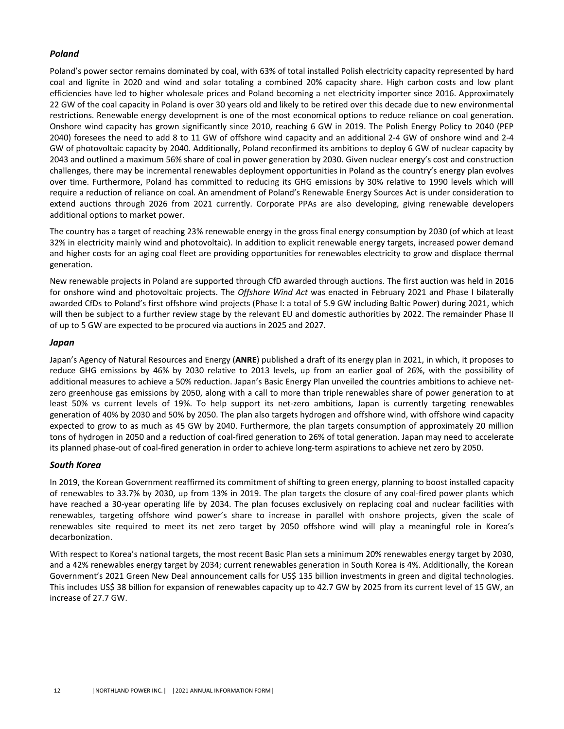### *Poland*

Poland's power sector remains dominated by coal, with 63% of total installed Polish electricity capacity represented by hard coal and lignite in 2020 and wind and solar totaling a combined 20% capacity share. High carbon costs and low plant efficiencies have led to higher wholesale prices and Poland becoming a net electricity importer since 2016. Approximately 22 GW of the coal capacity in Poland is over 30 years old and likely to be retired over this decade due to new environmental restrictions. Renewable energy development is one of the most economical options to reduce reliance on coal generation. Onshore wind capacity has grown significantly since 2010, reaching 6 GW in 2019. The Polish Energy Policy to 2040 (PEP 2040) foresees the need to add 8 to 11 GW of offshore wind capacity and an additional 2-4 GW of onshore wind and 2-4 GW of photovoltaic capacity by 2040. Additionally, Poland reconfirmed its ambitions to deploy 6 GW of nuclear capacity by 2043 and outlined a maximum 56% share of coal in power generation by 2030. Given nuclear energy's cost and construction challenges, there may be incremental renewables deployment opportunities in Poland as the country's energy plan evolves over time. Furthermore, Poland has committed to reducing its GHG emissions by 30% relative to 1990 levels which will require a reduction of reliance on coal. An amendment of Poland's Renewable Energy Sources Act is under consideration to extend auctions through 2026 from 2021 currently. Corporate PPAs are also developing, giving renewable developers additional options to market power.

The country has a target of reaching 23% renewable energy in the gross final energy consumption by 2030 (of which at least 32% in electricity mainly wind and photovoltaic). In addition to explicit renewable energy targets, increased power demand and higher costs for an aging coal fleet are providing opportunities for renewables electricity to grow and displace thermal generation.

New renewable projects in Poland are supported through CfD awarded through auctions. The first auction was held in 2016 for onshore wind and photovoltaic projects. The *Offshore Wind Act* was enacted in February 2021 and Phase I bilaterally awarded CfDs to Poland's first offshore wind projects (Phase I: a total of 5.9 GW including Baltic Power) during 2021, which will then be subject to a further review stage by the relevant EU and domestic authorities by 2022. The remainder Phase II of up to 5 GW are expected to be procured via auctions in 2025 and 2027.

### *Japan*

Japan's Agency of Natural Resources and Energy (**ANRE**) published a draft of its energy plan in 2021, in which, it proposes to reduce GHG emissions by 46% by 2030 relative to 2013 levels, up from an earlier goal of 26%, with the possibility of additional measures to achieve a 50% reduction. Japan's Basic Energy Plan unveiled the countries ambitions to achieve net-zero greenhouse gas emissions by 2050, along with a call to more than triple renewables share of power generation to at least 50% vs current levels of 19%. To help support its net-zero ambitions, Japan is currently targeting renewables generation of 40% by 2030 and 50% by 2050. The plan also targets hydrogen and offshore wind, with offshore wind capacity expected to grow to as much as 45 GW by 2040. Furthermore, the plan targets consumption of approximately 20 million tons of hydrogen in 2050 and a reduction of coal-fired generation to 26% of total generation. Japan may need to accelerate its planned phase-out of coal-fired generation in order to achieve long-term aspirations to achieve net zero by 2050.

### *South Korea*

In 2019, the Korean Government reaffirmed its commitment of shifting to green energy, planning to boost installed capacity of renewables to 33.7% by 2030, up from 13% in 2019. The plan targets the closure of any coal-fired power plants which have reached a 30-year operating life by 2034. The plan focuses exclusively on replacing coal and nuclear facilities with renewables, targeting offshore wind power's share to increase in parallel with onshore projects, given the scale of renewables site required to meet its net zero target by 2050 offshore wind will play a meaningful role in Korea's decarbonization.

With respect to Korea's national targets, the most recent Basic Plan sets a minimum 20% renewables energy target by 2030, and a 42% renewables energy target by 2034; current renewables generation in South Korea is 4%. Additionally, the Korean Government's 2021 Green New Deal announcement calls for US$ 135 billion investments in green and digital technologies. This includes US$ 38 billion for expansion of renewables capacity up to 42.7 GW by 2025 from its current level of 15 GW, an increase of 27.7 GW.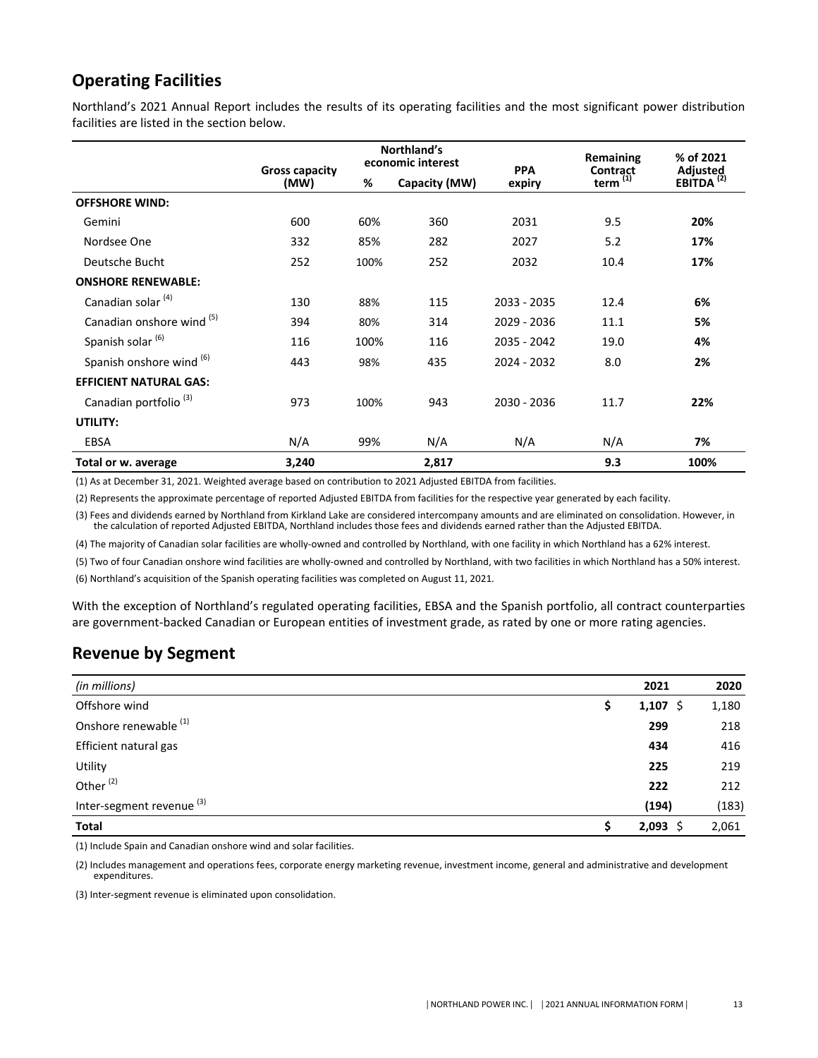## Operating Facilities

Northland's 2021 Annual Report includes the results of its operating facilities and the most significant power distribution facilities are listed in the section below.

| | Gross capacity (MW) | Northland's economic interest | | PPA expiry | Remaining Contract term [1] | % of 2021 Adjusted EBITDA [2] |
|---|---|---|---|---|---|---|
| | | % | Capacity (MW) | | | |
| **OFFSHORE WIND:** | | | | | | |
| Gemini | 600 | 60% | 360 | 2031 | 9.5 | **20%** |
| Nordsee One | 332 | 85% | 282 | 2027 | 5.2 | **17%** |
| Deutsche Bucht | 252 | 100% | 252 | 2032 | 10.4 | **17%** |
| **ONSHORE RENEWABLE:** | | | | | | |
| Canadian solar [4] | 130 | 88% | 115 | 2033 - 2035 | 12.4 | **6%** |
| Canadian onshore wind [5] | 394 | 80% | 314 | 2029 - 2036 | 11.1 | **5%** |
| Spanish solar [6] | 116 | 100% | 116 | 2035 - 2042 | 19.0 | **4%** |
| Spanish onshore wind [6] | 443 | 98% | 435 | 2024 - 2032 | 8.0 | **2%** |
| **EFFICIENT NATURAL GAS:** | | | | | | |
| Canadian portfolio [3] | 973 | 100% | 943 | 2030 - 2036 | 11.7 | **22%** |
| **UTILITY:** | | | | | | |
| EBSA | N/A | 99% | N/A | N/A | N/A | **7%** |
| **Total or w. average** | **3,240** | | **2,817** | | **9.3** | **100%** |

(1) As at December 31, 2021. Weighted average based on contribution to 2021 Adjusted EBITDA from facilities.

(2) Represents the approximate percentage of reported Adjusted EBITDA from facilities for the respective year generated by each facility.

(3) Fees and dividends earned by Northland from Kirkland Lake are considered intercompany amounts and are eliminated on consolidation. However, in the calculation of reported Adjusted EBITDA, Northland includes those fees and dividends earned rather than the Adjusted EBITDA.

(4) The majority of Canadian solar facilities are wholly-owned and controlled by Northland, with one facility in which Northland has a 62% interest.

(5) Two of four Canadian onshore wind facilities are wholly-owned and controlled by Northland, with two facilities in which Northland has a 50% interest.

(6) Northland's acquisition of the Spanish operating facilities was completed on August 11, 2021.

With the exception of Northland's regulated operating facilities, EBSA and the Spanish portfolio, all contract counterparties are government-backed Canadian or European entities of investment grade, as rated by one or more rating agencies.

## Revenue by Segment

| *(in millions)* | 2021 | 2020 |
|---|---|---|
| Offshore wind | $ **1,107** | $ 1,180 |
| Onshore renewable [1] | **299** | 218 |
| Efficient natural gas | **434** | 416 |
| Utility | **225** | 219 |
| Other [2] | **222** | 212 |
| Inter-segment revenue [3] | **(194)** | (183) |
| **Total** | $ **2,093** | $ 2,061 |

(1) Include Spain and Canadian onshore wind and solar facilities.

(2) Includes management and operations fees, corporate energy marketing revenue, investment income, general and administrative and development expenditures.

(3) Inter-segment revenue is eliminated upon consolidation.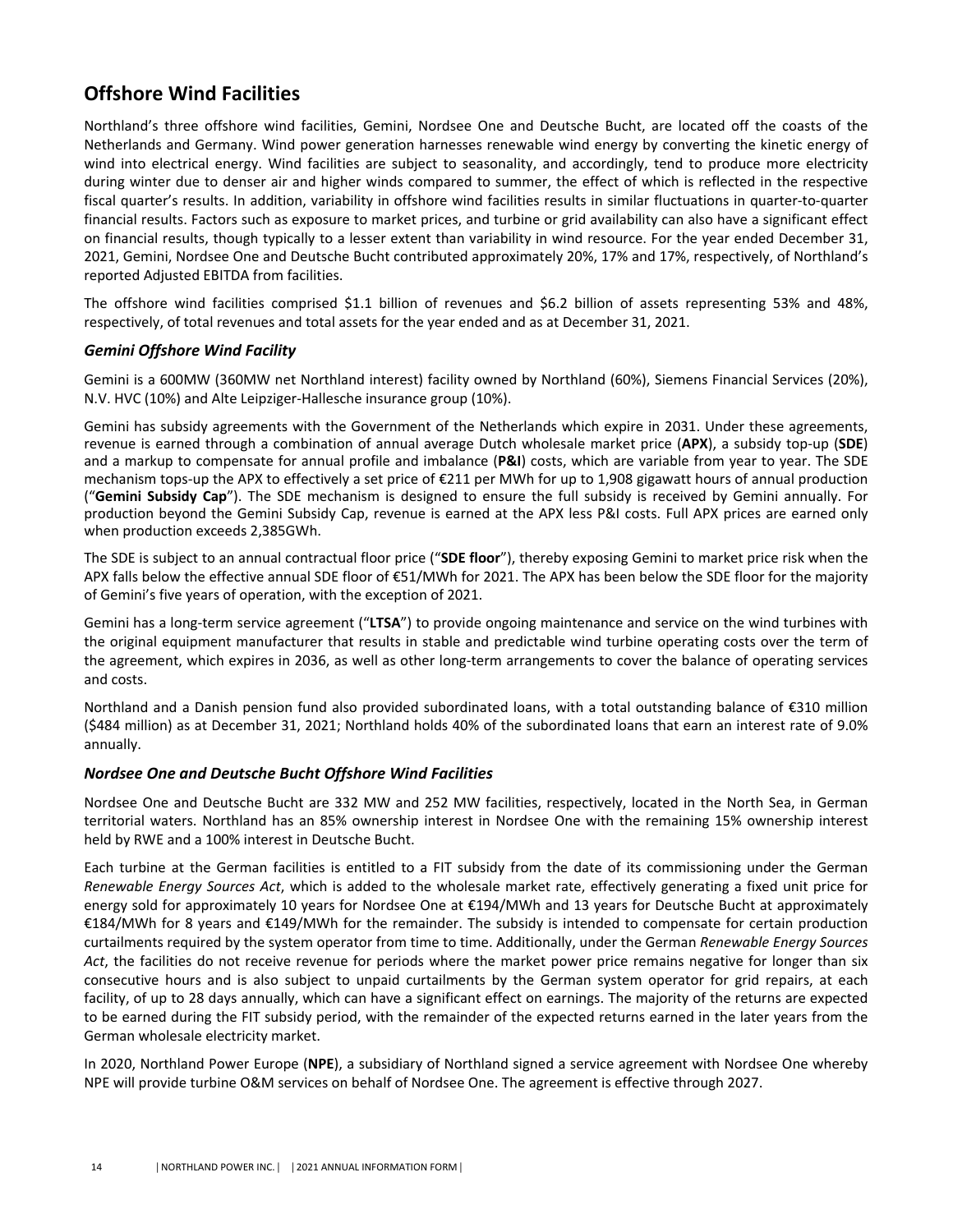## Offshore Wind Facilities

Northland's three offshore wind facilities, Gemini, Nordsee One and Deutsche Bucht, are located off the coasts of the Netherlands and Germany. Wind power generation harnesses renewable wind energy by converting the kinetic energy of wind into electrical energy. Wind facilities are subject to seasonality, and accordingly, tend to produce more electricity during winter due to denser air and higher winds compared to summer, the effect of which is reflected in the respective fiscal quarter's results. In addition, variability in offshore wind facilities results in similar fluctuations in quarter-to-quarter financial results. Factors such as exposure to market prices, and turbine or grid availability can also have a significant effect on financial results, though typically to a lesser extent than variability in wind resource. For the year ended December 31, 2021, Gemini, Nordsee One and Deutsche Bucht contributed approximately 20%, 17% and 17%, respectively, of Northland's reported Adjusted EBITDA from facilities.

The offshore wind facilities comprised $1.1 billion of revenues and $6.2 billion of assets representing 53% and 48%, respectively, of total revenues and total assets for the year ended and as at December 31, 2021.

### *Gemini Offshore Wind Facility*

Gemini is a 600MW (360MW net Northland interest) facility owned by Northland (60%), Siemens Financial Services (20%), N.V. HVC (10%) and Alte Leipziger-Hallesche insurance group (10%).

Gemini has subsidy agreements with the Government of the Netherlands which expire in 2031. Under these agreements, revenue is earned through a combination of annual average Dutch wholesale market price (**APX**), a subsidy top-up (**SDE**) and a markup to compensate for annual profile and imbalance (**P&I**) costs, which are variable from year to year. The SDE mechanism tops-up the APX to effectively a set price of €211 per MWh for up to 1,908 gigawatt hours of annual production ("**Gemini Subsidy Cap**"). The SDE mechanism is designed to ensure the full subsidy is received by Gemini annually. For production beyond the Gemini Subsidy Cap, revenue is earned at the APX less P&I costs. Full APX prices are earned only when production exceeds 2,385GWh.

The SDE is subject to an annual contractual floor price ("**SDE floor**"), thereby exposing Gemini to market price risk when the APX falls below the effective annual SDE floor of €51/MWh for 2021. The APX has been below the SDE floor for the majority of Gemini's five years of operation, with the exception of 2021.

Gemini has a long-term service agreement ("**LTSA**") to provide ongoing maintenance and service on the wind turbines with the original equipment manufacturer that results in stable and predictable wind turbine operating costs over the term of the agreement, which expires in 2036, as well as other long-term arrangements to cover the balance of operating services and costs.

Northland and a Danish pension fund also provided subordinated loans, with a total outstanding balance of €310 million ($484 million) as at December 31, 2021; Northland holds 40% of the subordinated loans that earn an interest rate of 9.0% annually.

### *Nordsee One and Deutsche Bucht Offshore Wind Facilities*

Nordsee One and Deutsche Bucht are 332 MW and 252 MW facilities, respectively, located in the North Sea, in German territorial waters. Northland has an 85% ownership interest in Nordsee One with the remaining 15% ownership interest held by RWE and a 100% interest in Deutsche Bucht.

Each turbine at the German facilities is entitled to a FIT subsidy from the date of its commissioning under the German *Renewable Energy Sources Act*, which is added to the wholesale market rate, effectively generating a fixed unit price for energy sold for approximately 10 years for Nordsee One at €194/MWh and 13 years for Deutsche Bucht at approximately €184/MWh for 8 years and €149/MWh for the remainder. The subsidy is intended to compensate for certain production curtailments required by the system operator from time to time. Additionally, under the German *Renewable Energy Sources Act*, the facilities do not receive revenue for periods where the market power price remains negative for longer than six consecutive hours and is also subject to unpaid curtailments by the German system operator for grid repairs, at each facility, of up to 28 days annually, which can have a significant effect on earnings. The majority of the returns are expected to be earned during the FIT subsidy period, with the remainder of the expected returns earned in the later years from the German wholesale electricity market.

In 2020, Northland Power Europe (**NPE**), a subsidiary of Northland signed a service agreement with Nordsee One whereby NPE will provide turbine O&M services on behalf of Nordsee One. The agreement is effective through 2027.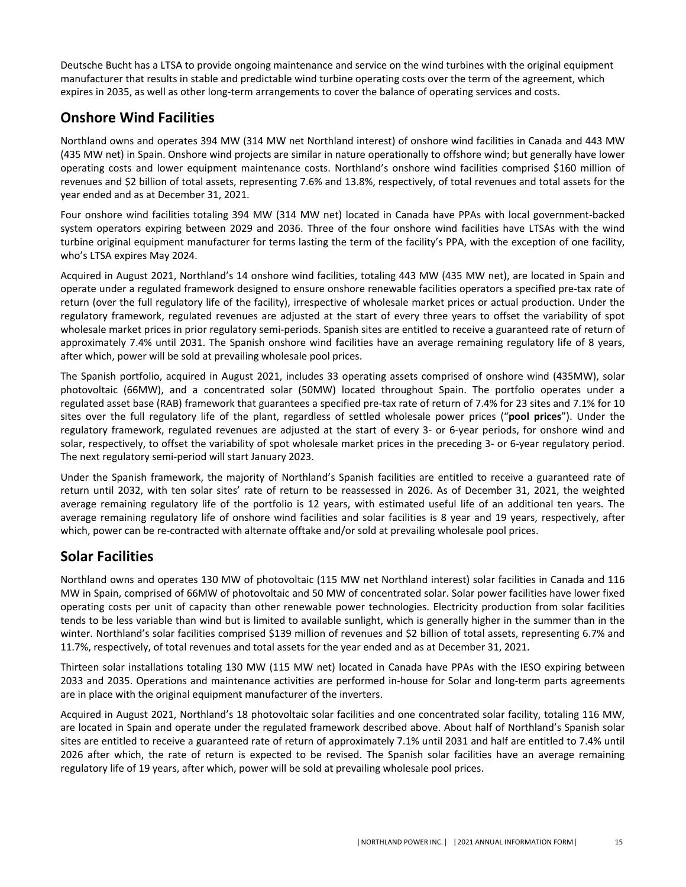Deutsche Bucht has a LTSA to provide ongoing maintenance and service on the wind turbines with the original equipment manufacturer that results in stable and predictable wind turbine operating costs over the term of the agreement, which expires in 2035, as well as other long-term arrangements to cover the balance of operating services and costs.

## Onshore Wind Facilities

Northland owns and operates 394 MW (314 MW net Northland interest) of onshore wind facilities in Canada and 443 MW (435 MW net) in Spain. Onshore wind projects are similar in nature operationally to offshore wind; but generally have lower operating costs and lower equipment maintenance costs. Northland's onshore wind facilities comprised $160 million of revenues and $2 billion of total assets, representing 7.6% and 13.8%, respectively, of total revenues and total assets for the year ended and as at December 31, 2021.

Four onshore wind facilities totaling 394 MW (314 MW net) located in Canada have PPAs with local government-backed system operators expiring between 2029 and 2036. Three of the four onshore wind facilities have LTSAs with the wind turbine original equipment manufacturer for terms lasting the term of the facility's PPA, with the exception of one facility, who's LTSA expires May 2024.

Acquired in August 2021, Northland's 14 onshore wind facilities, totaling 443 MW (435 MW net), are located in Spain and operate under a regulated framework designed to ensure onshore renewable facilities operators a specified pre-tax rate of return (over the full regulatory life of the facility), irrespective of wholesale market prices or actual production. Under the regulatory framework, regulated revenues are adjusted at the start of every three years to offset the variability of spot wholesale market prices in prior regulatory semi-periods. Spanish sites are entitled to receive a guaranteed rate of return of approximately 7.4% until 2031. The Spanish onshore wind facilities have an average remaining regulatory life of 8 years, after which, power will be sold at prevailing wholesale pool prices.

The Spanish portfolio, acquired in August 2021, includes 33 operating assets comprised of onshore wind (435MW), solar photovoltaic (66MW), and a concentrated solar (50MW) located throughout Spain. The portfolio operates under a regulated asset base (RAB) framework that guarantees a specified pre-tax rate of return of 7.4% for 23 sites and 7.1% for 10 sites over the full regulatory life of the plant, regardless of settled wholesale power prices ("**pool prices**"). Under the regulatory framework, regulated revenues are adjusted at the start of every 3- or 6-year periods, for onshore wind and solar, respectively, to offset the variability of spot wholesale market prices in the preceding 3- or 6-year regulatory period. The next regulatory semi-period will start January 2023.

Under the Spanish framework, the majority of Northland's Spanish facilities are entitled to receive a guaranteed rate of return until 2032, with ten solar sites' rate of return to be reassessed in 2026. As of December 31, 2021, the weighted average remaining regulatory life of the portfolio is 12 years, with estimated useful life of an additional ten years. The average remaining regulatory life of onshore wind facilities and solar facilities is 8 year and 19 years, respectively, after which, power can be re-contracted with alternate offtake and/or sold at prevailing wholesale pool prices.

## Solar Facilities

Northland owns and operates 130 MW of photovoltaic (115 MW net Northland interest) solar facilities in Canada and 116 MW in Spain, comprised of 66MW of photovoltaic and 50 MW of concentrated solar. Solar power facilities have lower fixed operating costs per unit of capacity than other renewable power technologies. Electricity production from solar facilities tends to be less variable than wind but is limited to available sunlight, which is generally higher in the summer than in the winter. Northland's solar facilities comprised $139 million of revenues and $2 billion of total assets, representing 6.7% and 11.7%, respectively, of total revenues and total assets for the year ended and as at December 31, 2021.

Thirteen solar installations totaling 130 MW (115 MW net) located in Canada have PPAs with the IESO expiring between 2033 and 2035. Operations and maintenance activities are performed in-house for Solar and long-term parts agreements are in place with the original equipment manufacturer of the inverters.

Acquired in August 2021, Northland's 18 photovoltaic solar facilities and one concentrated solar facility, totaling 116 MW, are located in Spain and operate under the regulated framework described above. About half of Northland's Spanish solar sites are entitled to receive a guaranteed rate of return of approximately 7.1% until 2031 and half are entitled to 7.4% until 2026 after which, the rate of return is expected to be revised. The Spanish solar facilities have an average remaining regulatory life of 19 years, after which, power will be sold at prevailing wholesale pool prices.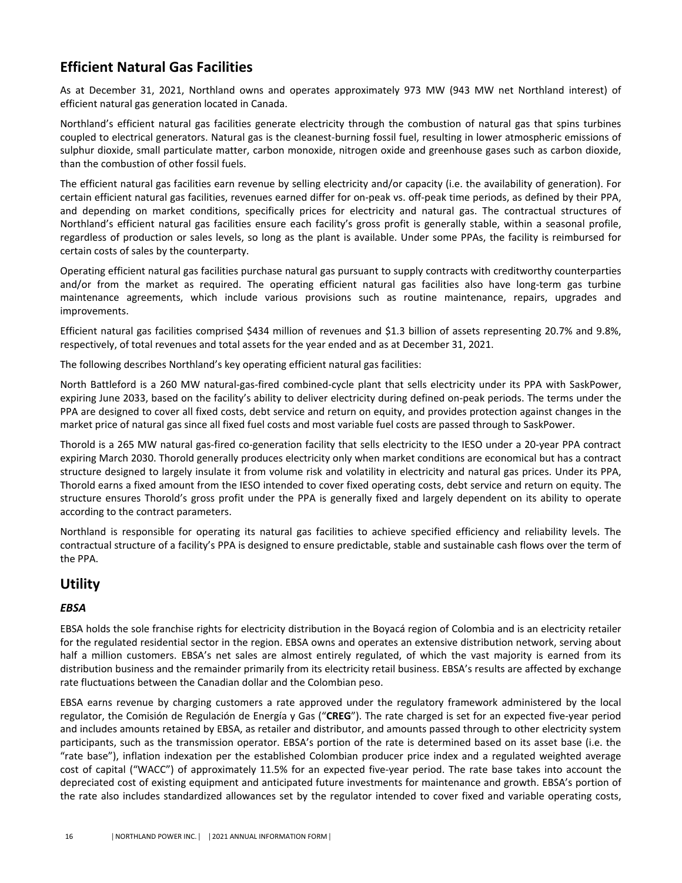## Efficient Natural Gas Facilities

As at December 31, 2021, Northland owns and operates approximately 973 MW (943 MW net Northland interest) of efficient natural gas generation located in Canada.

Northland's efficient natural gas facilities generate electricity through the combustion of natural gas that spins turbines coupled to electrical generators. Natural gas is the cleanest-burning fossil fuel, resulting in lower atmospheric emissions of sulphur dioxide, small particulate matter, carbon monoxide, nitrogen oxide and greenhouse gases such as carbon dioxide, than the combustion of other fossil fuels.

The efficient natural gas facilities earn revenue by selling electricity and/or capacity (i.e. the availability of generation). For certain efficient natural gas facilities, revenues earned differ for on-peak vs. off-peak time periods, as defined by their PPA, and depending on market conditions, specifically prices for electricity and natural gas. The contractual structures of Northland's efficient natural gas facilities ensure each facility's gross profit is generally stable, within a seasonal profile, regardless of production or sales levels, so long as the plant is available. Under some PPAs, the facility is reimbursed for certain costs of sales by the counterparty.

Operating efficient natural gas facilities purchase natural gas pursuant to supply contracts with creditworthy counterparties and/or from the market as required. The operating efficient natural gas facilities also have long-term gas turbine maintenance agreements, which include various provisions such as routine maintenance, repairs, upgrades and improvements.

Efficient natural gas facilities comprised $434 million of revenues and $1.3 billion of assets representing 20.7% and 9.8%, respectively, of total revenues and total assets for the year ended and as at December 31, 2021.

The following describes Northland's key operating efficient natural gas facilities:

North Battleford is a 260 MW natural-gas-fired combined-cycle plant that sells electricity under its PPA with SaskPower, expiring June 2033, based on the facility's ability to deliver electricity during defined on-peak periods. The terms under the PPA are designed to cover all fixed costs, debt service and return on equity, and provides protection against changes in the market price of natural gas since all fixed fuel costs and most variable fuel costs are passed through to SaskPower.

Thorold is a 265 MW natural gas-fired co-generation facility that sells electricity to the IESO under a 20-year PPA contract expiring March 2030. Thorold generally produces electricity only when market conditions are economical but has a contract structure designed to largely insulate it from volume risk and volatility in electricity and natural gas prices. Under its PPA, Thorold earns a fixed amount from the IESO intended to cover fixed operating costs, debt service and return on equity. The structure ensures Thorold's gross profit under the PPA is generally fixed and largely dependent on its ability to operate according to the contract parameters.

Northland is responsible for operating its natural gas facilities to achieve specified efficiency and reliability levels. The contractual structure of a facility's PPA is designed to ensure predictable, stable and sustainable cash flows over the term of the PPA.

## Utility

### *EBSA*

EBSA holds the sole franchise rights for electricity distribution in the Boyacá region of Colombia and is an electricity retailer for the regulated residential sector in the region. EBSA owns and operates an extensive distribution network, serving about half a million customers. EBSA's net sales are almost entirely regulated, of which the vast majority is earned from its distribution business and the remainder primarily from its electricity retail business. EBSA's results are affected by exchange rate fluctuations between the Canadian dollar and the Colombian peso.

EBSA earns revenue by charging customers a rate approved under the regulatory framework administered by the local regulator, the Comisión de Regulación de Energía y Gas ("**CREG**"). The rate charged is set for an expected five-year period and includes amounts retained by EBSA, as retailer and distributor, and amounts passed through to other electricity system participants, such as the transmission operator. EBSA's portion of the rate is determined based on its asset base (i.e. the "rate base"), inflation indexation per the established Colombian producer price index and a regulated weighted average cost of capital ("WACC") of approximately 11.5% for an expected five-year period. The rate base takes into account the depreciated cost of existing equipment and anticipated future investments for maintenance and growth. EBSA's portion of the rate also includes standardized allowances set by the regulator intended to cover fixed and variable operating costs,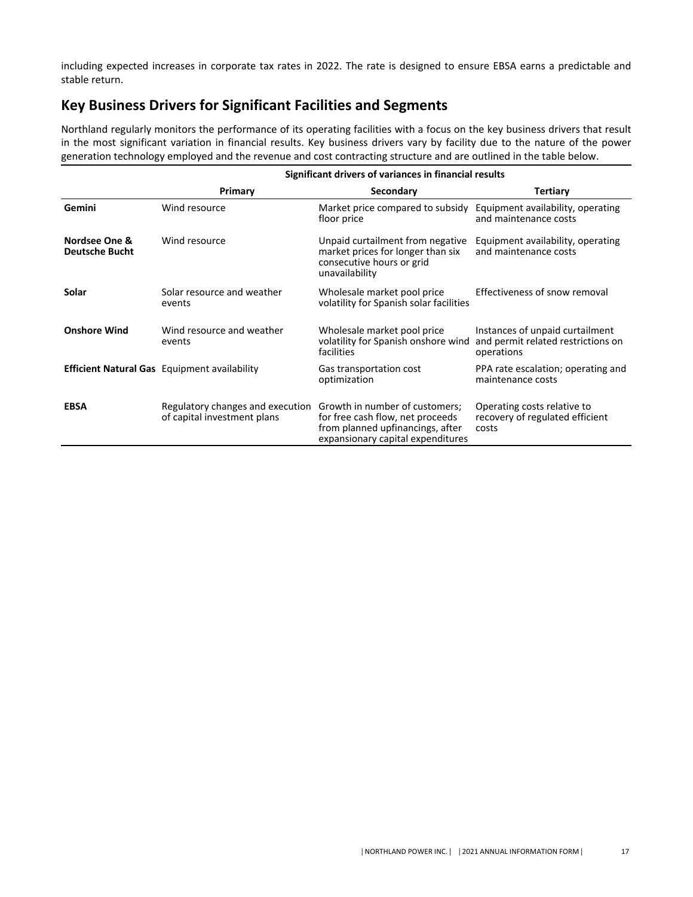including expected increases in corporate tax rates in 2022. The rate is designed to ensure EBSA earns a predictable and stable return.

## Key Business Drivers for Significant Facilities and Segments

Northland regularly monitors the performance of its operating facilities with a focus on the key business drivers that result in the most significant variation in financial results. Key business drivers vary by facility due to the nature of the power generation technology employed and the revenue and cost contracting structure and are outlined in the table below.

| | Significant drivers of variances in financial results | | |
|---|---|---|---|
| | **Primary** | **Secondary** | **Tertiary** |
| **Gemini** | Wind resource | Market price compared to subsidy floor price | Equipment availability, operating and maintenance costs |
| **Nordsee One & Deutsche Bucht** | Wind resource | Unpaid curtailment from negative market prices for longer than six consecutive hours or grid unavailability | Equipment availability, operating and maintenance costs |
| **Solar** | Solar resource and weather events | Wholesale market pool price volatility for Spanish solar facilities | Effectiveness of snow removal |
| **Onshore Wind** | Wind resource and weather events | Wholesale market pool price volatility for Spanish onshore wind facilities | Instances of unpaid curtailment and permit related restrictions on operations |
| **Efficient Natural Gas** | Equipment availability | Gas transportation cost optimization | PPA rate escalation; operating and maintenance costs |
| **EBSA** | Regulatory changes and execution of capital investment plans | Growth in number of customers; for free cash flow, net proceeds from planned upfinancings, after expansionary capital expenditures | Operating costs relative to recovery of regulated efficient costs |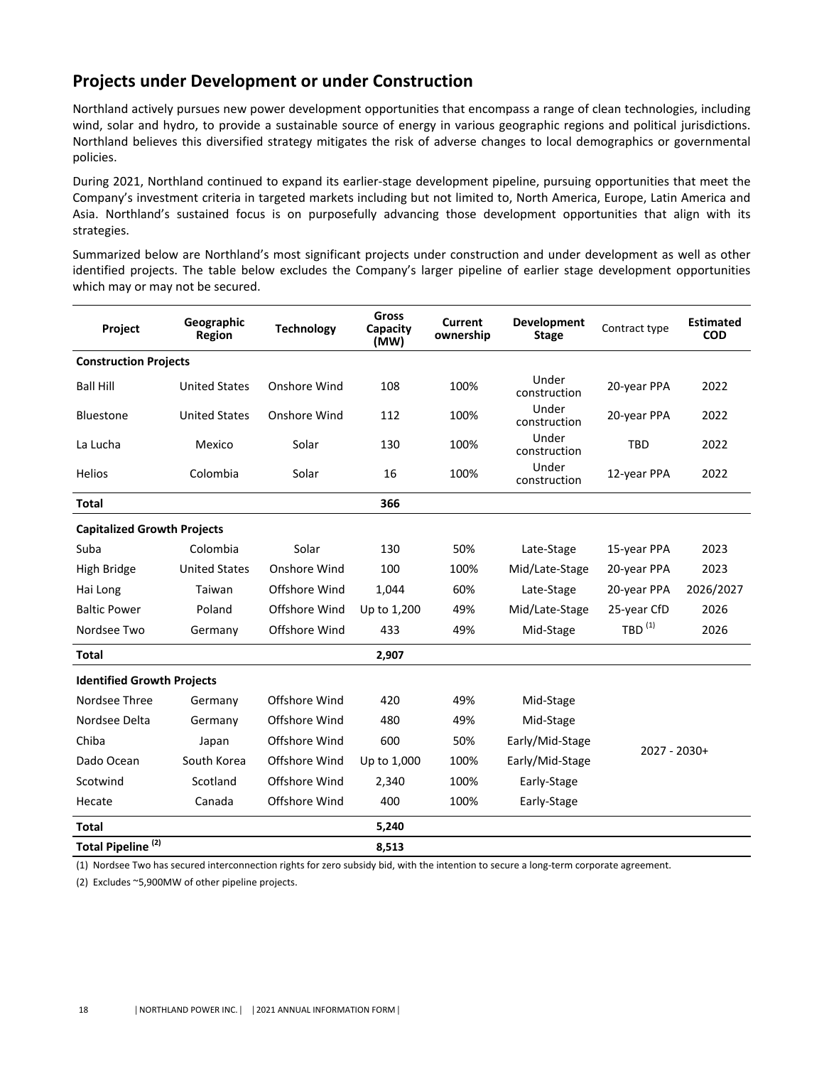## Projects under Development or under Construction

Northland actively pursues new power development opportunities that encompass a range of clean technologies, including wind, solar and hydro, to provide a sustainable source of energy in various geographic regions and political jurisdictions. Northland believes this diversified strategy mitigates the risk of adverse changes to local demographics or governmental policies.

During 2021, Northland continued to expand its earlier-stage development pipeline, pursuing opportunities that meet the Company's investment criteria in targeted markets including but not limited to, North America, Europe, Latin America and Asia. Northland's sustained focus is on purposefully advancing those development opportunities that align with its strategies.

Summarized below are Northland's most significant projects under construction and under development as well as other identified projects. The table below excludes the Company's larger pipeline of earlier stage development opportunities which may or may not be secured.

| Project | Geographic Region | Technology | Gross Capacity (MW) | Current ownership | Development Stage | Contract type | Estimated COD |
|---|---|---|---|---|---|---|---|
| **Construction Projects** | | | | | | | |
| Ball Hill | United States | Onshore Wind | 108 | 100% | Under construction | 20-year PPA | 2022 |
| Bluestone | United States | Onshore Wind | 112 | 100% | Under construction | 20-year PPA | 2022 |
| La Lucha | Mexico | Solar | 130 | 100% | Under construction | TBD | 2022 |
| Helios | Colombia | Solar | 16 | 100% | Under construction | 12-year PPA | 2022 |
| **Total** | | | **366** | | | | |
| **Capitalized Growth Projects** | | | | | | | |
| Suba | Colombia | Solar | 130 | 50% | Late-Stage | 15-year PPA | 2023 |
| High Bridge | United States | Onshore Wind | 100 | 100% | Mid/Late-Stage | 20-year PPA | 2023 |
| Hai Long | Taiwan | Offshore Wind | 1,044 | 60% | Late-Stage | 20-year PPA | 2026/2027 |
| Baltic Power | Poland | Offshore Wind | Up to 1,200 | 49% | Mid/Late-Stage | 25-year CfD | 2026 |
| Nordsee Two | Germany | Offshore Wind | 433 | 49% | Mid-Stage | TBD [1] | 2026 |
| **Total** | | | **2,907** | | | | |
| **Identified Growth Projects** | | | | | | | |
| Nordsee Three | Germany | Offshore Wind | 420 | 49% | Mid-Stage | 2027 - 2030+ | |
| Nordsee Delta | Germany | Offshore Wind | 480 | 49% | Mid-Stage | | |
| Chiba | Japan | Offshore Wind | 600 | 50% | Early/Mid-Stage | | |
| Dado Ocean | South Korea | Offshore Wind | Up to 1,000 | 100% | Early/Mid-Stage | | |
| Scotwind | Scotland | Offshore Wind | 2,340 | 100% | Early-Stage | | |
| Hecate | Canada | Offshore Wind | 400 | 100% | Early-Stage | | |
| **Total** | | | **5,240** | | | | |
| **Total Pipeline [2]** | | | **8,513** | | | | |

(1) Nordsee Two has secured interconnection rights for zero subsidy bid, with the intention to secure a long-term corporate agreement.

(2) Excludes ~5,900MW of other pipeline projects.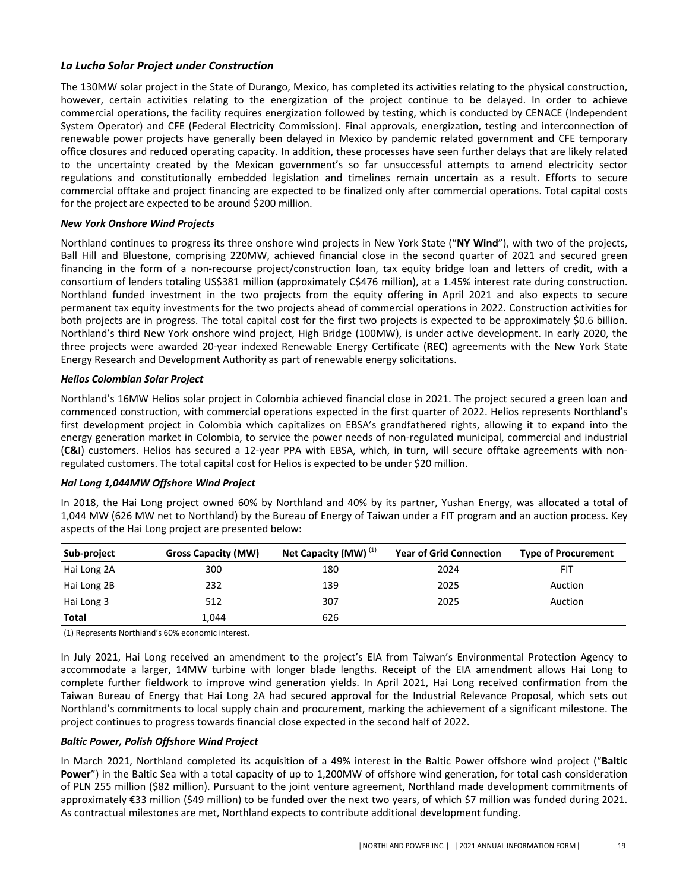### *La Lucha Solar Project under Construction*

The 130MW solar project in the State of Durango, Mexico, has completed its activities relating to the physical construction, however, certain activities relating to the energization of the project continue to be delayed. In order to achieve commercial operations, the facility requires energization followed by testing, which is conducted by CENACE (Independent System Operator) and CFE (Federal Electricity Commission). Final approvals, energization, testing and interconnection of renewable power projects have generally been delayed in Mexico by pandemic related government and CFE temporary office closures and reduced operating capacity. In addition, these processes have seen further delays that are likely related to the uncertainty created by the Mexican government's so far unsuccessful attempts to amend electricity sector regulations and constitutionally embedded legislation and timelines remain uncertain as a result. Efforts to secure commercial offtake and project financing are expected to be finalized only after commercial operations. Total capital costs for the project are expected to be around $200 million.

### *New York Onshore Wind Projects*

Northland continues to progress its three onshore wind projects in New York State ("**NY Wind**"), with two of the projects, Ball Hill and Bluestone, comprising 220MW, achieved financial close in the second quarter of 2021 and secured green financing in the form of a non-recourse project/construction loan, tax equity bridge loan and letters of credit, with a consortium of lenders totaling US$381 million (approximately C$476 million), at a 1.45% interest rate during construction. Northland funded investment in the two projects from the equity offering in April 2021 and also expects to secure permanent tax equity investments for the two projects ahead of commercial operations in 2022. Construction activities for both projects are in progress. The total capital cost for the first two projects is expected to be approximately $0.6 billion. Northland's third New York onshore wind project, High Bridge (100MW), is under active development. In early 2020, the three projects were awarded 20-year indexed Renewable Energy Certificate (**REC**) agreements with the New York State Energy Research and Development Authority as part of renewable energy solicitations.

### *Helios Colombian Solar Project*

Northland's 16MW Helios solar project in Colombia achieved financial close in 2021. The project secured a green loan and commenced construction, with commercial operations expected in the first quarter of 2022. Helios represents Northland's first development project in Colombia which capitalizes on EBSA's grandfathered rights, allowing it to expand into the energy generation market in Colombia, to service the power needs of non-regulated municipal, commercial and industrial (**C&I**) customers. Helios has secured a 12-year PPA with EBSA, which, in turn, will secure offtake agreements with non-regulated customers. The total capital cost for Helios is expected to be under $20 million.

### *Hai Long 1,044MW Offshore Wind Project*

In 2018, the Hai Long project owned 60% by Northland and 40% by its partner, Yushan Energy, was allocated a total of 1,044 MW (626 MW net to Northland) by the Bureau of Energy of Taiwan under a FIT program and an auction process. Key aspects of the Hai Long project are presented below:

| Sub-project | Gross Capacity (MW) | Net Capacity (MW) [1] | Year of Grid Connection | Type of Procurement |
|---|---|---|---|---|
| Hai Long 2A | 300 | 180 | 2024 | FIT |
| Hai Long 2B | 232 | 139 | 2025 | Auction |
| Hai Long 3 | 512 | 307 | 2025 | Auction |
| **Total** | 1,044 | 626 | | |

(1) Represents Northland's 60% economic interest.

In July 2021, Hai Long received an amendment to the project's EIA from Taiwan's Environmental Protection Agency to accommodate a larger, 14MW turbine with longer blade lengths. Receipt of the EIA amendment allows Hai Long to complete further fieldwork to improve wind generation yields. In April 2021, Hai Long received confirmation from the Taiwan Bureau of Energy that Hai Long 2A had secured approval for the Industrial Relevance Proposal, which sets out Northland's commitments to local supply chain and procurement, marking the achievement of a significant milestone. The project continues to progress towards financial close expected in the second half of 2022.

### *Baltic Power, Polish Offshore Wind Project*

In March 2021, Northland completed its acquisition of a 49% interest in the Baltic Power offshore wind project ("**Baltic Power**") in the Baltic Sea with a total capacity of up to 1,200MW of offshore wind generation, for total cash consideration of PLN 255 million ($82 million). Pursuant to the joint venture agreement, Northland made development commitments of approximately €33 million ($49 million) to be funded over the next two years, of which $7 million was funded during 2021. As contractual milestones are met, Northland expects to contribute additional development funding.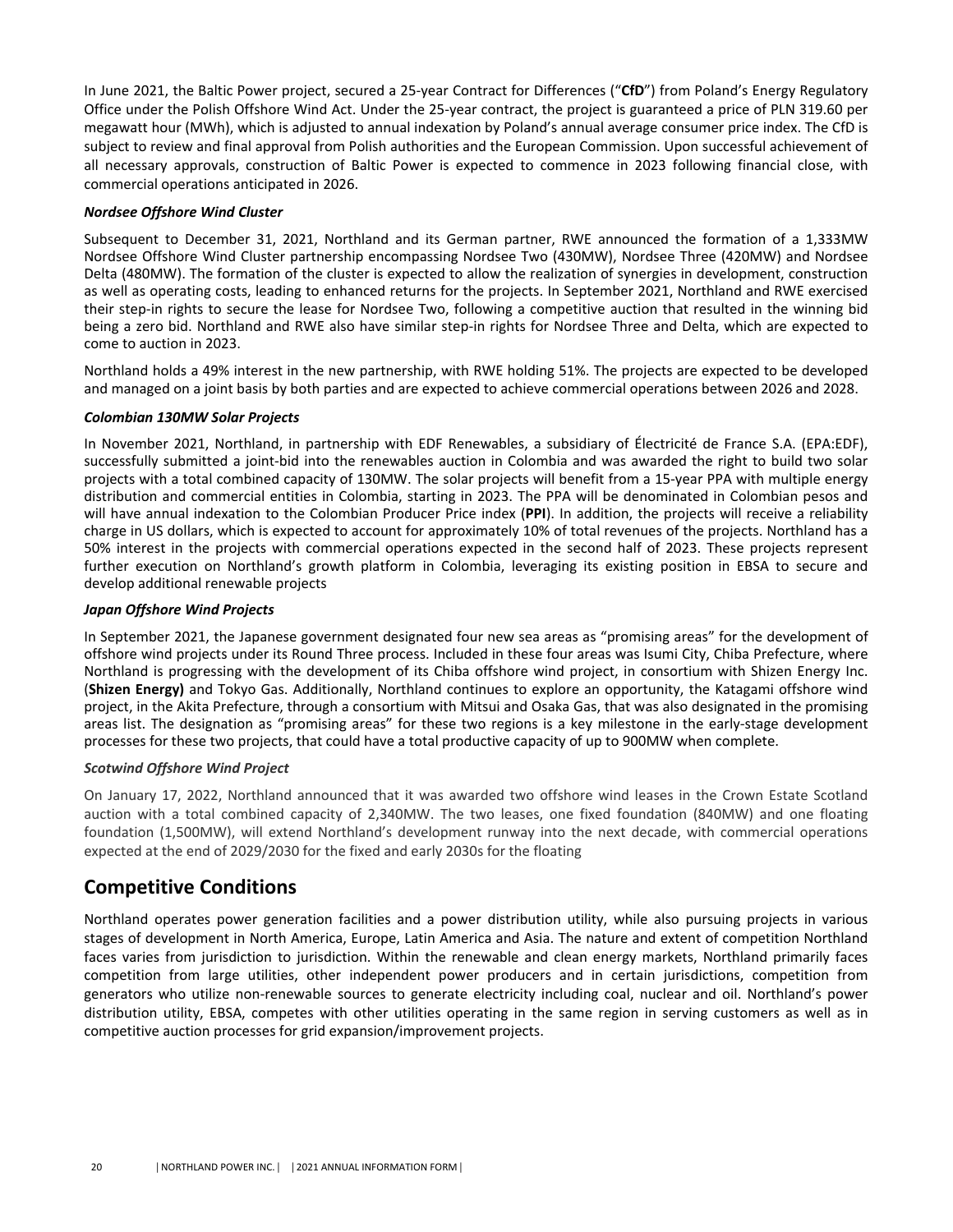In June 2021, the Baltic Power project, secured a 25-year Contract for Differences ("**CfD**") from Poland's Energy Regulatory Office under the Polish Offshore Wind Act. Under the 25-year contract, the project is guaranteed a price of PLN 319.60 per megawatt hour (MWh), which is adjusted to annual indexation by Poland's annual average consumer price index. The CfD is subject to review and final approval from Polish authorities and the European Commission. Upon successful achievement of all necessary approvals, construction of Baltic Power is expected to commence in 2023 following financial close, with commercial operations anticipated in 2026.

***Nordsee Offshore Wind Cluster***

Subsequent to December 31, 2021, Northland and its German partner, RWE announced the formation of a 1,333MW Nordsee Offshore Wind Cluster partnership encompassing Nordsee Two (430MW), Nordsee Three (420MW) and Nordsee Delta (480MW). The formation of the cluster is expected to allow the realization of synergies in development, construction as well as operating costs, leading to enhanced returns for the projects. In September 2021, Northland and RWE exercised their step-in rights to secure the lease for Nordsee Two, following a competitive auction that resulted in the winning bid being a zero bid. Northland and RWE also have similar step-in rights for Nordsee Three and Delta, which are expected to come to auction in 2023.

Northland holds a 49% interest in the new partnership, with RWE holding 51%. The projects are expected to be developed and managed on a joint basis by both parties and are expected to achieve commercial operations between 2026 and 2028.

***Colombian 130MW Solar Projects***

In November 2021, Northland, in partnership with EDF Renewables, a subsidiary of Électricité de France S.A. (EPA:EDF), successfully submitted a joint-bid into the renewables auction in Colombia and was awarded the right to build two solar projects with a total combined capacity of 130MW. The solar projects will benefit from a 15-year PPA with multiple energy distribution and commercial entities in Colombia, starting in 2023. The PPA will be denominated in Colombian pesos and will have annual indexation to the Colombian Producer Price index (**PPI**). In addition, the projects will receive a reliability charge in US dollars, which is expected to account for approximately 10% of total revenues of the projects. Northland has a 50% interest in the projects with commercial operations expected in the second half of 2023. These projects represent further execution on Northland's growth platform in Colombia, leveraging its existing position in EBSA to secure and develop additional renewable projects

***Japan Offshore Wind Projects***

In September 2021, the Japanese government designated four new sea areas as "promising areas" for the development of offshore wind projects under its Round Three process. Included in these four areas was Isumi City, Chiba Prefecture, where Northland is progressing with the development of its Chiba offshore wind project, in consortium with Shizen Energy Inc. (**Shizen Energy)** and Tokyo Gas. Additionally, Northland continues to explore an opportunity, the Katagami offshore wind project, in the Akita Prefecture, through a consortium with Mitsui and Osaka Gas, that was also designated in the promising areas list. The designation as "promising areas" for these two regions is a key milestone in the early-stage development processes for these two projects, that could have a total productive capacity of up to 900MW when complete.

***Scotwind Offshore Wind Project***

On January 17, 2022, Northland announced that it was awarded two offshore wind leases in the Crown Estate Scotland auction with a total combined capacity of 2,340MW. The two leases, one fixed foundation (840MW) and one floating foundation (1,500MW), will extend Northland's development runway into the next decade, with commercial operations expected at the end of 2029/2030 for the fixed and early 2030s for the floating

## Competitive Conditions

Northland operates power generation facilities and a power distribution utility, while also pursuing projects in various stages of development in North America, Europe, Latin America and Asia. The nature and extent of competition Northland faces varies from jurisdiction to jurisdiction. Within the renewable and clean energy markets, Northland primarily faces competition from large utilities, other independent power producers and in certain jurisdictions, competition from generators who utilize non-renewable sources to generate electricity including coal, nuclear and oil. Northland's power distribution utility, EBSA, competes with other utilities operating in the same region in serving customers as well as in competitive auction processes for grid expansion/improvement projects.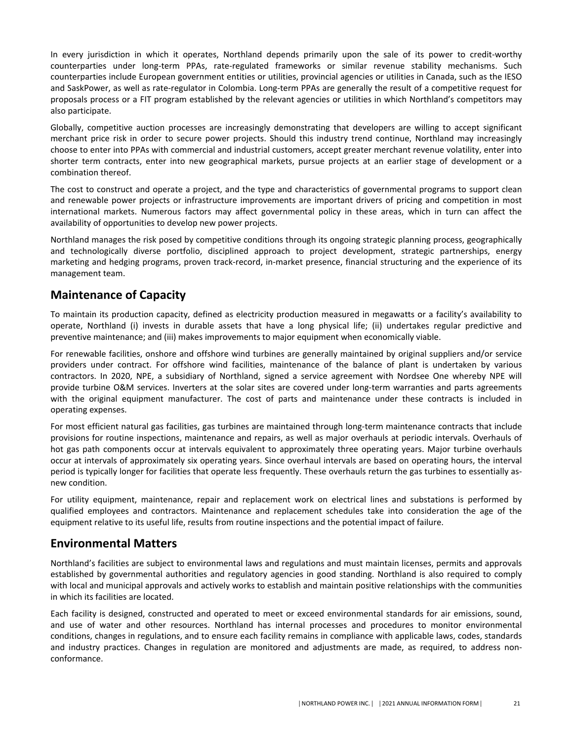In every jurisdiction in which it operates, Northland depends primarily upon the sale of its power to credit-worthy counterparties under long-term PPAs, rate-regulated frameworks or similar revenue stability mechanisms. Such counterparties include European government entities or utilities, provincial agencies or utilities in Canada, such as the IESO and SaskPower, as well as rate-regulator in Colombia. Long-term PPAs are generally the result of a competitive request for proposals process or a FIT program established by the relevant agencies or utilities in which Northland's competitors may also participate.

Globally, competitive auction processes are increasingly demonstrating that developers are willing to accept significant merchant price risk in order to secure power projects. Should this industry trend continue, Northland may increasingly choose to enter into PPAs with commercial and industrial customers, accept greater merchant revenue volatility, enter into shorter term contracts, enter into new geographical markets, pursue projects at an earlier stage of development or a combination thereof.

The cost to construct and operate a project, and the type and characteristics of governmental programs to support clean and renewable power projects or infrastructure improvements are important drivers of pricing and competition in most international markets. Numerous factors may affect governmental policy in these areas, which in turn can affect the availability of opportunities to develop new power projects.

Northland manages the risk posed by competitive conditions through its ongoing strategic planning process, geographically and technologically diverse portfolio, disciplined approach to project development, strategic partnerships, energy marketing and hedging programs, proven track-record, in-market presence, financial structuring and the experience of its management team.

## Maintenance of Capacity

To maintain its production capacity, defined as electricity production measured in megawatts or a facility's availability to operate, Northland (i) invests in durable assets that have a long physical life; (ii) undertakes regular predictive and preventive maintenance; and (iii) makes improvements to major equipment when economically viable.

For renewable facilities, onshore and offshore wind turbines are generally maintained by original suppliers and/or service providers under contract. For offshore wind facilities, maintenance of the balance of plant is undertaken by various contractors. In 2020, NPE, a subsidiary of Northland, signed a service agreement with Nordsee One whereby NPE will provide turbine O&M services. Inverters at the solar sites are covered under long-term warranties and parts agreements with the original equipment manufacturer. The cost of parts and maintenance under these contracts is included in operating expenses.

For most efficient natural gas facilities, gas turbines are maintained through long-term maintenance contracts that include provisions for routine inspections, maintenance and repairs, as well as major overhauls at periodic intervals. Overhauls of hot gas path components occur at intervals equivalent to approximately three operating years. Major turbine overhauls occur at intervals of approximately six operating years. Since overhaul intervals are based on operating hours, the interval period is typically longer for facilities that operate less frequently. These overhauls return the gas turbines to essentially as-new condition.

For utility equipment, maintenance, repair and replacement work on electrical lines and substations is performed by qualified employees and contractors. Maintenance and replacement schedules take into consideration the age of the equipment relative to its useful life, results from routine inspections and the potential impact of failure.

## Environmental Matters

Northland's facilities are subject to environmental laws and regulations and must maintain licenses, permits and approvals established by governmental authorities and regulatory agencies in good standing. Northland is also required to comply with local and municipal approvals and actively works to establish and maintain positive relationships with the communities in which its facilities are located.

Each facility is designed, constructed and operated to meet or exceed environmental standards for air emissions, sound, and use of water and other resources. Northland has internal processes and procedures to monitor environmental conditions, changes in regulations, and to ensure each facility remains in compliance with applicable laws, codes, standards and industry practices. Changes in regulation are monitored and adjustments are made, as required, to address non-conformance.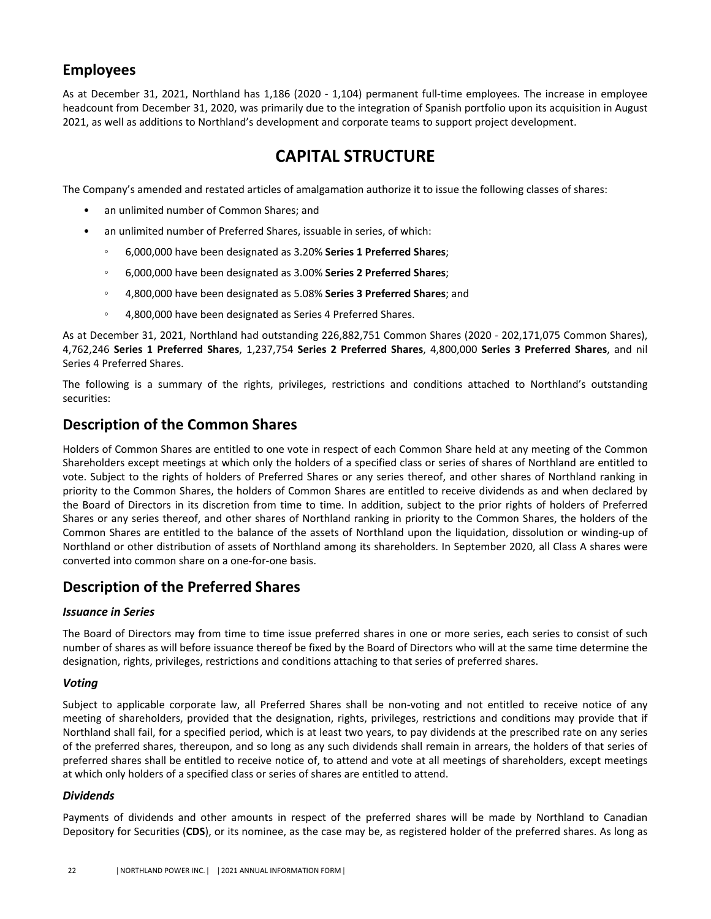## Employees

As at December 31, 2021, Northland has 1,186 (2020 - 1,104) permanent full-time employees. The increase in employee headcount from December 31, 2020, was primarily due to the integration of Spanish portfolio upon its acquisition in August 2021, as well as additions to Northland's development and corporate teams to support project development.

# CAPITAL STRUCTURE

The Company's amended and restated articles of amalgamation authorize it to issue the following classes of shares:

- an unlimited number of Common Shares; and
- an unlimited number of Preferred Shares, issuable in series, of which:
    - 6,000,000 have been designated as 3.20% **Series 1 Preferred Shares**;
    - 6,000,000 have been designated as 3.00% **Series 2 Preferred Shares**;
    - 4,800,000 have been designated as 5.08% **Series 3 Preferred Shares**; and
    - 4,800,000 have been designated as Series 4 Preferred Shares.

As at December 31, 2021, Northland had outstanding 226,882,751 Common Shares (2020 - 202,171,075 Common Shares), 4,762,246 **Series 1 Preferred Shares**, 1,237,754 **Series 2 Preferred Shares**, 4,800,000 **Series 3 Preferred Shares**, and nil Series 4 Preferred Shares.

The following is a summary of the rights, privileges, restrictions and conditions attached to Northland's outstanding securities:

## Description of the Common Shares

Holders of Common Shares are entitled to one vote in respect of each Common Share held at any meeting of the Common Shareholders except meetings at which only the holders of a specified class or series of shares of Northland are entitled to vote. Subject to the rights of holders of Preferred Shares or any series thereof, and other shares of Northland ranking in priority to the Common Shares, the holders of Common Shares are entitled to receive dividends as and when declared by the Board of Directors in its discretion from time to time. In addition, subject to the prior rights of holders of Preferred Shares or any series thereof, and other shares of Northland ranking in priority to the Common Shares, the holders of the Common Shares are entitled to the balance of the assets of Northland upon the liquidation, dissolution or winding-up of Northland or other distribution of assets of Northland among its shareholders. In September 2020, all Class A shares were converted into common share on a one-for-one basis.

## Description of the Preferred Shares

### *Issuance in Series*

The Board of Directors may from time to time issue preferred shares in one or more series, each series to consist of such number of shares as will before issuance thereof be fixed by the Board of Directors who will at the same time determine the designation, rights, privileges, restrictions and conditions attaching to that series of preferred shares.

### *Voting*

Subject to applicable corporate law, all Preferred Shares shall be non-voting and not entitled to receive notice of any meeting of shareholders, provided that the designation, rights, privileges, restrictions and conditions may provide that if Northland shall fail, for a specified period, which is at least two years, to pay dividends at the prescribed rate on any series of the preferred shares, thereupon, and so long as any such dividends shall remain in arrears, the holders of that series of preferred shares shall be entitled to receive notice of, to attend and vote at all meetings of shareholders, except meetings at which only holders of a specified class or series of shares are entitled to attend.

### *Dividends*

Payments of dividends and other amounts in respect of the preferred shares will be made by Northland to Canadian Depository for Securities (**CDS**), or its nominee, as the case may be, as registered holder of the preferred shares. As long as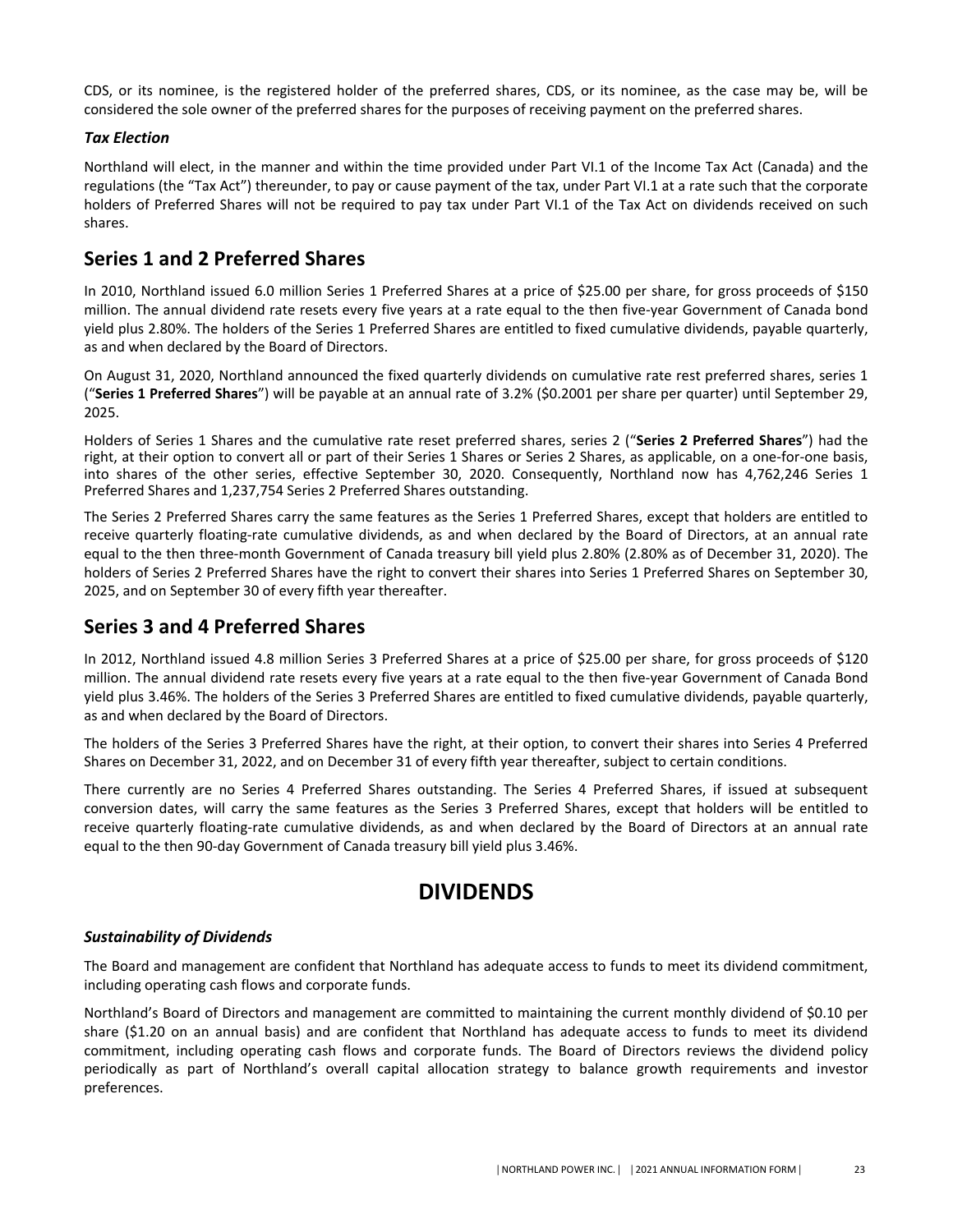CDS, or its nominee, is the registered holder of the preferred shares, CDS, or its nominee, as the case may be, will be considered the sole owner of the preferred shares for the purposes of receiving payment on the preferred shares.

### *Tax Election*

Northland will elect, in the manner and within the time provided under Part VI.1 of the Income Tax Act (Canada) and the regulations (the "Tax Act") thereunder, to pay or cause payment of the tax, under Part VI.1 at a rate such that the corporate holders of Preferred Shares will not be required to pay tax under Part VI.1 of the Tax Act on dividends received on such shares.

## Series 1 and 2 Preferred Shares

In 2010, Northland issued 6.0 million Series 1 Preferred Shares at a price of $25.00 per share, for gross proceeds of $150 million. The annual dividend rate resets every five years at a rate equal to the then five-year Government of Canada bond yield plus 2.80%. The holders of the Series 1 Preferred Shares are entitled to fixed cumulative dividends, payable quarterly, as and when declared by the Board of Directors.

On August 31, 2020, Northland announced the fixed quarterly dividends on cumulative rate rest preferred shares, series 1 ("**Series 1 Preferred Shares**") will be payable at an annual rate of 3.2% ($0.2001 per share per quarter) until September 29, 2025.

Holders of Series 1 Shares and the cumulative rate reset preferred shares, series 2 ("**Series 2 Preferred Shares**") had the right, at their option to convert all or part of their Series 1 Shares or Series 2 Shares, as applicable, on a one-for-one basis, into shares of the other series, effective September 30, 2020. Consequently, Northland now has 4,762,246 Series 1 Preferred Shares and 1,237,754 Series 2 Preferred Shares outstanding.

The Series 2 Preferred Shares carry the same features as the Series 1 Preferred Shares, except that holders are entitled to receive quarterly floating-rate cumulative dividends, as and when declared by the Board of Directors, at an annual rate equal to the then three-month Government of Canada treasury bill yield plus 2.80% (2.80% as of December 31, 2020). The holders of Series 2 Preferred Shares have the right to convert their shares into Series 1 Preferred Shares on September 30, 2025, and on September 30 of every fifth year thereafter.

## Series 3 and 4 Preferred Shares

In 2012, Northland issued 4.8 million Series 3 Preferred Shares at a price of $25.00 per share, for gross proceeds of $120 million. The annual dividend rate resets every five years at a rate equal to the then five-year Government of Canada Bond yield plus 3.46%. The holders of the Series 3 Preferred Shares are entitled to fixed cumulative dividends, payable quarterly, as and when declared by the Board of Directors.

The holders of the Series 3 Preferred Shares have the right, at their option, to convert their shares into Series 4 Preferred Shares on December 31, 2022, and on December 31 of every fifth year thereafter, subject to certain conditions.

There currently are no Series 4 Preferred Shares outstanding. The Series 4 Preferred Shares, if issued at subsequent conversion dates, will carry the same features as the Series 3 Preferred Shares, except that holders will be entitled to receive quarterly floating-rate cumulative dividends, as and when declared by the Board of Directors at an annual rate equal to the then 90-day Government of Canada treasury bill yield plus 3.46%.

# DIVIDENDS

### *Sustainability of Dividends*

The Board and management are confident that Northland has adequate access to funds to meet its dividend commitment, including operating cash flows and corporate funds.

Northland's Board of Directors and management are committed to maintaining the current monthly dividend of $0.10 per share ($1.20 on an annual basis) and are confident that Northland has adequate access to funds to meet its dividend commitment, including operating cash flows and corporate funds. The Board of Directors reviews the dividend policy periodically as part of Northland's overall capital allocation strategy to balance growth requirements and investor preferences.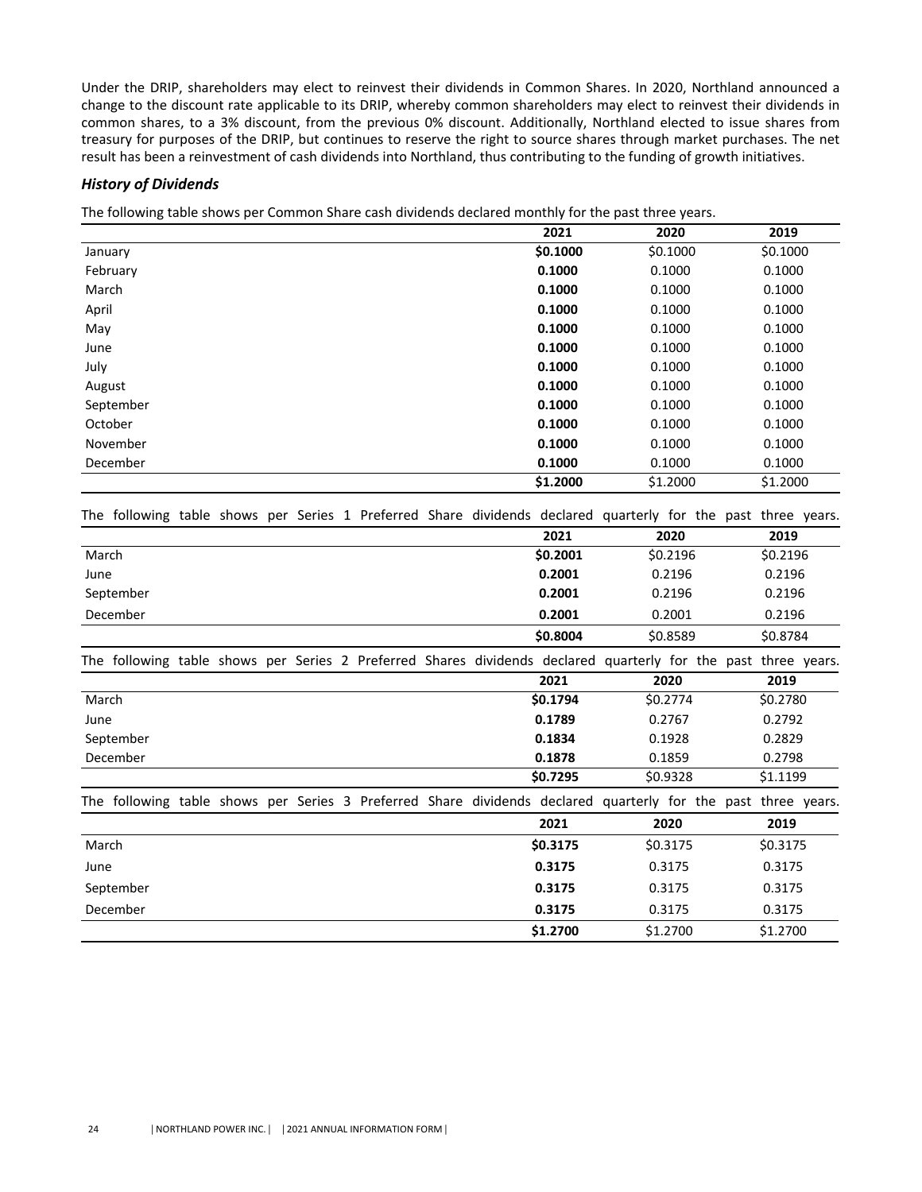Under the DRIP, shareholders may elect to reinvest their dividends in Common Shares. In 2020, Northland announced a change to the discount rate applicable to its DRIP, whereby common shareholders may elect to reinvest their dividends in common shares, to a 3% discount, from the previous 0% discount. Additionally, Northland elected to issue shares from treasury for purposes of the DRIP, but continues to reserve the right to source shares through market purchases. The net result has been a reinvestment of cash dividends into Northland, thus contributing to the funding of growth initiatives.

### *History of Dividends*

The following table shows per Common Share cash dividends declared monthly for the past three years.

| | 2021 | 2020 | 2019 |
|---|---|---|---|
| January | **$0.1000** | $0.1000 | $0.1000 |
| February | **0.1000** | 0.1000 | 0.1000 |
| March | **0.1000** | 0.1000 | 0.1000 |
| April | **0.1000** | 0.1000 | 0.1000 |
| May | **0.1000** | 0.1000 | 0.1000 |
| June | **0.1000** | 0.1000 | 0.1000 |
| July | **0.1000** | 0.1000 | 0.1000 |
| August | **0.1000** | 0.1000 | 0.1000 |
| September | **0.1000** | 0.1000 | 0.1000 |
| October | **0.1000** | 0.1000 | 0.1000 |
| November | **0.1000** | 0.1000 | 0.1000 |
| December | **0.1000** | 0.1000 | 0.1000 |
| | **$1.2000** | $1.2000 | $1.2000 |

The following table shows per Series 1 Preferred Share dividends declared quarterly for the past three years.

| | 2021 | 2020 | 2019 |
|---|---|---|---|
| March | **$0.2001** | $0.2196 | $0.2196 |
| June | **0.2001** | 0.2196 | 0.2196 |
| September | **0.2001** | 0.2196 | 0.2196 |
| December | **0.2001** | 0.2001 | 0.2196 |
| | **$0.8004** | $0.8589 | $0.8784 |

The following table shows per Series 2 Preferred Shares dividends declared quarterly for the past three years.

| | 2021 | 2020 | 2019 |
|---|---|---|---|
| March | **$0.1794** | $0.2774 | $0.2780 |
| June | **0.1789** | 0.2767 | 0.2792 |
| September | **0.1834** | 0.1928 | 0.2829 |
| December | **0.1878** | 0.1859 | 0.2798 |
| | **$0.7295** | $0.9328 | $1.1199 |

The following table shows per Series 3 Preferred Share dividends declared quarterly for the past three years.

| | 2021 | 2020 | 2019 |
|---|---|---|---|
| March | **$0.3175** | $0.3175 | $0.3175 |
| June | **0.3175** | 0.3175 | 0.3175 |
| September | **0.3175** | 0.3175 | 0.3175 |
| December | **0.3175** | 0.3175 | 0.3175 |
| | **$1.2700** | $1.2700 | $1.2700 |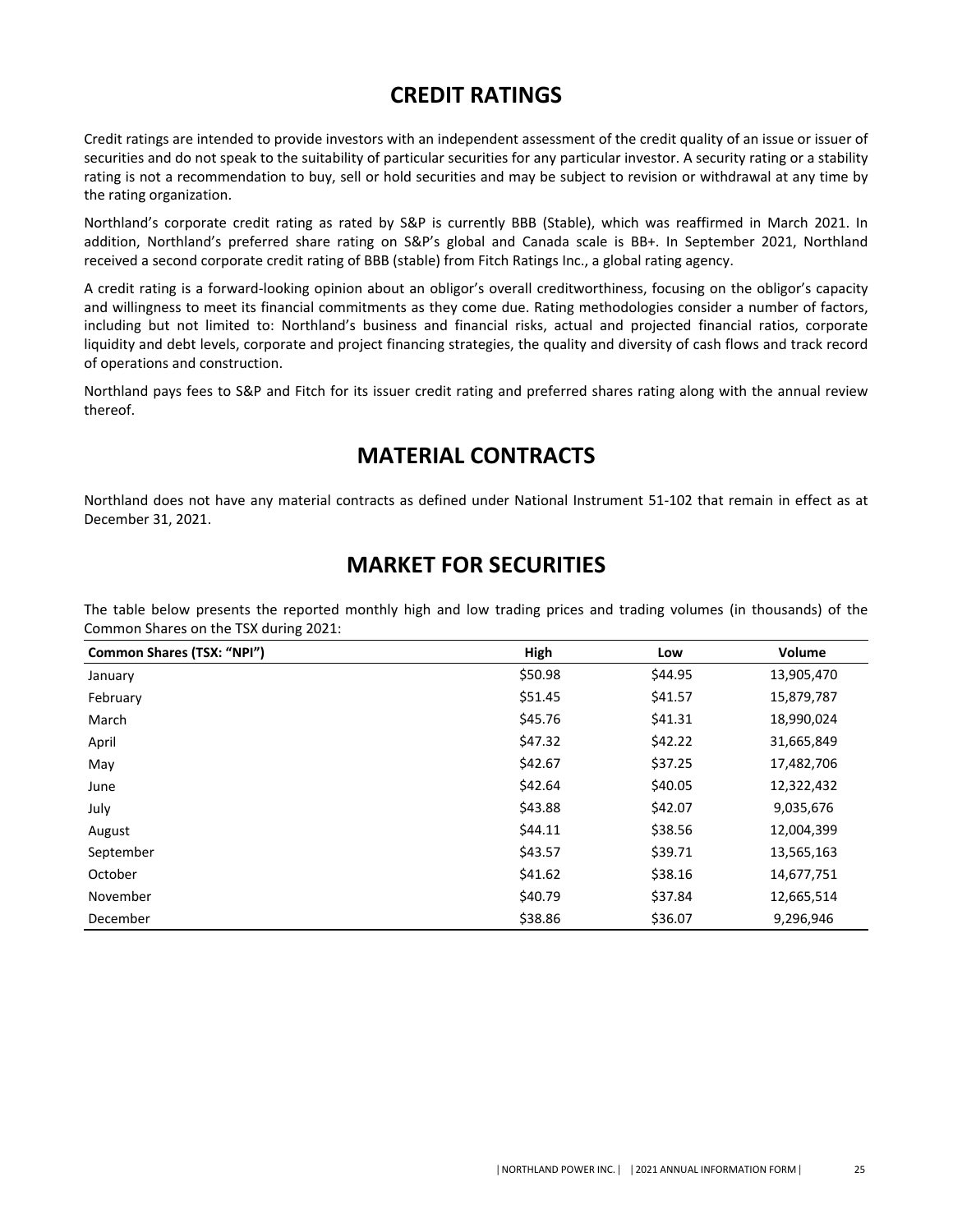# CREDIT RATINGS

Credit ratings are intended to provide investors with an independent assessment of the credit quality of an issue or issuer of securities and do not speak to the suitability of particular securities for any particular investor. A security rating or a stability rating is not a recommendation to buy, sell or hold securities and may be subject to revision or withdrawal at any time by the rating organization.

Northland's corporate credit rating as rated by S&P is currently BBB (Stable), which was reaffirmed in March 2021. In addition, Northland's preferred share rating on S&P's global and Canada scale is BB+. In September 2021, Northland received a second corporate credit rating of BBB (stable) from Fitch Ratings Inc., a global rating agency.

A credit rating is a forward-looking opinion about an obligor's overall creditworthiness, focusing on the obligor's capacity and willingness to meet its financial commitments as they come due. Rating methodologies consider a number of factors, including but not limited to: Northland's business and financial risks, actual and projected financial ratios, corporate liquidity and debt levels, corporate and project financing strategies, the quality and diversity of cash flows and track record of operations and construction.

Northland pays fees to S&P and Fitch for its issuer credit rating and preferred shares rating along with the annual review thereof.

# MATERIAL CONTRACTS

Northland does not have any material contracts as defined under National Instrument 51-102 that remain in effect as at December 31, 2021.

# MARKET FOR SECURITIES

The table below presents the reported monthly high and low trading prices and trading volumes (in thousands) of the Common Shares on the TSX during 2021:

| Common Shares (TSX: "NPI") | High | Low | Volume |
|---|---|---|---|
| January | $50.98 | $44.95 | 13,905,470 |
| February | $51.45 | $41.57 | 15,879,787 |
| March | $45.76 | $41.31 | 18,990,024 |
| April | $47.32 | $42.22 | 31,665,849 |
| May | $42.67 | $37.25 | 17,482,706 |
| June | $42.64 | $40.05 | 12,322,432 |
| July | $43.88 | $42.07 | 9,035,676 |
| August | $44.11 | $38.56 | 12,004,399 |
| September | $43.57 | $39.71 | 13,565,163 |
| October | $41.62 | $38.16 | 14,677,751 |
| November | $40.79 | $37.84 | 12,665,514 |
| December | $38.86 | $36.07 | 9,296,946 |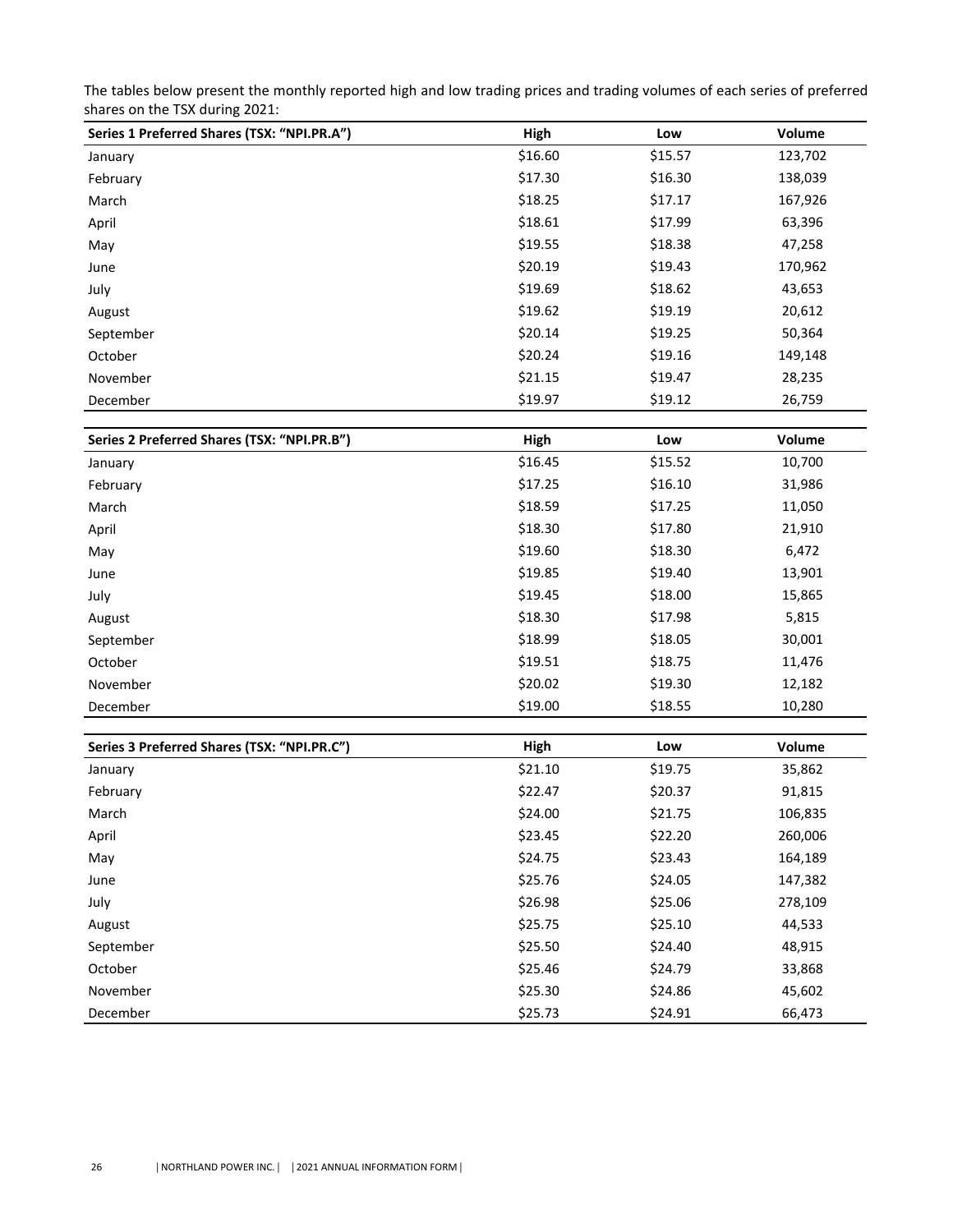The tables below present the monthly reported high and low trading prices and trading volumes of each series of preferred shares on the TSX during 2021:

| Series 1 Preferred Shares (TSX: "NPI.PR.A") | High | Low | Volume |
|---|---|---|---|
| January | $16.60 | $15.57 | 123,702 |
| February | $17.30 | $16.30 | 138,039 |
| March | $18.25 | $17.17 | 167,926 |
| April | $18.61 | $17.99 | 63,396 |
| May | $19.55 | $18.38 | 47,258 |
| June | $20.19 | $19.43 | 170,962 |
| July | $19.69 | $18.62 | 43,653 |
| August | $19.62 | $19.19 | 20,612 |
| September | $20.14 | $19.25 | 50,364 |
| October | $20.24 | $19.16 | 149,148 |
| November | $21.15 | $19.47 | 28,235 |
| December | $19.97 | $19.12 | 26,759 |

| Series 2 Preferred Shares (TSX: "NPI.PR.B") | High | Low | Volume |
|---|---|---|---|
| January | $16.45 | $15.52 | 10,700 |
| February | $17.25 | $16.10 | 31,986 |
| March | $18.59 | $17.25 | 11,050 |
| April | $18.30 | $17.80 | 21,910 |
| May | $19.60 | $18.30 | 6,472 |
| June | $19.85 | $19.40 | 13,901 |
| July | $19.45 | $18.00 | 15,865 |
| August | $18.30 | $17.98 | 5,815 |
| September | $18.99 | $18.05 | 30,001 |
| October | $19.51 | $18.75 | 11,476 |
| November | $20.02 | $19.30 | 12,182 |
| December | $19.00 | $18.55 | 10,280 |

| Series 3 Preferred Shares (TSX: "NPI.PR.C") | High | Low | Volume |
|---|---|---|---|
| January | $21.10 | $19.75 | 35,862 |
| February | $22.47 | $20.37 | 91,815 |
| March | $24.00 | $21.75 | 106,835 |
| April | $23.45 | $22.20 | 260,006 |
| May | $24.75 | $23.43 | 164,189 |
| June | $25.76 | $24.05 | 147,382 |
| July | $26.98 | $25.06 | 278,109 |
| August | $25.75 | $25.10 | 44,533 |
| September | $25.50 | $24.40 | 48,915 |
| October | $25.46 | $24.79 | 33,868 |
| November | $25.30 | $24.86 | 45,602 |
| December | $25.73 | $24.91 | 66,473 |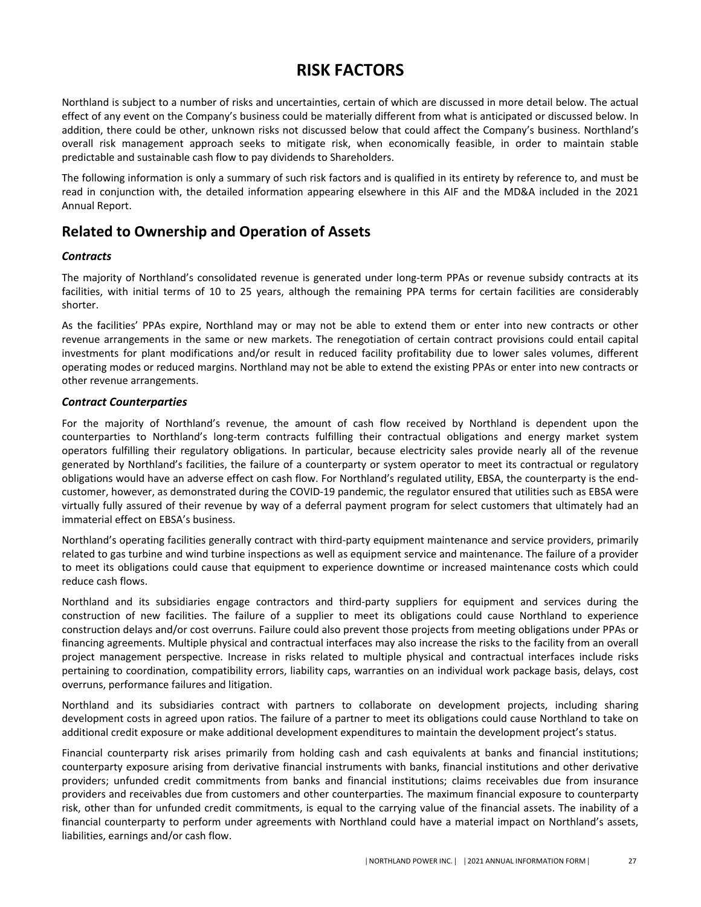# RISK FACTORS

Northland is subject to a number of risks and uncertainties, certain of which are discussed in more detail below. The actual effect of any event on the Company's business could be materially different from what is anticipated or discussed below. In addition, there could be other, unknown risks not discussed below that could affect the Company's business. Northland's overall risk management approach seeks to mitigate risk, when economically feasible, in order to maintain stable predictable and sustainable cash flow to pay dividends to Shareholders.

The following information is only a summary of such risk factors and is qualified in its entirety by reference to, and must be read in conjunction with, the detailed information appearing elsewhere in this AIF and the MD&A included in the 2021 Annual Report.

## Related to Ownership and Operation of Assets

### *Contracts*

The majority of Northland's consolidated revenue is generated under long-term PPAs or revenue subsidy contracts at its facilities, with initial terms of 10 to 25 years, although the remaining PPA terms for certain facilities are considerably shorter.

As the facilities' PPAs expire, Northland may or may not be able to extend them or enter into new contracts or other revenue arrangements in the same or new markets. The renegotiation of certain contract provisions could entail capital investments for plant modifications and/or result in reduced facility profitability due to lower sales volumes, different operating modes or reduced margins. Northland may not be able to extend the existing PPAs or enter into new contracts or other revenue arrangements.

### *Contract Counterparties*

For the majority of Northland's revenue, the amount of cash flow received by Northland is dependent upon the counterparties to Northland's long-term contracts fulfilling their contractual obligations and energy market system operators fulfilling their regulatory obligations. In particular, because electricity sales provide nearly all of the revenue generated by Northland's facilities, the failure of a counterparty or system operator to meet its contractual or regulatory obligations would have an adverse effect on cash flow. For Northland's regulated utility, EBSA, the counterparty is the end-customer, however, as demonstrated during the COVID-19 pandemic, the regulator ensured that utilities such as EBSA were virtually fully assured of their revenue by way of a deferral payment program for select customers that ultimately had an immaterial effect on EBSA's business.

Northland's operating facilities generally contract with third-party equipment maintenance and service providers, primarily related to gas turbine and wind turbine inspections as well as equipment service and maintenance. The failure of a provider to meet its obligations could cause that equipment to experience downtime or increased maintenance costs which could reduce cash flows.

Northland and its subsidiaries engage contractors and third-party suppliers for equipment and services during the construction of new facilities. The failure of a supplier to meet its obligations could cause Northland to experience construction delays and/or cost overruns. Failure could also prevent those projects from meeting obligations under PPAs or financing agreements. Multiple physical and contractual interfaces may also increase the risks to the facility from an overall project management perspective. Increase in risks related to multiple physical and contractual interfaces include risks pertaining to coordination, compatibility errors, liability caps, warranties on an individual work package basis, delays, cost overruns, performance failures and litigation.

Northland and its subsidiaries contract with partners to collaborate on development projects, including sharing development costs in agreed upon ratios. The failure of a partner to meet its obligations could cause Northland to take on additional credit exposure or make additional development expenditures to maintain the development project's status.

Financial counterparty risk arises primarily from holding cash and cash equivalents at banks and financial institutions; counterparty exposure arising from derivative financial instruments with banks, financial institutions and other derivative providers; unfunded credit commitments from banks and financial institutions; claims receivables due from insurance providers and receivables due from customers and other counterparties. The maximum financial exposure to counterparty risk, other than for unfunded credit commitments, is equal to the carrying value of the financial assets. The inability of a financial counterparty to perform under agreements with Northland could have a material impact on Northland's assets, liabilities, earnings and/or cash flow.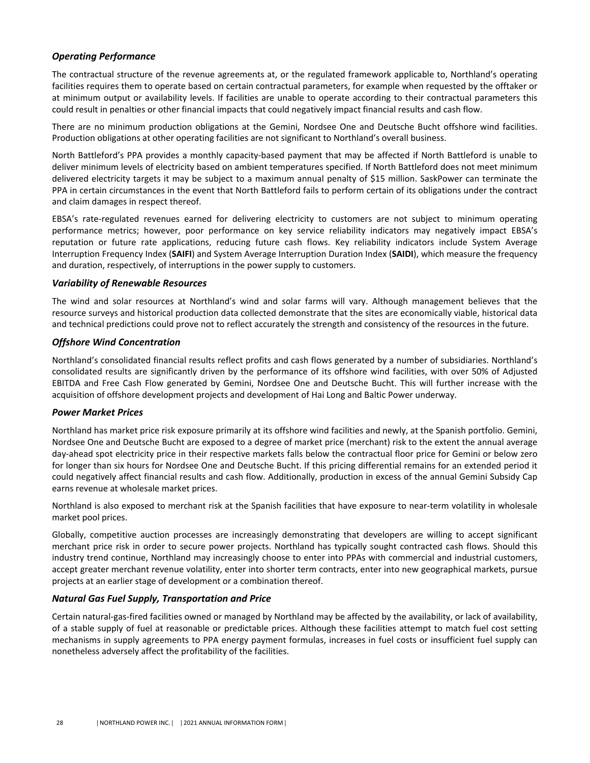### *Operating Performance*

The contractual structure of the revenue agreements at, or the regulated framework applicable to, Northland's operating facilities requires them to operate based on certain contractual parameters, for example when requested by the offtaker or at minimum output or availability levels. If facilities are unable to operate according to their contractual parameters this could result in penalties or other financial impacts that could negatively impact financial results and cash flow.

There are no minimum production obligations at the Gemini, Nordsee One and Deutsche Bucht offshore wind facilities. Production obligations at other operating facilities are not significant to Northland's overall business.

North Battleford's PPA provides a monthly capacity-based payment that may be affected if North Battleford is unable to deliver minimum levels of electricity based on ambient temperatures specified. If North Battleford does not meet minimum delivered electricity targets it may be subject to a maximum annual penalty of $15 million. SaskPower can terminate the PPA in certain circumstances in the event that North Battleford fails to perform certain of its obligations under the contract and claim damages in respect thereof.

EBSA's rate-regulated revenues earned for delivering electricity to customers are not subject to minimum operating performance metrics; however, poor performance on key service reliability indicators may negatively impact EBSA's reputation or future rate applications, reducing future cash flows. Key reliability indicators include System Average Interruption Frequency Index (**SAIFI**) and System Average Interruption Duration Index (**SAIDI**), which measure the frequency and duration, respectively, of interruptions in the power supply to customers.

### *Variability of Renewable Resources*

The wind and solar resources at Northland's wind and solar farms will vary. Although management believes that the resource surveys and historical production data collected demonstrate that the sites are economically viable, historical data and technical predictions could prove not to reflect accurately the strength and consistency of the resources in the future.

### *Offshore Wind Concentration*

Northland's consolidated financial results reflect profits and cash flows generated by a number of subsidiaries. Northland's consolidated results are significantly driven by the performance of its offshore wind facilities, with over 50% of Adjusted EBITDA and Free Cash Flow generated by Gemini, Nordsee One and Deutsche Bucht. This will further increase with the acquisition of offshore development projects and development of Hai Long and Baltic Power underway.

### *Power Market Prices*

Northland has market price risk exposure primarily at its offshore wind facilities and newly, at the Spanish portfolio. Gemini, Nordsee One and Deutsche Bucht are exposed to a degree of market price (merchant) risk to the extent the annual average day-ahead spot electricity price in their respective markets falls below the contractual floor price for Gemini or below zero for longer than six hours for Nordsee One and Deutsche Bucht. If this pricing differential remains for an extended period it could negatively affect financial results and cash flow. Additionally, production in excess of the annual Gemini Subsidy Cap earns revenue at wholesale market prices.

Northland is also exposed to merchant risk at the Spanish facilities that have exposure to near-term volatility in wholesale market pool prices.

Globally, competitive auction processes are increasingly demonstrating that developers are willing to accept significant merchant price risk in order to secure power projects. Northland has typically sought contracted cash flows. Should this industry trend continue, Northland may increasingly choose to enter into PPAs with commercial and industrial customers, accept greater merchant revenue volatility, enter into shorter term contracts, enter into new geographical markets, pursue projects at an earlier stage of development or a combination thereof.

### *Natural Gas Fuel Supply, Transportation and Price*

Certain natural-gas-fired facilities owned or managed by Northland may be affected by the availability, or lack of availability, of a stable supply of fuel at reasonable or predictable prices. Although these facilities attempt to match fuel cost setting mechanisms in supply agreements to PPA energy payment formulas, increases in fuel costs or insufficient fuel supply can nonetheless adversely affect the profitability of the facilities.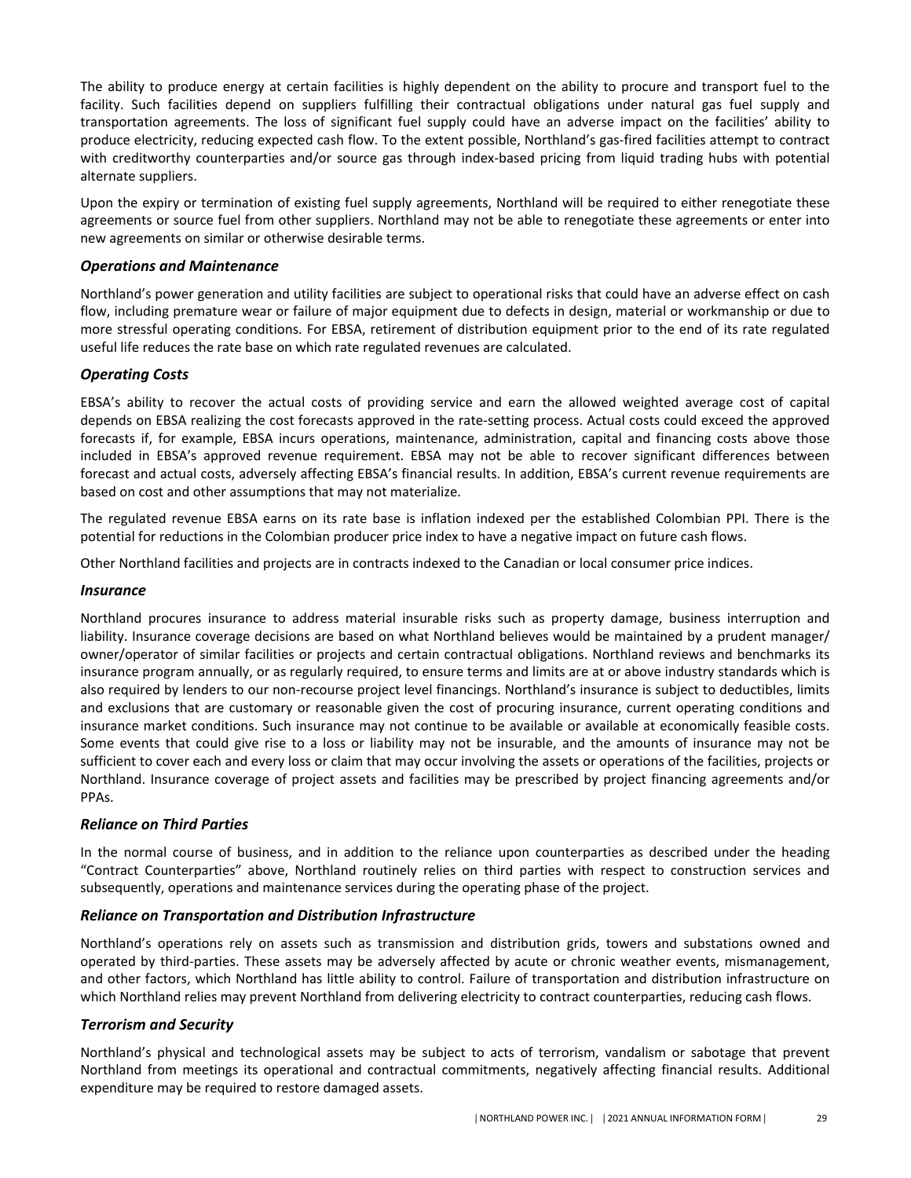The ability to produce energy at certain facilities is highly dependent on the ability to procure and transport fuel to the facility. Such facilities depend on suppliers fulfilling their contractual obligations under natural gas fuel supply and transportation agreements. The loss of significant fuel supply could have an adverse impact on the facilities' ability to produce electricity, reducing expected cash flow. To the extent possible, Northland's gas-fired facilities attempt to contract with creditworthy counterparties and/or source gas through index-based pricing from liquid trading hubs with potential alternate suppliers.

Upon the expiry or termination of existing fuel supply agreements, Northland will be required to either renegotiate these agreements or source fuel from other suppliers. Northland may not be able to renegotiate these agreements or enter into new agreements on similar or otherwise desirable terms.

### *Operations and Maintenance*

Northland's power generation and utility facilities are subject to operational risks that could have an adverse effect on cash flow, including premature wear or failure of major equipment due to defects in design, material or workmanship or due to more stressful operating conditions. For EBSA, retirement of distribution equipment prior to the end of its rate regulated useful life reduces the rate base on which rate regulated revenues are calculated.

### *Operating Costs*

EBSA's ability to recover the actual costs of providing service and earn the allowed weighted average cost of capital depends on EBSA realizing the cost forecasts approved in the rate-setting process. Actual costs could exceed the approved forecasts if, for example, EBSA incurs operations, maintenance, administration, capital and financing costs above those included in EBSA's approved revenue requirement. EBSA may not be able to recover significant differences between forecast and actual costs, adversely affecting EBSA's financial results. In addition, EBSA's current revenue requirements are based on cost and other assumptions that may not materialize.

The regulated revenue EBSA earns on its rate base is inflation indexed per the established Colombian PPI. There is the potential for reductions in the Colombian producer price index to have a negative impact on future cash flows.

Other Northland facilities and projects are in contracts indexed to the Canadian or local consumer price indices.

### *Insurance*

Northland procures insurance to address material insurable risks such as property damage, business interruption and liability. Insurance coverage decisions are based on what Northland believes would be maintained by a prudent manager/ owner/operator of similar facilities or projects and certain contractual obligations. Northland reviews and benchmarks its insurance program annually, or as regularly required, to ensure terms and limits are at or above industry standards which is also required by lenders to our non-recourse project level financings. Northland's insurance is subject to deductibles, limits and exclusions that are customary or reasonable given the cost of procuring insurance, current operating conditions and insurance market conditions. Such insurance may not continue to be available or available at economically feasible costs. Some events that could give rise to a loss or liability may not be insurable, and the amounts of insurance may not be sufficient to cover each and every loss or claim that may occur involving the assets or operations of the facilities, projects or Northland. Insurance coverage of project assets and facilities may be prescribed by project financing agreements and/or PPAs.

### *Reliance on Third Parties*

In the normal course of business, and in addition to the reliance upon counterparties as described under the heading "Contract Counterparties" above, Northland routinely relies on third parties with respect to construction services and subsequently, operations and maintenance services during the operating phase of the project.

### *Reliance on Transportation and Distribution Infrastructure*

Northland's operations rely on assets such as transmission and distribution grids, towers and substations owned and operated by third-parties. These assets may be adversely affected by acute or chronic weather events, mismanagement, and other factors, which Northland has little ability to control. Failure of transportation and distribution infrastructure on which Northland relies may prevent Northland from delivering electricity to contract counterparties, reducing cash flows.

### *Terrorism and Security*

Northland's physical and technological assets may be subject to acts of terrorism, vandalism or sabotage that prevent Northland from meetings its operational and contractual commitments, negatively affecting financial results. Additional expenditure may be required to restore damaged assets.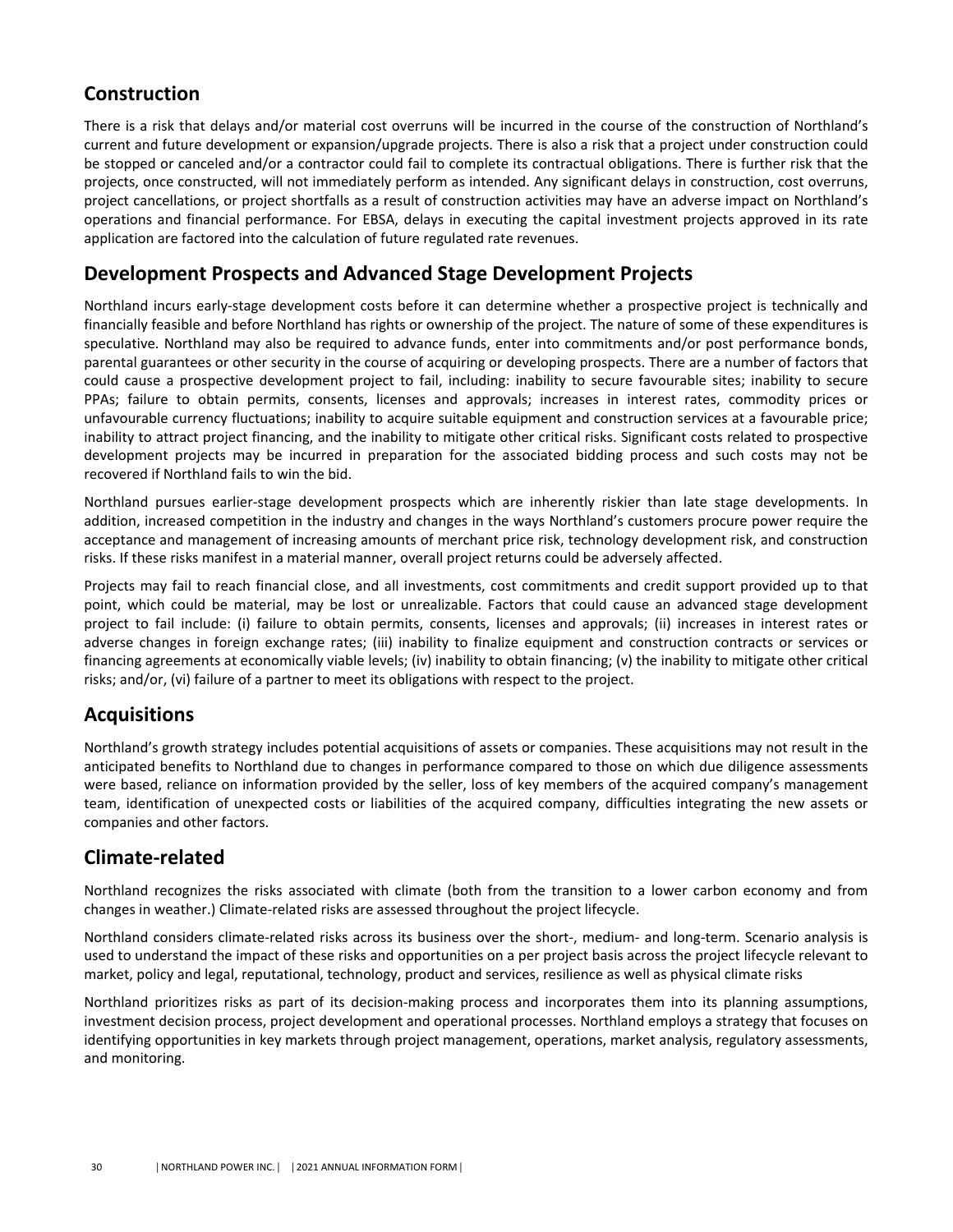## Construction

There is a risk that delays and/or material cost overruns will be incurred in the course of the construction of Northland's current and future development or expansion/upgrade projects. There is also a risk that a project under construction could be stopped or canceled and/or a contractor could fail to complete its contractual obligations. There is further risk that the projects, once constructed, will not immediately perform as intended. Any significant delays in construction, cost overruns, project cancellations, or project shortfalls as a result of construction activities may have an adverse impact on Northland's operations and financial performance. For EBSA, delays in executing the capital investment projects approved in its rate application are factored into the calculation of future regulated rate revenues.

## Development Prospects and Advanced Stage Development Projects

Northland incurs early-stage development costs before it can determine whether a prospective project is technically and financially feasible and before Northland has rights or ownership of the project. The nature of some of these expenditures is speculative. Northland may also be required to advance funds, enter into commitments and/or post performance bonds, parental guarantees or other security in the course of acquiring or developing prospects. There are a number of factors that could cause a prospective development project to fail, including: inability to secure favourable sites; inability to secure PPAs; failure to obtain permits, consents, licenses and approvals; increases in interest rates, commodity prices or unfavourable currency fluctuations; inability to acquire suitable equipment and construction services at a favourable price; inability to attract project financing, and the inability to mitigate other critical risks. Significant costs related to prospective development projects may be incurred in preparation for the associated bidding process and such costs may not be recovered if Northland fails to win the bid.

Northland pursues earlier-stage development prospects which are inherently riskier than late stage developments. In addition, increased competition in the industry and changes in the ways Northland's customers procure power require the acceptance and management of increasing amounts of merchant price risk, technology development risk, and construction risks. If these risks manifest in a material manner, overall project returns could be adversely affected.

Projects may fail to reach financial close, and all investments, cost commitments and credit support provided up to that point, which could be material, may be lost or unrealizable. Factors that could cause an advanced stage development project to fail include: (i) failure to obtain permits, consents, licenses and approvals; (ii) increases in interest rates or adverse changes in foreign exchange rates; (iii) inability to finalize equipment and construction contracts or services or financing agreements at economically viable levels; (iv) inability to obtain financing; (v) the inability to mitigate other critical risks; and/or, (vi) failure of a partner to meet its obligations with respect to the project.

## Acquisitions

Northland's growth strategy includes potential acquisitions of assets or companies. These acquisitions may not result in the anticipated benefits to Northland due to changes in performance compared to those on which due diligence assessments were based, reliance on information provided by the seller, loss of key members of the acquired company's management team, identification of unexpected costs or liabilities of the acquired company, difficulties integrating the new assets or companies and other factors.

## Climate-related

Northland recognizes the risks associated with climate (both from the transition to a lower carbon economy and from changes in weather.) Climate-related risks are assessed throughout the project lifecycle.

Northland considers climate-related risks across its business over the short-, medium- and long-term. Scenario analysis is used to understand the impact of these risks and opportunities on a per project basis across the project lifecycle relevant to market, policy and legal, reputational, technology, product and services, resilience as well as physical climate risks

Northland prioritizes risks as part of its decision-making process and incorporates them into its planning assumptions, investment decision process, project development and operational processes. Northland employs a strategy that focuses on identifying opportunities in key markets through project management, operations, market analysis, regulatory assessments, and monitoring.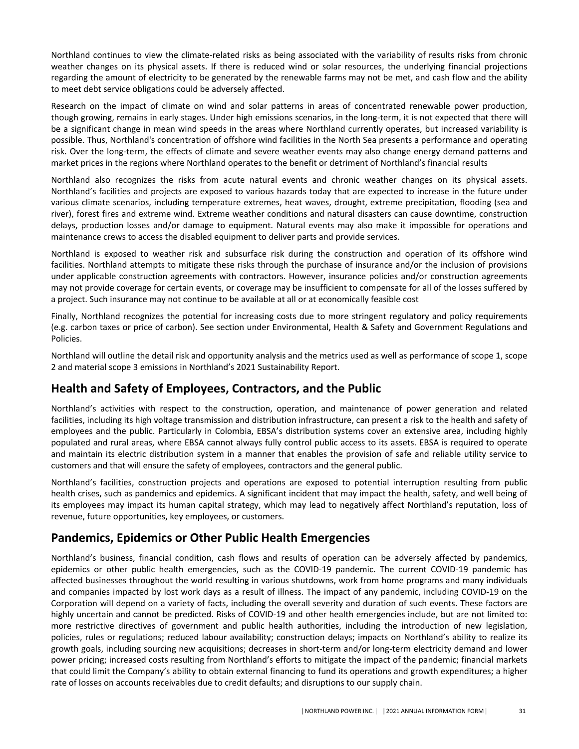Northland continues to view the climate-related risks as being associated with the variability of results risks from chronic weather changes on its physical assets. If there is reduced wind or solar resources, the underlying financial projections regarding the amount of electricity to be generated by the renewable farms may not be met, and cash flow and the ability to meet debt service obligations could be adversely affected.

Research on the impact of climate on wind and solar patterns in areas of concentrated renewable power production, though growing, remains in early stages. Under high emissions scenarios, in the long-term, it is not expected that there will be a significant change in mean wind speeds in the areas where Northland currently operates, but increased variability is possible. Thus, Northland's concentration of offshore wind facilities in the North Sea presents a performance and operating risk. Over the long-term, the effects of climate and severe weather events may also change energy demand patterns and market prices in the regions where Northland operates to the benefit or detriment of Northland's financial results

Northland also recognizes the risks from acute natural events and chronic weather changes on its physical assets. Northland's facilities and projects are exposed to various hazards today that are expected to increase in the future under various climate scenarios, including temperature extremes, heat waves, drought, extreme precipitation, flooding (sea and river), forest fires and extreme wind. Extreme weather conditions and natural disasters can cause downtime, construction delays, production losses and/or damage to equipment. Natural events may also make it impossible for operations and maintenance crews to access the disabled equipment to deliver parts and provide services.

Northland is exposed to weather risk and subsurface risk during the construction and operation of its offshore wind facilities. Northland attempts to mitigate these risks through the purchase of insurance and/or the inclusion of provisions under applicable construction agreements with contractors. However, insurance policies and/or construction agreements may not provide coverage for certain events, or coverage may be insufficient to compensate for all of the losses suffered by a project. Such insurance may not continue to be available at all or at economically feasible cost

Finally, Northland recognizes the potential for increasing costs due to more stringent regulatory and policy requirements (e.g. carbon taxes or price of carbon). See section under Environmental, Health & Safety and Government Regulations and Policies.

Northland will outline the detail risk and opportunity analysis and the metrics used as well as performance of scope 1, scope 2 and material scope 3 emissions in Northland's 2021 Sustainability Report.

## Health and Safety of Employees, Contractors, and the Public

Northland's activities with respect to the construction, operation, and maintenance of power generation and related facilities, including its high voltage transmission and distribution infrastructure, can present a risk to the health and safety of employees and the public. Particularly in Colombia, EBSA's distribution systems cover an extensive area, including highly populated and rural areas, where EBSA cannot always fully control public access to its assets. EBSA is required to operate and maintain its electric distribution system in a manner that enables the provision of safe and reliable utility service to customers and that will ensure the safety of employees, contractors and the general public.

Northland's facilities, construction projects and operations are exposed to potential interruption resulting from public health crises, such as pandemics and epidemics. A significant incident that may impact the health, safety, and well being of its employees may impact its human capital strategy, which may lead to negatively affect Northland's reputation, loss of revenue, future opportunities, key employees, or customers.

## Pandemics, Epidemics or Other Public Health Emergencies

Northland's business, financial condition, cash flows and results of operation can be adversely affected by pandemics, epidemics or other public health emergencies, such as the COVID-19 pandemic. The current COVID-19 pandemic has affected businesses throughout the world resulting in various shutdowns, work from home programs and many individuals and companies impacted by lost work days as a result of illness. The impact of any pandemic, including COVID-19 on the Corporation will depend on a variety of facts, including the overall severity and duration of such events. These factors are highly uncertain and cannot be predicted. Risks of COVID-19 and other health emergencies include, but are not limited to: more restrictive directives of government and public health authorities, including the introduction of new legislation, policies, rules or regulations; reduced labour availability; construction delays; impacts on Northland's ability to realize its growth goals, including sourcing new acquisitions; decreases in short-term and/or long-term electricity demand and lower power pricing; increased costs resulting from Northland's efforts to mitigate the impact of the pandemic; financial markets that could limit the Company's ability to obtain external financing to fund its operations and growth expenditures; a higher rate of losses on accounts receivables due to credit defaults; and disruptions to our supply chain.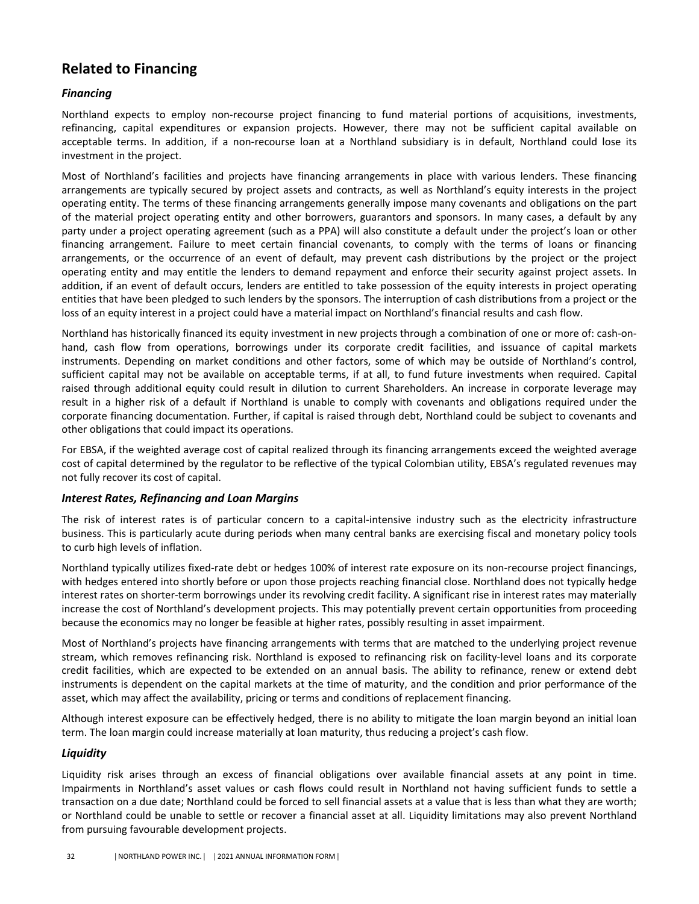## Related to Financing

### *Financing*

Northland expects to employ non-recourse project financing to fund material portions of acquisitions, investments, refinancing, capital expenditures or expansion projects. However, there may not be sufficient capital available on acceptable terms. In addition, if a non-recourse loan at a Northland subsidiary is in default, Northland could lose its investment in the project.

Most of Northland's facilities and projects have financing arrangements in place with various lenders. These financing arrangements are typically secured by project assets and contracts, as well as Northland's equity interests in the project operating entity. The terms of these financing arrangements generally impose many covenants and obligations on the part of the material project operating entity and other borrowers, guarantors and sponsors. In many cases, a default by any party under a project operating agreement (such as a PPA) will also constitute a default under the project's loan or other financing arrangement. Failure to meet certain financial covenants, to comply with the terms of loans or financing arrangements, or the occurrence of an event of default, may prevent cash distributions by the project or the project operating entity and may entitle the lenders to demand repayment and enforce their security against project assets. In addition, if an event of default occurs, lenders are entitled to take possession of the equity interests in project operating entities that have been pledged to such lenders by the sponsors. The interruption of cash distributions from a project or the loss of an equity interest in a project could have a material impact on Northland's financial results and cash flow.

Northland has historically financed its equity investment in new projects through a combination of one or more of: cash-on-hand, cash flow from operations, borrowings under its corporate credit facilities, and issuance of capital markets instruments. Depending on market conditions and other factors, some of which may be outside of Northland's control, sufficient capital may not be available on acceptable terms, if at all, to fund future investments when required. Capital raised through additional equity could result in dilution to current Shareholders. An increase in corporate leverage may result in a higher risk of a default if Northland is unable to comply with covenants and obligations required under the corporate financing documentation. Further, if capital is raised through debt, Northland could be subject to covenants and other obligations that could impact its operations.

For EBSA, if the weighted average cost of capital realized through its financing arrangements exceed the weighted average cost of capital determined by the regulator to be reflective of the typical Colombian utility, EBSA's regulated revenues may not fully recover its cost of capital.

### *Interest Rates, Refinancing and Loan Margins*

The risk of interest rates is of particular concern to a capital-intensive industry such as the electricity infrastructure business. This is particularly acute during periods when many central banks are exercising fiscal and monetary policy tools to curb high levels of inflation.

Northland typically utilizes fixed-rate debt or hedges 100% of interest rate exposure on its non-recourse project financings, with hedges entered into shortly before or upon those projects reaching financial close. Northland does not typically hedge interest rates on shorter-term borrowings under its revolving credit facility. A significant rise in interest rates may materially increase the cost of Northland's development projects. This may potentially prevent certain opportunities from proceeding because the economics may no longer be feasible at higher rates, possibly resulting in asset impairment.

Most of Northland's projects have financing arrangements with terms that are matched to the underlying project revenue stream, which removes refinancing risk. Northland is exposed to refinancing risk on facility-level loans and its corporate credit facilities, which are expected to be extended on an annual basis. The ability to refinance, renew or extend debt instruments is dependent on the capital markets at the time of maturity, and the condition and prior performance of the asset, which may affect the availability, pricing or terms and conditions of replacement financing.

Although interest exposure can be effectively hedged, there is no ability to mitigate the loan margin beyond an initial loan term. The loan margin could increase materially at loan maturity, thus reducing a project's cash flow.

### *Liquidity*

Liquidity risk arises through an excess of financial obligations over available financial assets at any point in time. Impairments in Northland's asset values or cash flows could result in Northland not having sufficient funds to settle a transaction on a due date; Northland could be forced to sell financial assets at a value that is less than what they are worth; or Northland could be unable to settle or recover a financial asset at all. Liquidity limitations may also prevent Northland from pursuing favourable development projects.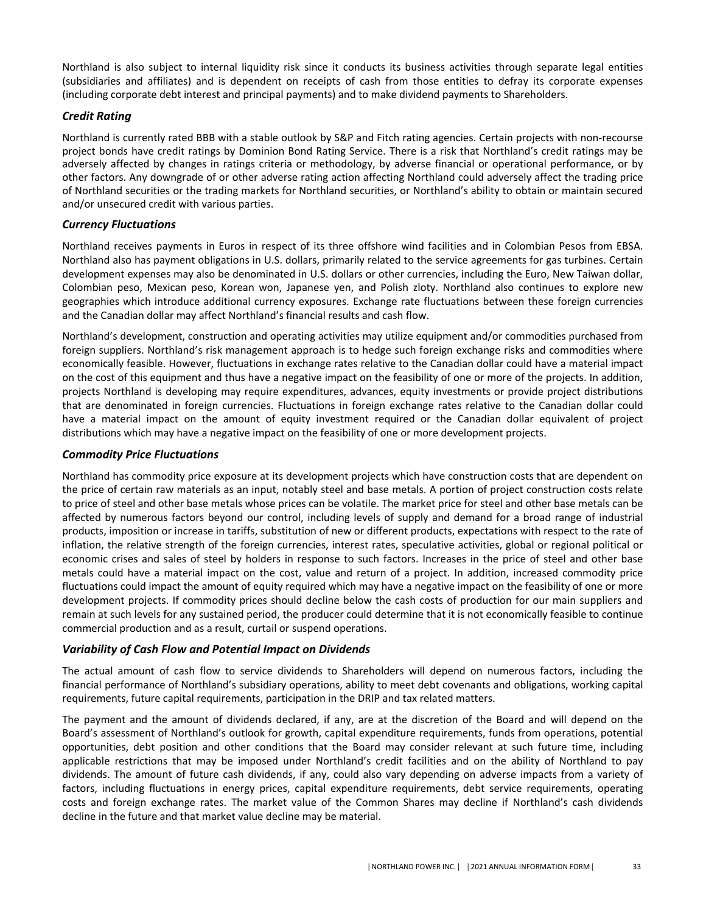Northland is also subject to internal liquidity risk since it conducts its business activities through separate legal entities (subsidiaries and affiliates) and is dependent on receipts of cash from those entities to defray its corporate expenses (including corporate debt interest and principal payments) and to make dividend payments to Shareholders.

### *Credit Rating*

Northland is currently rated BBB with a stable outlook by S&P and Fitch rating agencies. Certain projects with non-recourse project bonds have credit ratings by Dominion Bond Rating Service. There is a risk that Northland's credit ratings may be adversely affected by changes in ratings criteria or methodology, by adverse financial or operational performance, or by other factors. Any downgrade of or other adverse rating action affecting Northland could adversely affect the trading price of Northland securities or the trading markets for Northland securities, or Northland's ability to obtain or maintain secured and/or unsecured credit with various parties.

### *Currency Fluctuations*

Northland receives payments in Euros in respect of its three offshore wind facilities and in Colombian Pesos from EBSA. Northland also has payment obligations in U.S. dollars, primarily related to the service agreements for gas turbines. Certain development expenses may also be denominated in U.S. dollars or other currencies, including the Euro, New Taiwan dollar, Colombian peso, Mexican peso, Korean won, Japanese yen, and Polish zloty. Northland also continues to explore new geographies which introduce additional currency exposures. Exchange rate fluctuations between these foreign currencies and the Canadian dollar may affect Northland's financial results and cash flow.

Northland's development, construction and operating activities may utilize equipment and/or commodities purchased from foreign suppliers. Northland's risk management approach is to hedge such foreign exchange risks and commodities where economically feasible. However, fluctuations in exchange rates relative to the Canadian dollar could have a material impact on the cost of this equipment and thus have a negative impact on the feasibility of one or more of the projects. In addition, projects Northland is developing may require expenditures, advances, equity investments or provide project distributions that are denominated in foreign currencies. Fluctuations in foreign exchange rates relative to the Canadian dollar could have a material impact on the amount of equity investment required or the Canadian dollar equivalent of project distributions which may have a negative impact on the feasibility of one or more development projects.

### *Commodity Price Fluctuations*

Northland has commodity price exposure at its development projects which have construction costs that are dependent on the price of certain raw materials as an input, notably steel and base metals. A portion of project construction costs relate to price of steel and other base metals whose prices can be volatile. The market price for steel and other base metals can be affected by numerous factors beyond our control, including levels of supply and demand for a broad range of industrial products, imposition or increase in tariffs, substitution of new or different products, expectations with respect to the rate of inflation, the relative strength of the foreign currencies, interest rates, speculative activities, global or regional political or economic crises and sales of steel by holders in response to such factors. Increases in the price of steel and other base metals could have a material impact on the cost, value and return of a project. In addition, increased commodity price fluctuations could impact the amount of equity required which may have a negative impact on the feasibility of one or more development projects. If commodity prices should decline below the cash costs of production for our main suppliers and remain at such levels for any sustained period, the producer could determine that it is not economically feasible to continue commercial production and as a result, curtail or suspend operations.

### *Variability of Cash Flow and Potential Impact on Dividends*

The actual amount of cash flow to service dividends to Shareholders will depend on numerous factors, including the financial performance of Northland's subsidiary operations, ability to meet debt covenants and obligations, working capital requirements, future capital requirements, participation in the DRIP and tax related matters.

The payment and the amount of dividends declared, if any, are at the discretion of the Board and will depend on the Board's assessment of Northland's outlook for growth, capital expenditure requirements, funds from operations, potential opportunities, debt position and other conditions that the Board may consider relevant at such future time, including applicable restrictions that may be imposed under Northland's credit facilities and on the ability of Northland to pay dividends. The amount of future cash dividends, if any, could also vary depending on adverse impacts from a variety of factors, including fluctuations in energy prices, capital expenditure requirements, debt service requirements, operating costs and foreign exchange rates. The market value of the Common Shares may decline if Northland's cash dividends decline in the future and that market value decline may be material.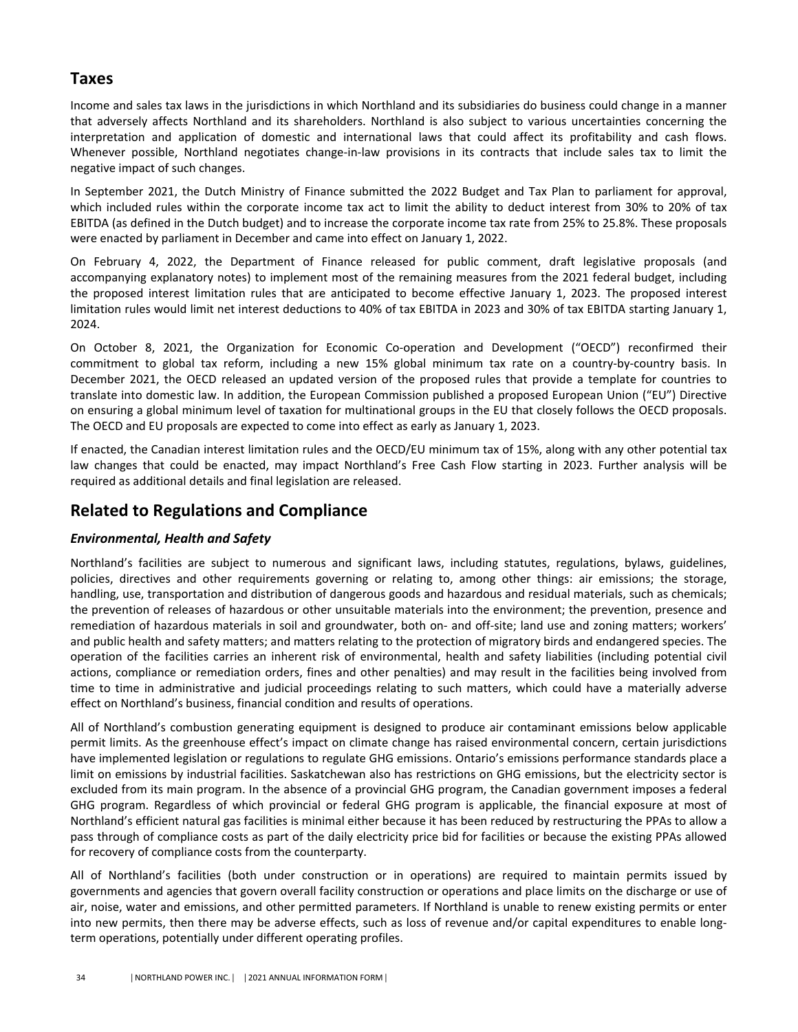## Taxes

Income and sales tax laws in the jurisdictions in which Northland and its subsidiaries do business could change in a manner that adversely affects Northland and its shareholders. Northland is also subject to various uncertainties concerning the interpretation and application of domestic and international laws that could affect its profitability and cash flows. Whenever possible, Northland negotiates change-in-law provisions in its contracts that include sales tax to limit the negative impact of such changes.

In September 2021, the Dutch Ministry of Finance submitted the 2022 Budget and Tax Plan to parliament for approval, which included rules within the corporate income tax act to limit the ability to deduct interest from 30% to 20% of tax EBITDA (as defined in the Dutch budget) and to increase the corporate income tax rate from 25% to 25.8%. These proposals were enacted by parliament in December and came into effect on January 1, 2022.

On February 4, 2022, the Department of Finance released for public comment, draft legislative proposals (and accompanying explanatory notes) to implement most of the remaining measures from the 2021 federal budget, including the proposed interest limitation rules that are anticipated to become effective January 1, 2023. The proposed interest limitation rules would limit net interest deductions to 40% of tax EBITDA in 2023 and 30% of tax EBITDA starting January 1, 2024.

On October 8, 2021, the Organization for Economic Co-operation and Development ("OECD") reconfirmed their commitment to global tax reform, including a new 15% global minimum tax rate on a country-by-country basis. In December 2021, the OECD released an updated version of the proposed rules that provide a template for countries to translate into domestic law. In addition, the European Commission published a proposed European Union ("EU") Directive on ensuring a global minimum level of taxation for multinational groups in the EU that closely follows the OECD proposals. The OECD and EU proposals are expected to come into effect as early as January 1, 2023.

If enacted, the Canadian interest limitation rules and the OECD/EU minimum tax of 15%, along with any other potential tax law changes that could be enacted, may impact Northland's Free Cash Flow starting in 2023. Further analysis will be required as additional details and final legislation are released.

## Related to Regulations and Compliance

### *Environmental, Health and Safety*

Northland's facilities are subject to numerous and significant laws, including statutes, regulations, bylaws, guidelines, policies, directives and other requirements governing or relating to, among other things: air emissions; the storage, handling, use, transportation and distribution of dangerous goods and hazardous and residual materials, such as chemicals; the prevention of releases of hazardous or other unsuitable materials into the environment; the prevention, presence and remediation of hazardous materials in soil and groundwater, both on- and off-site; land use and zoning matters; workers' and public health and safety matters; and matters relating to the protection of migratory birds and endangered species. The operation of the facilities carries an inherent risk of environmental, health and safety liabilities (including potential civil actions, compliance or remediation orders, fines and other penalties) and may result in the facilities being involved from time to time in administrative and judicial proceedings relating to such matters, which could have a materially adverse effect on Northland's business, financial condition and results of operations.

All of Northland's combustion generating equipment is designed to produce air contaminant emissions below applicable permit limits. As the greenhouse effect's impact on climate change has raised environmental concern, certain jurisdictions have implemented legislation or regulations to regulate GHG emissions. Ontario's emissions performance standards place a limit on emissions by industrial facilities. Saskatchewan also has restrictions on GHG emissions, but the electricity sector is excluded from its main program. In the absence of a provincial GHG program, the Canadian government imposes a federal GHG program. Regardless of which provincial or federal GHG program is applicable, the financial exposure at most of Northland's efficient natural gas facilities is minimal either because it has been reduced by restructuring the PPAs to allow a pass through of compliance costs as part of the daily electricity price bid for facilities or because the existing PPAs allowed for recovery of compliance costs from the counterparty.

All of Northland's facilities (both under construction or in operations) are required to maintain permits issued by governments and agencies that govern overall facility construction or operations and place limits on the discharge or use of air, noise, water and emissions, and other permitted parameters. If Northland is unable to renew existing permits or enter into new permits, then there may be adverse effects, such as loss of revenue and/or capital expenditures to enable long-term operations, potentially under different operating profiles.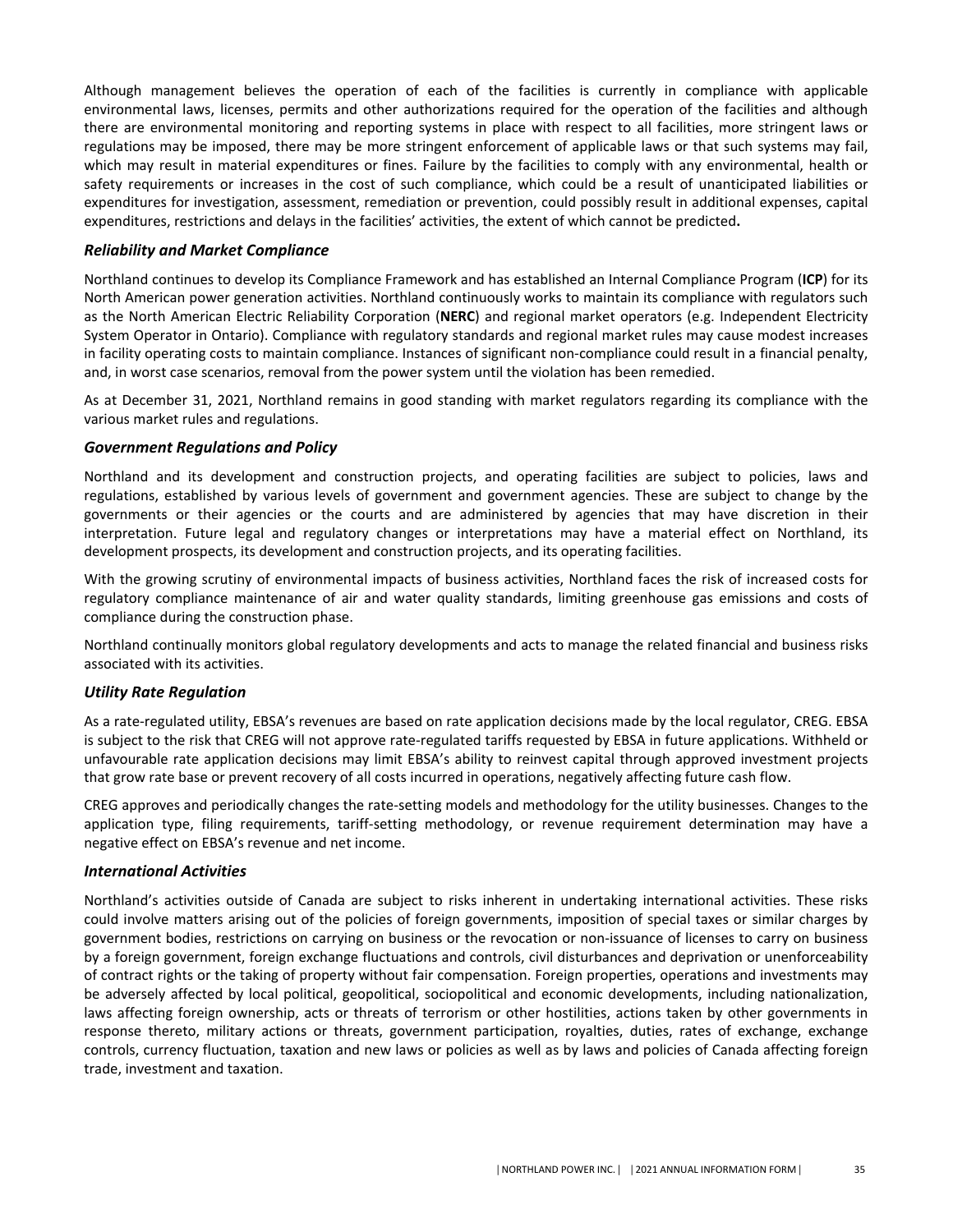Although management believes the operation of each of the facilities is currently in compliance with applicable environmental laws, licenses, permits and other authorizations required for the operation of the facilities and although there are environmental monitoring and reporting systems in place with respect to all facilities, more stringent laws or regulations may be imposed, there may be more stringent enforcement of applicable laws or that such systems may fail, which may result in material expenditures or fines. Failure by the facilities to comply with any environmental, health or safety requirements or increases in the cost of such compliance, which could be a result of unanticipated liabilities or expenditures for investigation, assessment, remediation or prevention, could possibly result in additional expenses, capital expenditures, restrictions and delays in the facilities' activities, the extent of which cannot be predicted**.**

### *Reliability and Market Compliance*

Northland continues to develop its Compliance Framework and has established an Internal Compliance Program (**ICP**) for its North American power generation activities. Northland continuously works to maintain its compliance with regulators such as the North American Electric Reliability Corporation (**NERC**) and regional market operators (e.g. Independent Electricity System Operator in Ontario). Compliance with regulatory standards and regional market rules may cause modest increases in facility operating costs to maintain compliance. Instances of significant non-compliance could result in a financial penalty, and, in worst case scenarios, removal from the power system until the violation has been remedied.

As at December 31, 2021, Northland remains in good standing with market regulators regarding its compliance with the various market rules and regulations.

### *Government Regulations and Policy*

Northland and its development and construction projects, and operating facilities are subject to policies, laws and regulations, established by various levels of government and government agencies. These are subject to change by the governments or their agencies or the courts and are administered by agencies that may have discretion in their interpretation. Future legal and regulatory changes or interpretations may have a material effect on Northland, its development prospects, its development and construction projects, and its operating facilities.

With the growing scrutiny of environmental impacts of business activities, Northland faces the risk of increased costs for regulatory compliance maintenance of air and water quality standards, limiting greenhouse gas emissions and costs of compliance during the construction phase.

Northland continually monitors global regulatory developments and acts to manage the related financial and business risks associated with its activities.

### *Utility Rate Regulation*

As a rate-regulated utility, EBSA's revenues are based on rate application decisions made by the local regulator, CREG. EBSA is subject to the risk that CREG will not approve rate-regulated tariffs requested by EBSA in future applications. Withheld or unfavourable rate application decisions may limit EBSA's ability to reinvest capital through approved investment projects that grow rate base or prevent recovery of all costs incurred in operations, negatively affecting future cash flow.

CREG approves and periodically changes the rate-setting models and methodology for the utility businesses. Changes to the application type, filing requirements, tariff-setting methodology, or revenue requirement determination may have a negative effect on EBSA's revenue and net income.

### *International Activities*

Northland's activities outside of Canada are subject to risks inherent in undertaking international activities. These risks could involve matters arising out of the policies of foreign governments, imposition of special taxes or similar charges by government bodies, restrictions on carrying on business or the revocation or non-issuance of licenses to carry on business by a foreign government, foreign exchange fluctuations and controls, civil disturbances and deprivation or unenforceability of contract rights or the taking of property without fair compensation. Foreign properties, operations and investments may be adversely affected by local political, geopolitical, sociopolitical and economic developments, including nationalization, laws affecting foreign ownership, acts or threats of terrorism or other hostilities, actions taken by other governments in response thereto, military actions or threats, government participation, royalties, duties, rates of exchange, exchange controls, currency fluctuation, taxation and new laws or policies as well as by laws and policies of Canada affecting foreign trade, investment and taxation.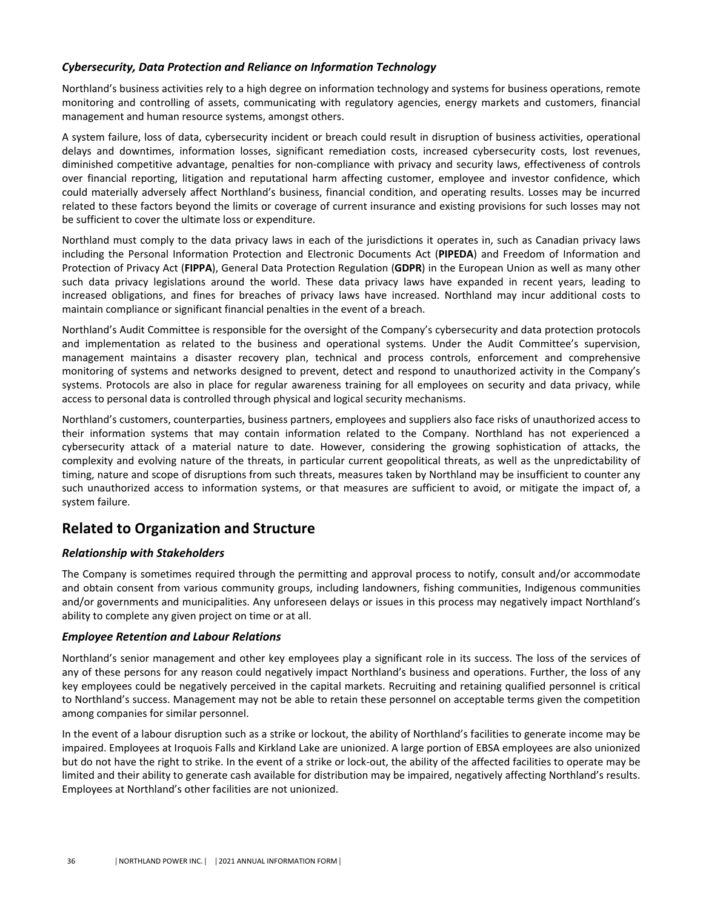### *Cybersecurity, Data Protection and Reliance on Information Technology*

Northland's business activities rely to a high degree on information technology and systems for business operations, remote monitoring and controlling of assets, communicating with regulatory agencies, energy markets and customers, financial management and human resource systems, amongst others.

A system failure, loss of data, cybersecurity incident or breach could result in disruption of business activities, operational delays and downtimes, information losses, significant remediation costs, increased cybersecurity costs, lost revenues, diminished competitive advantage, penalties for non-compliance with privacy and security laws, effectiveness of controls over financial reporting, litigation and reputational harm affecting customer, employee and investor confidence, which could materially adversely affect Northland's business, financial condition, and operating results. Losses may be incurred related to these factors beyond the limits or coverage of current insurance and existing provisions for such losses may not be sufficient to cover the ultimate loss or expenditure.

Northland must comply to the data privacy laws in each of the jurisdictions it operates in, such as Canadian privacy laws including the Personal Information Protection and Electronic Documents Act (**PIPEDA**) and Freedom of Information and Protection of Privacy Act (**FIPPA**), General Data Protection Regulation (**GDPR**) in the European Union as well as many other such data privacy legislations around the world. These data privacy laws have expanded in recent years, leading to increased obligations, and fines for breaches of privacy laws have increased. Northland may incur additional costs to maintain compliance or significant financial penalties in the event of a breach.

Northland's Audit Committee is responsible for the oversight of the Company's cybersecurity and data protection protocols and implementation as related to the business and operational systems. Under the Audit Committee's supervision, management maintains a disaster recovery plan, technical and process controls, enforcement and comprehensive monitoring of systems and networks designed to prevent, detect and respond to unauthorized activity in the Company's systems. Protocols are also in place for regular awareness training for all employees on security and data privacy, while access to personal data is controlled through physical and logical security mechanisms.

Northland's customers, counterparties, business partners, employees and suppliers also face risks of unauthorized access to their information systems that may contain information related to the Company. Northland has not experienced a cybersecurity attack of a material nature to date. However, considering the growing sophistication of attacks, the complexity and evolving nature of the threats, in particular current geopolitical threats, as well as the unpredictability of timing, nature and scope of disruptions from such threats, measures taken by Northland may be insufficient to counter any such unauthorized access to information systems, or that measures are sufficient to avoid, or mitigate the impact of, a system failure.

## Related to Organization and Structure

### *Relationship with Stakeholders*

The Company is sometimes required through the permitting and approval process to notify, consult and/or accommodate and obtain consent from various community groups, including landowners, fishing communities, Indigenous communities and/or governments and municipalities. Any unforeseen delays or issues in this process may negatively impact Northland's ability to complete any given project on time or at all.

### *Employee Retention and Labour Relations*

Northland's senior management and other key employees play a significant role in its success. The loss of the services of any of these persons for any reason could negatively impact Northland's business and operations. Further, the loss of any key employees could be negatively perceived in the capital markets. Recruiting and retaining qualified personnel is critical to Northland's success. Management may not be able to retain these personnel on acceptable terms given the competition among companies for similar personnel.

In the event of a labour disruption such as a strike or lockout, the ability of Northland's facilities to generate income may be impaired. Employees at Iroquois Falls and Kirkland Lake are unionized. A large portion of EBSA employees are also unionized but do not have the right to strike. In the event of a strike or lock-out, the ability of the affected facilities to operate may be limited and their ability to generate cash available for distribution may be impaired, negatively affecting Northland's results. Employees at Northland's other facilities are not unionized.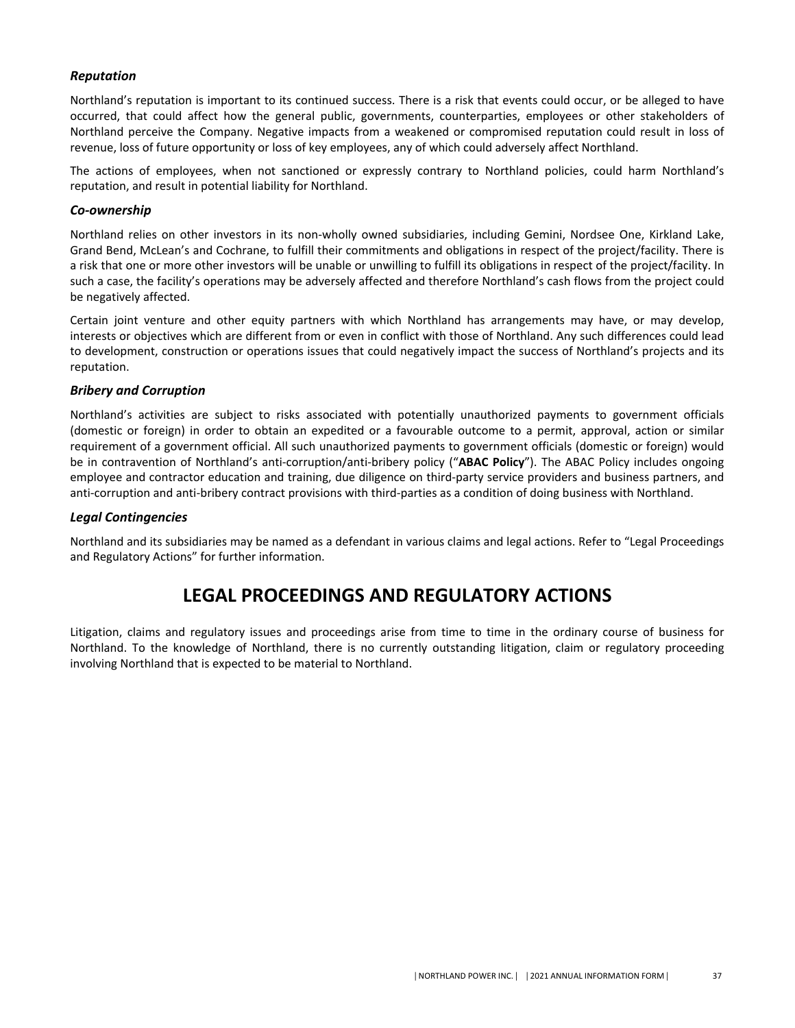### *Reputation*

Northland's reputation is important to its continued success. There is a risk that events could occur, or be alleged to have occurred, that could affect how the general public, governments, counterparties, employees or other stakeholders of Northland perceive the Company. Negative impacts from a weakened or compromised reputation could result in loss of revenue, loss of future opportunity or loss of key employees, any of which could adversely affect Northland.

The actions of employees, when not sanctioned or expressly contrary to Northland policies, could harm Northland's reputation, and result in potential liability for Northland.

### *Co-ownership*

Northland relies on other investors in its non-wholly owned subsidiaries, including Gemini, Nordsee One, Kirkland Lake, Grand Bend, McLean's and Cochrane, to fulfill their commitments and obligations in respect of the project/facility. There is a risk that one or more other investors will be unable or unwilling to fulfill its obligations in respect of the project/facility. In such a case, the facility's operations may be adversely affected and therefore Northland's cash flows from the project could be negatively affected.

Certain joint venture and other equity partners with which Northland has arrangements may have, or may develop, interests or objectives which are different from or even in conflict with those of Northland. Any such differences could lead to development, construction or operations issues that could negatively impact the success of Northland's projects and its reputation.

### *Bribery and Corruption*

Northland's activities are subject to risks associated with potentially unauthorized payments to government officials (domestic or foreign) in order to obtain an expedited or a favourable outcome to a permit, approval, action or similar requirement of a government official. All such unauthorized payments to government officials (domestic or foreign) would be in contravention of Northland's anti-corruption/anti-bribery policy ("**ABAC Policy**"). The ABAC Policy includes ongoing employee and contractor education and training, due diligence on third-party service providers and business partners, and anti-corruption and anti-bribery contract provisions with third-parties as a condition of doing business with Northland.

### *Legal Contingencies*

Northland and its subsidiaries may be named as a defendant in various claims and legal actions. Refer to "Legal Proceedings and Regulatory Actions" for further information.

# LEGAL PROCEEDINGS AND REGULATORY ACTIONS

Litigation, claims and regulatory issues and proceedings arise from time to time in the ordinary course of business for Northland. To the knowledge of Northland, there is no currently outstanding litigation, claim or regulatory proceeding involving Northland that is expected to be material to Northland.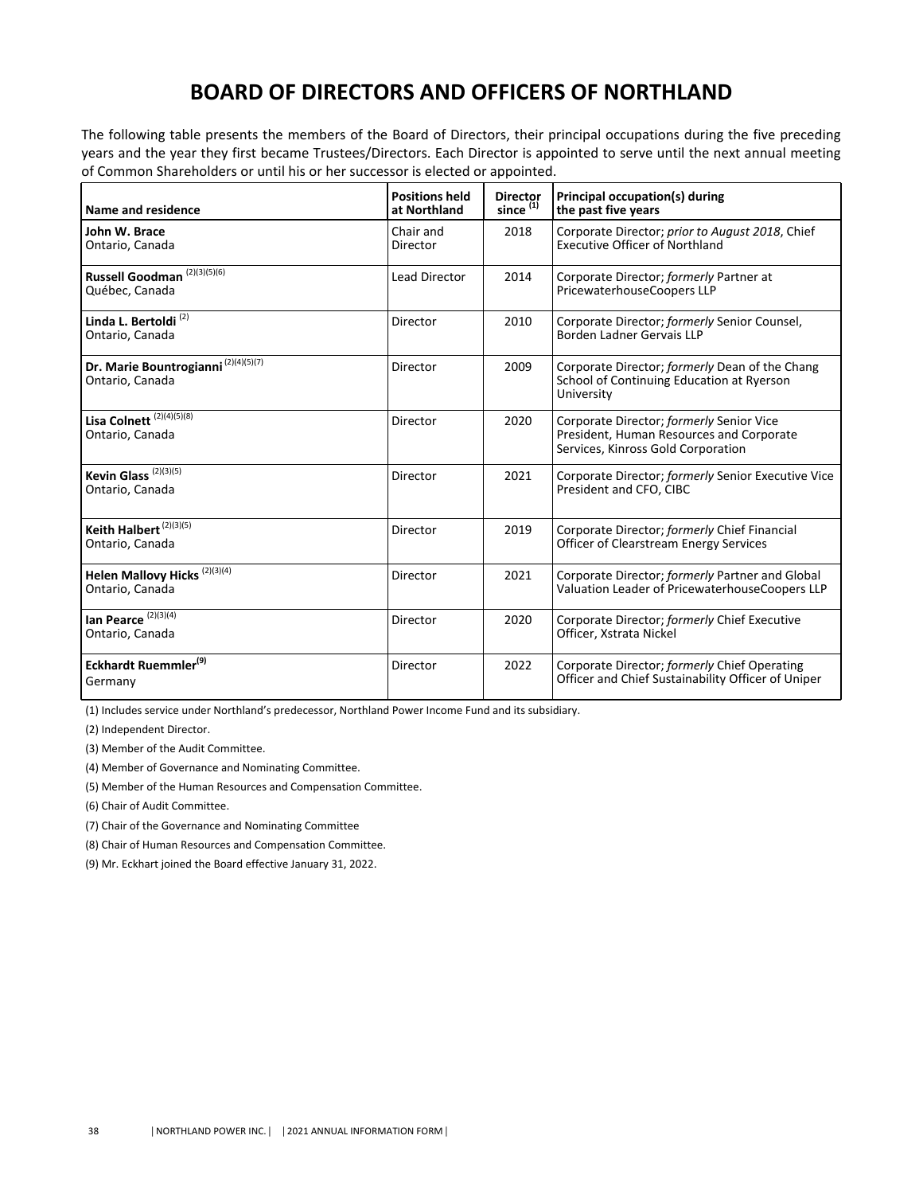# BOARD OF DIRECTORS AND OFFICERS OF NORTHLAND

The following table presents the members of the Board of Directors, their principal occupations during the five preceding years and the year they first became Trustees/Directors. Each Director is appointed to serve until the next annual meeting of Common Shareholders or until his or her successor is elected or appointed.

| Name and residence | Positions held at Northland | Director since [1] | Principal occupation(s) during the past five years |
|---|---|---|---|
| **John W. Brace**<br>Ontario, Canada | Chair and Director | 2018 | Corporate Director; *prior to August 2018*, Chief Executive Officer of Northland |
| **Russell Goodman** [2][3][5][6]<br>Québec, Canada | Lead Director | 2014 | Corporate Director; *formerly* Partner at PricewaterhouseCoopers LLP |
| **Linda L. Bertoldi** [2]<br>Ontario, Canada | Director | 2010 | Corporate Director; *formerly* Senior Counsel, Borden Ladner Gervais LLP |
| **Dr. Marie Bountrogianni** [2][4][5][7]<br>Ontario, Canada | Director | 2009 | Corporate Director; *formerly* Dean of the Chang School of Continuing Education at Ryerson University |
| **Lisa Colnett** [2][4][5][8]<br>Ontario, Canada | Director | 2020 | Corporate Director; *formerly* Senior Vice President, Human Resources and Corporate Services, Kinross Gold Corporation |
| **Kevin Glass** [2][3][5]<br>Ontario, Canada | Director | 2021 | Corporate Director; *formerly* Senior Executive Vice President and CFO, CIBC |
| **Keith Halbert** [2][3][5]<br>Ontario, Canada | Director | 2019 | Corporate Director; *formerly* Chief Financial Officer of Clearstream Energy Services |
| **Helen Mallovy Hicks** [2][3][4]<br>Ontario, Canada | Director | 2021 | Corporate Director; *formerly* Partner and Global Valuation Leader of PricewaterhouseCoopers LLP |
| **Ian Pearce** [2][3][4]<br>Ontario, Canada | Director | 2020 | Corporate Director; *formerly* Chief Executive Officer, Xstrata Nickel |
| **Eckhardt Ruemmler**[9]<br>Germany | Director | 2022 | Corporate Director; *formerly* Chief Operating Officer and Chief Sustainability Officer of Uniper |

(1) Includes service under Northland's predecessor, Northland Power Income Fund and its subsidiary.

(2) Independent Director.

(3) Member of the Audit Committee.

(4) Member of Governance and Nominating Committee.

(5) Member of the Human Resources and Compensation Committee.

(6) Chair of Audit Committee.

(7) Chair of the Governance and Nominating Committee

(8) Chair of Human Resources and Compensation Committee.

(9) Mr. Eckhart joined the Board effective January 31, 2022.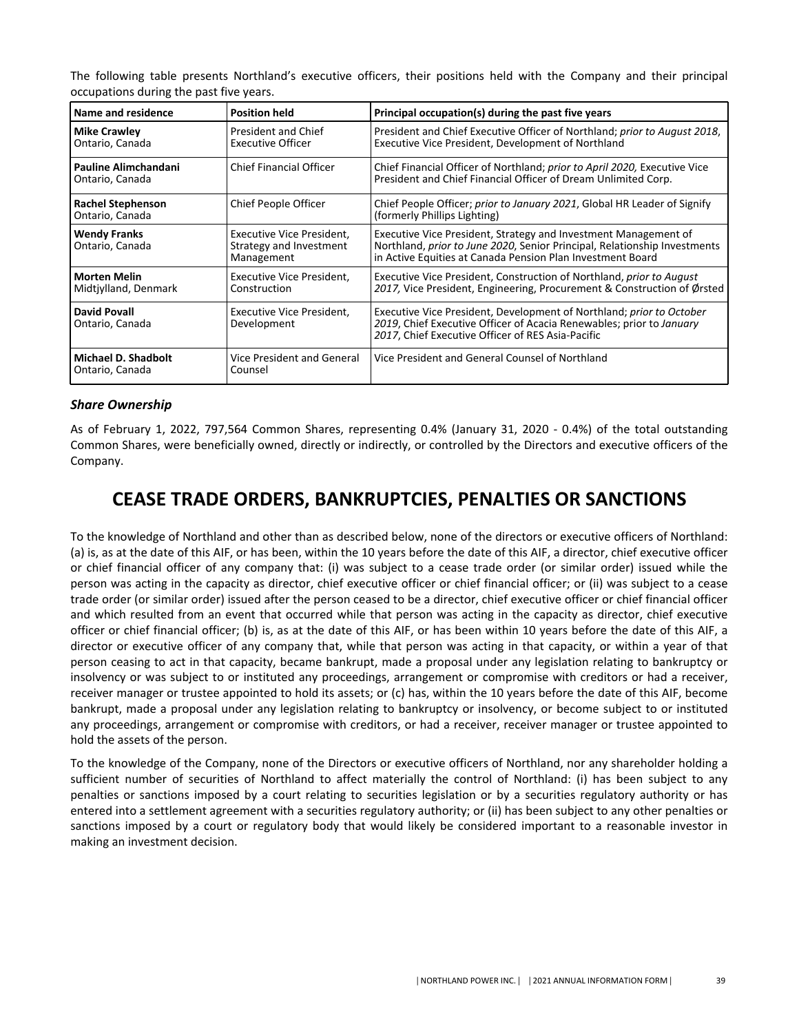The following table presents Northland's executive officers, their positions held with the Company and their principal occupations during the past five years.

| Name and residence | Position held | Principal occupation(s) during the past five years |
|---|---|---|
| **Mike Crawley**<br>Ontario, Canada | President and Chief Executive Officer | President and Chief Executive Officer of Northland; *prior to August 2018*, Executive Vice President, Development of Northland |
| **Pauline Alimchandani**<br>Ontario, Canada | Chief Financial Officer | Chief Financial Officer of Northland; *prior to April 2020,* Executive Vice President and Chief Financial Officer of Dream Unlimited Corp. |
| **Rachel Stephenson**<br>Ontario, Canada | Chief People Officer | Chief People Officer; *prior to January 2021*, Global HR Leader of Signify (formerly Phillips Lighting) |
| **Wendy Franks**<br>Ontario, Canada | Executive Vice President, Strategy and Investment Management | Executive Vice President, Strategy and Investment Management of Northland, *prior to June 2020*, Senior Principal, Relationship Investments in Active Equities at Canada Pension Plan Investment Board |
| **Morten Melin**<br>Midtjylland, Denmark | Executive Vice President, Construction | Executive Vice President, Construction of Northland, *prior to August 2017,* Vice President, Engineering, Procurement & Construction of Ørsted |
| **David Povall**<br>Ontario, Canada | Executive Vice President, Development | Executive Vice President, Development of Northland; *prior to October 2019*, Chief Executive Officer of Acacia Renewables; prior to *January 2017*, Chief Executive Officer of RES Asia-Pacific |
| **Michael D. Shadbolt**<br>Ontario, Canada | Vice President and General Counsel | Vice President and General Counsel of Northland |

### *Share Ownership*

As of February 1, 2022, 797,564 Common Shares, representing 0.4% (January 31, 2020 - 0.4%) of the total outstanding Common Shares, were beneficially owned, directly or indirectly, or controlled by the Directors and executive officers of the Company.

# CEASE TRADE ORDERS, BANKRUPTCIES, PENALTIES OR SANCTIONS

To the knowledge of Northland and other than as described below, none of the directors or executive officers of Northland: (a) is, as at the date of this AIF, or has been, within the 10 years before the date of this AIF, a director, chief executive officer or chief financial officer of any company that: (i) was subject to a cease trade order (or similar order) issued while the person was acting in the capacity as director, chief executive officer or chief financial officer; or (ii) was subject to a cease trade order (or similar order) issued after the person ceased to be a director, chief executive officer or chief financial officer and which resulted from an event that occurred while that person was acting in the capacity as director, chief executive officer or chief financial officer; (b) is, as at the date of this AIF, or has been within 10 years before the date of this AIF, a director or executive officer of any company that, while that person was acting in that capacity, or within a year of that person ceasing to act in that capacity, became bankrupt, made a proposal under any legislation relating to bankruptcy or insolvency or was subject to or instituted any proceedings, arrangement or compromise with creditors or had a receiver, receiver manager or trustee appointed to hold its assets; or (c) has, within the 10 years before the date of this AIF, become bankrupt, made a proposal under any legislation relating to bankruptcy or insolvency, or become subject to or instituted any proceedings, arrangement or compromise with creditors, or had a receiver, receiver manager or trustee appointed to hold the assets of the person.

To the knowledge of the Company, none of the Directors or executive officers of Northland, nor any shareholder holding a sufficient number of securities of Northland to affect materially the control of Northland: (i) has been subject to any penalties or sanctions imposed by a court relating to securities legislation or by a securities regulatory authority or has entered into a settlement agreement with a securities regulatory authority; or (ii) has been subject to any other penalties or sanctions imposed by a court or regulatory body that would likely be considered important to a reasonable investor in making an investment decision.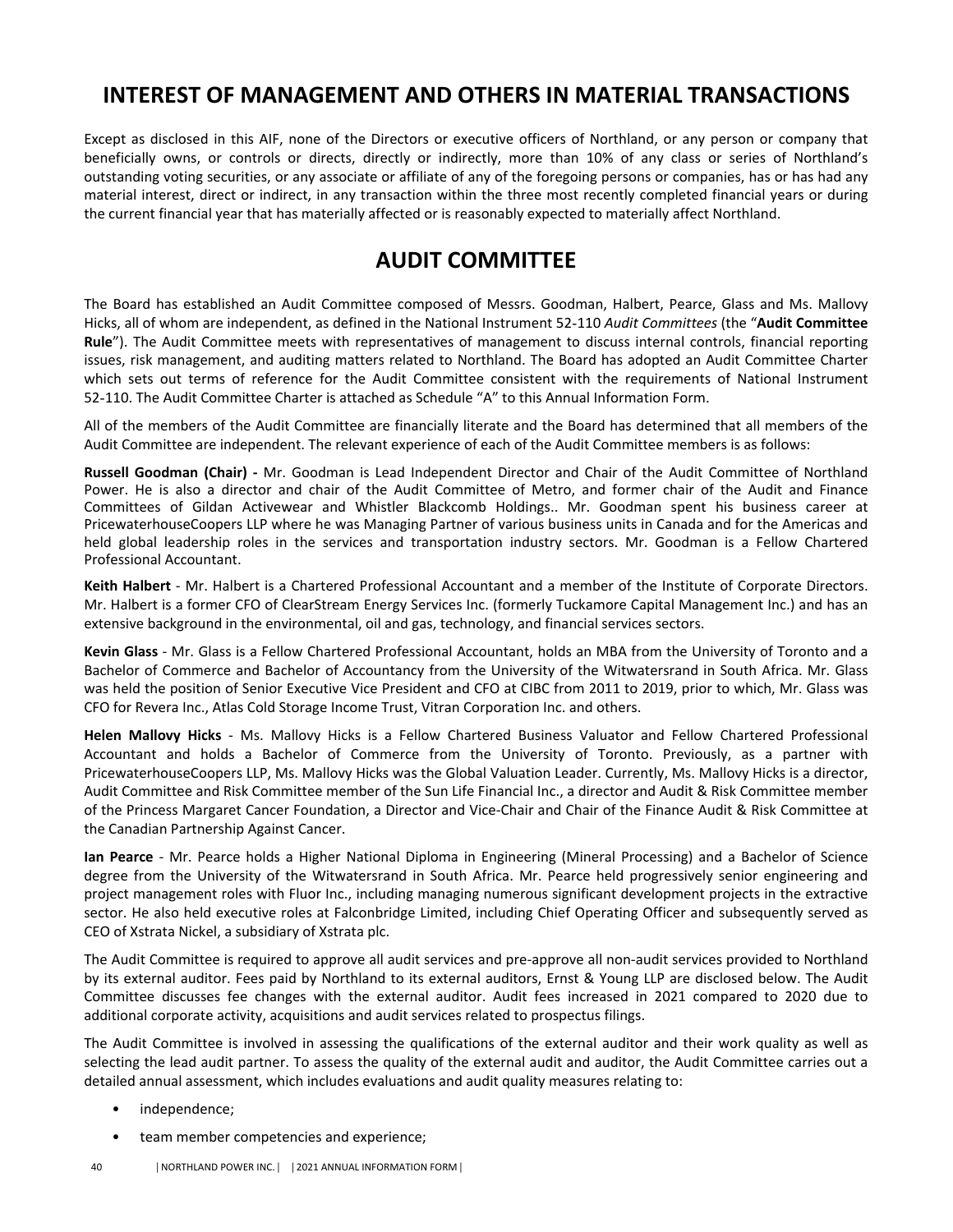# INTEREST OF MANAGEMENT AND OTHERS IN MATERIAL TRANSACTIONS

Except as disclosed in this AIF, none of the Directors or executive officers of Northland, or any person or company that beneficially owns, or controls or directs, directly or indirectly, more than 10% of any class or series of Northland's outstanding voting securities, or any associate or affiliate of any of the foregoing persons or companies, has or has had any material interest, direct or indirect, in any transaction within the three most recently completed financial years or during the current financial year that has materially affected or is reasonably expected to materially affect Northland.

# AUDIT COMMITTEE

The Board has established an Audit Committee composed of Messrs. Goodman, Halbert, Pearce, Glass and Ms. Mallovy Hicks, all of whom are independent, as defined in the National Instrument 52-110 *Audit Committees* (the "**Audit Committee Rule**"). The Audit Committee meets with representatives of management to discuss internal controls, financial reporting issues, risk management, and auditing matters related to Northland. The Board has adopted an Audit Committee Charter which sets out terms of reference for the Audit Committee consistent with the requirements of National Instrument 52-110. The Audit Committee Charter is attached as Schedule "A" to this Annual Information Form.

All of the members of the Audit Committee are financially literate and the Board has determined that all members of the Audit Committee are independent. The relevant experience of each of the Audit Committee members is as follows:

**Russell Goodman (Chair) -** Mr. Goodman is Lead Independent Director and Chair of the Audit Committee of Northland Power. He is also a director and chair of the Audit Committee of Metro, and former chair of the Audit and Finance Committees of Gildan Activewear and Whistler Blackcomb Holdings.. Mr. Goodman spent his business career at PricewaterhouseCoopers LLP where he was Managing Partner of various business units in Canada and for the Americas and held global leadership roles in the services and transportation industry sectors. Mr. Goodman is a Fellow Chartered Professional Accountant.

**Keith Halbert** - Mr. Halbert is a Chartered Professional Accountant and a member of the Institute of Corporate Directors. Mr. Halbert is a former CFO of ClearStream Energy Services Inc. (formerly Tuckamore Capital Management Inc.) and has an extensive background in the environmental, oil and gas, technology, and financial services sectors.

**Kevin Glass** - Mr. Glass is a Fellow Chartered Professional Accountant, holds an MBA from the University of Toronto and a Bachelor of Commerce and Bachelor of Accountancy from the University of the Witwatersrand in South Africa. Mr. Glass was held the position of Senior Executive Vice President and CFO at CIBC from 2011 to 2019, prior to which, Mr. Glass was CFO for Revera Inc., Atlas Cold Storage Income Trust, Vitran Corporation Inc. and others.

**Helen Mallovy Hicks** - Ms. Mallovy Hicks is a Fellow Chartered Business Valuator and Fellow Chartered Professional Accountant and holds a Bachelor of Commerce from the University of Toronto. Previously, as a partner with PricewaterhouseCoopers LLP, Ms. Mallovy Hicks was the Global Valuation Leader. Currently, Ms. Mallovy Hicks is a director, Audit Committee and Risk Committee member of the Sun Life Financial Inc., a director and Audit & Risk Committee member of the Princess Margaret Cancer Foundation, a Director and Vice-Chair and Chair of the Finance Audit & Risk Committee at the Canadian Partnership Against Cancer.

**Ian Pearce** - Mr. Pearce holds a Higher National Diploma in Engineering (Mineral Processing) and a Bachelor of Science degree from the University of the Witwatersrand in South Africa. Mr. Pearce held progressively senior engineering and project management roles with Fluor Inc., including managing numerous significant development projects in the extractive sector. He also held executive roles at Falconbridge Limited, including Chief Operating Officer and subsequently served as CEO of Xstrata Nickel, a subsidiary of Xstrata plc.

The Audit Committee is required to approve all audit services and pre-approve all non-audit services provided to Northland by its external auditor. Fees paid by Northland to its external auditors, Ernst & Young LLP are disclosed below. The Audit Committee discusses fee changes with the external auditor. Audit fees increased in 2021 compared to 2020 due to additional corporate activity, acquisitions and audit services related to prospectus filings.

The Audit Committee is involved in assessing the qualifications of the external auditor and their work quality as well as selecting the lead audit partner. To assess the quality of the external audit and auditor, the Audit Committee carries out a detailed annual assessment, which includes evaluations and audit quality measures relating to:

- independence;
- team member competencies and experience;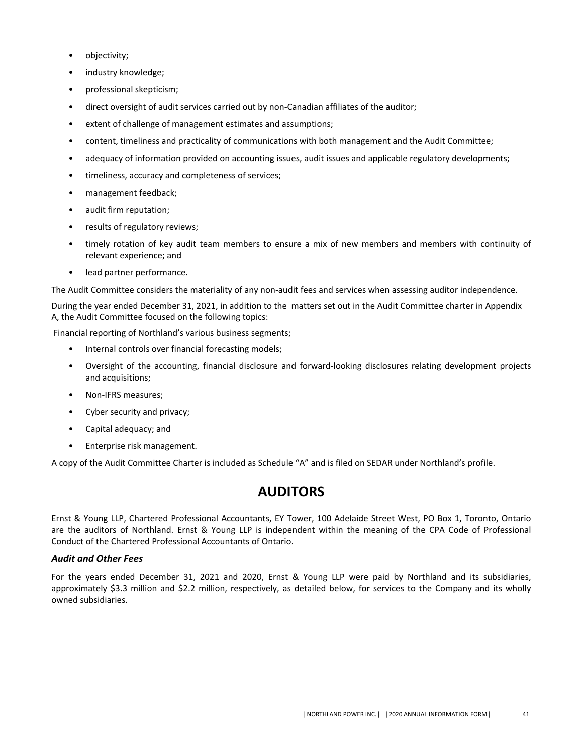- objectivity;
- industry knowledge;
- professional skepticism;
- direct oversight of audit services carried out by non-Canadian affiliates of the auditor;
- extent of challenge of management estimates and assumptions;
- content, timeliness and practicality of communications with both management and the Audit Committee;
- adequacy of information provided on accounting issues, audit issues and applicable regulatory developments;
- timeliness, accuracy and completeness of services;
- management feedback;
- audit firm reputation;
- results of regulatory reviews;
- timely rotation of key audit team members to ensure a mix of new members and members with continuity of relevant experience; and
- lead partner performance.

The Audit Committee considers the materiality of any non-audit fees and services when assessing auditor independence.

During the year ended December 31, 2021, in addition to the matters set out in the Audit Committee charter in Appendix A, the Audit Committee focused on the following topics:

Financial reporting of Northland's various business segments;

- Internal controls over financial forecasting models;
- Oversight of the accounting, financial disclosure and forward-looking disclosures relating development projects and acquisitions;
- Non-IFRS measures;
- Cyber security and privacy;
- Capital adequacy; and
- Enterprise risk management.

A copy of the Audit Committee Charter is included as Schedule "A" and is filed on SEDAR under Northland's profile.

# AUDITORS

Ernst & Young LLP, Chartered Professional Accountants, EY Tower, 100 Adelaide Street West, PO Box 1, Toronto, Ontario are the auditors of Northland. Ernst & Young LLP is independent within the meaning of the CPA Code of Professional Conduct of the Chartered Professional Accountants of Ontario.

### *Audit and Other Fees*

For the years ended December 31, 2021 and 2020, Ernst & Young LLP were paid by Northland and its subsidiaries, approximately \$3.3 million and \$2.2 million, respectively, as detailed below, for services to the Company and its wholly owned subsidiaries.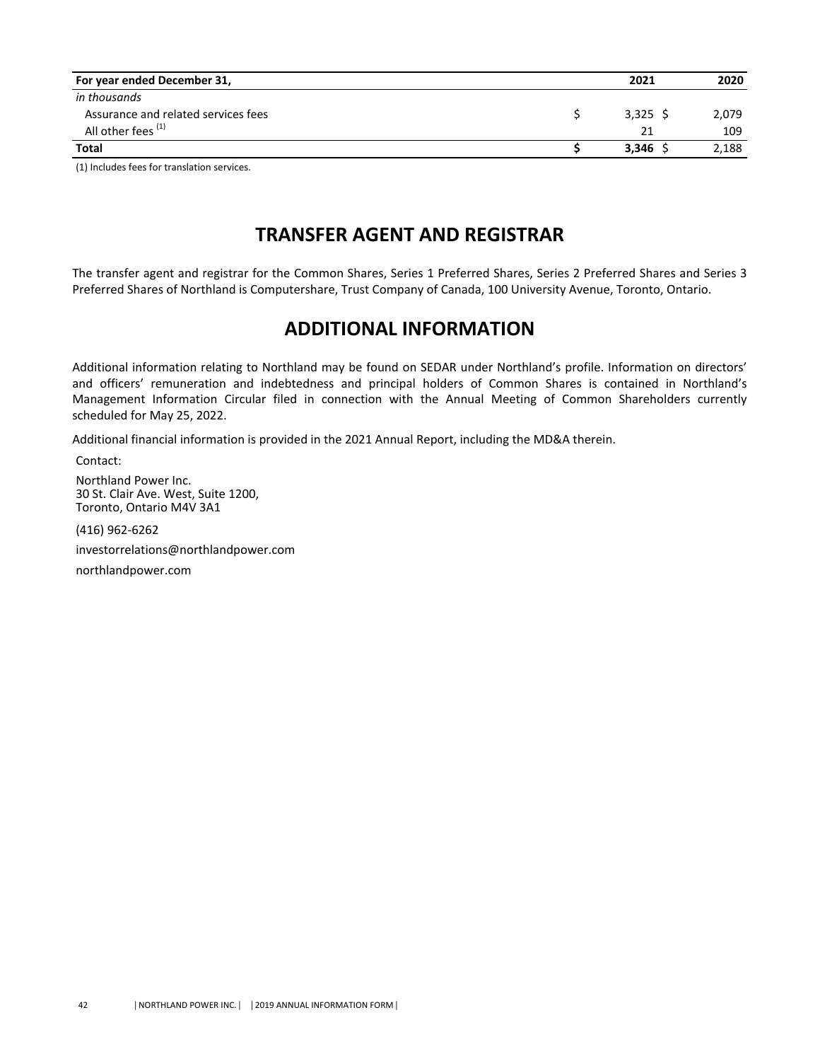| For year ended December 31, | 2021 | 2020 |
|---|---|---|
| *in thousands* | | |
| Assurance and related services fees | $ 3,325 | $ 2,079 |
| All other fees [(1)] | 21 | 109 |
| **Total** | **$ 3,346** | $ 2,188 |

(1) Includes fees for translation services.

# TRANSFER AGENT AND REGISTRAR

The transfer agent and registrar for the Common Shares, Series 1 Preferred Shares, Series 2 Preferred Shares and Series 3 Preferred Shares of Northland is Computershare, Trust Company of Canada, 100 University Avenue, Toronto, Ontario.

# ADDITIONAL INFORMATION

Additional information relating to Northland may be found on SEDAR under Northland's profile. Information on directors' and officers' remuneration and indebtedness and principal holders of Common Shares is contained in Northland's Management Information Circular filed in connection with the Annual Meeting of Common Shareholders currently scheduled for May 25, 2022.

Additional financial information is provided in the 2021 Annual Report, including the MD&A therein.

Contact:

Northland Power Inc.
30 St. Clair Ave. West, Suite 1200,
Toronto, Ontario M4V 3A1

(416) 962-6262

investorrelations@northlandpower.com

northlandpower.com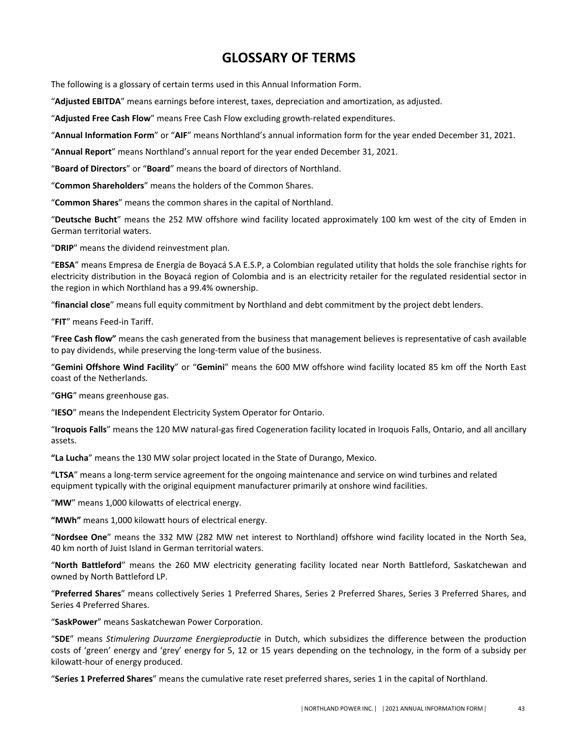# GLOSSARY OF TERMS

The following is a glossary of certain terms used in this Annual Information Form.

"**Adjusted EBITDA**" means earnings before interest, taxes, depreciation and amortization, as adjusted.

"**Adjusted Free Cash Flow**" means Free Cash Flow excluding growth-related expenditures.

"**Annual Information Form**" or "**AIF**" means Northland's annual information form for the year ended December 31, 2021.

"**Annual Report**" means Northland's annual report for the year ended December 31, 2021.

"**Board of Directors**" or "**Board**" means the board of directors of Northland.

"**Common Shareholders**" means the holders of the Common Shares.

"**Common Shares**" means the common shares in the capital of Northland.

"**Deutsche Bucht**" means the 252 MW offshore wind facility located approximately 100 km west of the city of Emden in German territorial waters.

"**DRIP**" means the dividend reinvestment plan.

"**EBSA**" means Empresa de Energía de Boyacá S.A E.S.P, a Colombian regulated utility that holds the sole franchise rights for electricity distribution in the Boyacá region of Colombia and is an electricity retailer for the regulated residential sector in the region in which Northland has a 99.4% ownership.

"**financial close**" means full equity commitment by Northland and debt commitment by the project debt lenders.

"**FIT**" means Feed-in Tariff.

"**Free Cash flow"** means the cash generated from the business that management believes is representative of cash available to pay dividends, while preserving the long-term value of the business.

"**Gemini Offshore Wind Facility**" or "**Gemini**" means the 600 MW offshore wind facility located 85 km off the North East coast of the Netherlands.

"**GHG**" means greenhouse gas.

"**IESO**" means the Independent Electricity System Operator for Ontario.

"**Iroquois Falls**" means the 120 MW natural-gas fired Cogeneration facility located in Iroquois Falls, Ontario, and all ancillary assets.

**"La Lucha**" means the 130 MW solar project located in the State of Durango, Mexico.

**"LTSA**" means a long-term service agreement for the ongoing maintenance and service on wind turbines and related equipment typically with the original equipment manufacturer primarily at onshore wind facilities.

"**MW**" means 1,000 kilowatts of electrical energy.

**"MWh"** means 1,000 kilowatt hours of electrical energy.

"**Nordsee One**" means the 332 MW (282 MW net interest to Northland) offshore wind facility located in the North Sea, 40 km north of Juist Island in German territorial waters.

"**North Battleford**" means the 260 MW electricity generating facility located near North Battleford, Saskatchewan and owned by North Battleford LP.

"**Preferred Shares**" means collectively Series 1 Preferred Shares, Series 2 Preferred Shares, Series 3 Preferred Shares, and Series 4 Preferred Shares.

"**SaskPower**" means Saskatchewan Power Corporation.

"**SDE**" means *Stimulering Duurzame Energieproductie* in Dutch, which subsidizes the difference between the production costs of 'green' energy and 'grey' energy for 5, 12 or 15 years depending on the technology, in the form of a subsidy per kilowatt-hour of energy produced.

"**Series 1 Preferred Shares**" means the cumulative rate reset preferred shares, series 1 in the capital of Northland.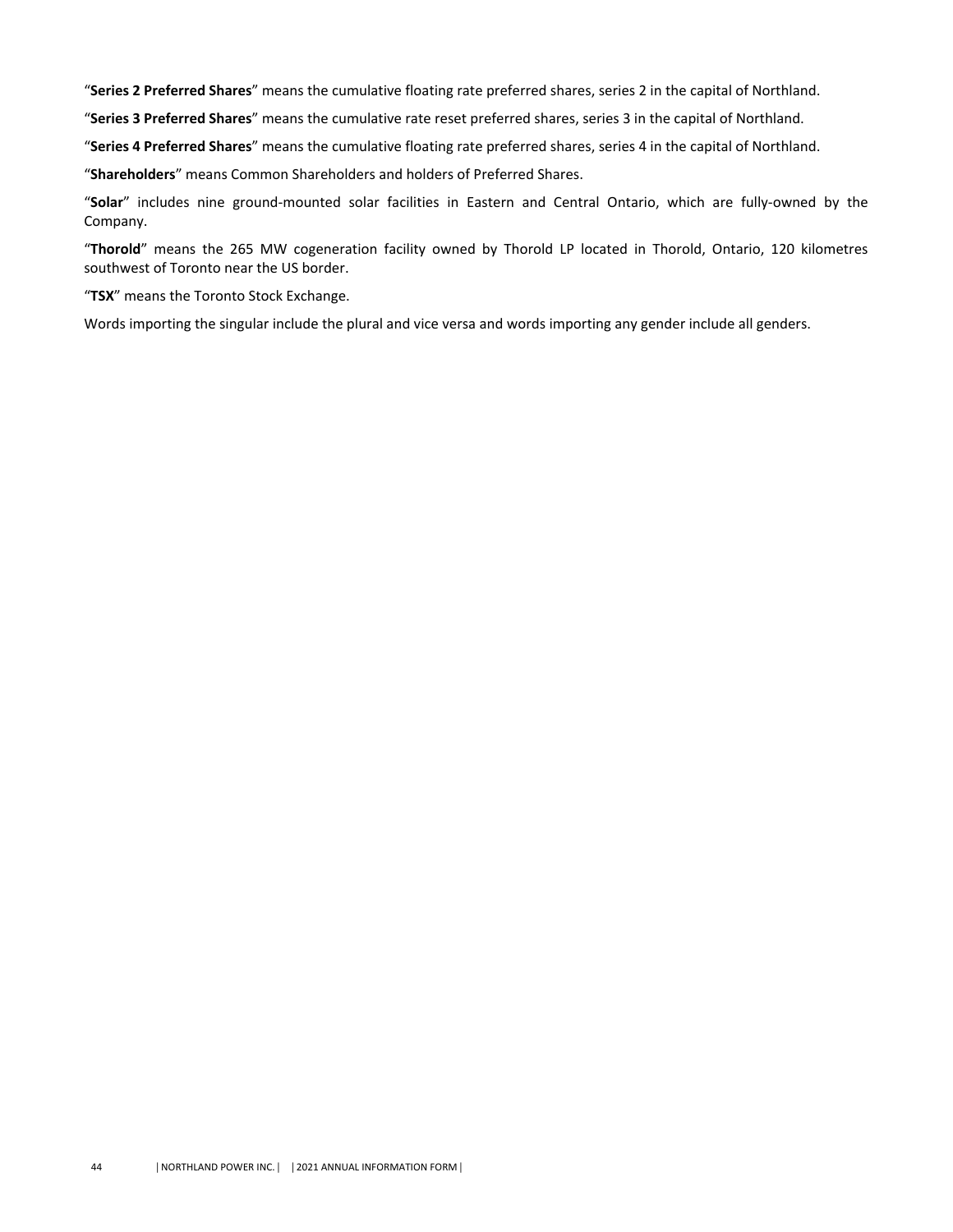"**Series 2 Preferred Shares**" means the cumulative floating rate preferred shares, series 2 in the capital of Northland.

"**Series 3 Preferred Shares**" means the cumulative rate reset preferred shares, series 3 in the capital of Northland.

"**Series 4 Preferred Shares**" means the cumulative floating rate preferred shares, series 4 in the capital of Northland.

"**Shareholders**" means Common Shareholders and holders of Preferred Shares.

"**Solar**" includes nine ground-mounted solar facilities in Eastern and Central Ontario, which are fully-owned by the Company.

"**Thorold**" means the 265 MW cogeneration facility owned by Thorold LP located in Thorold, Ontario, 120 kilometres southwest of Toronto near the US border.

"**TSX**" means the Toronto Stock Exchange.

Words importing the singular include the plural and vice versa and words importing any gender include all genders.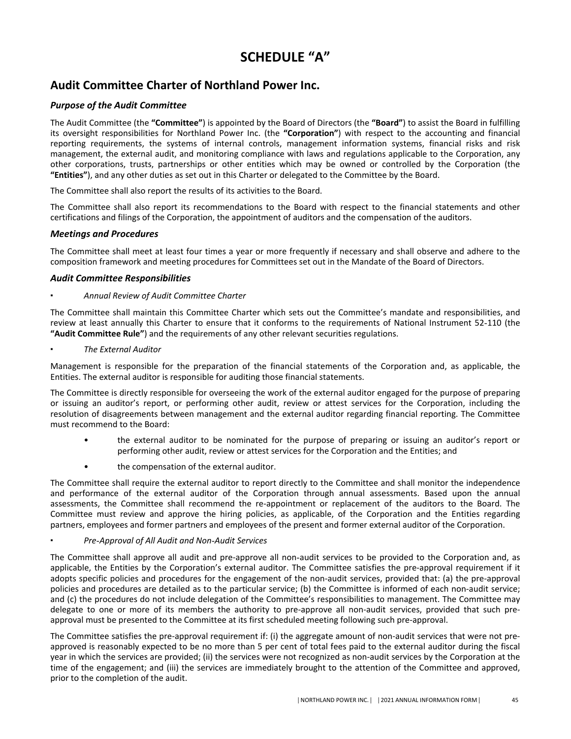# SCHEDULE "A"

## Audit Committee Charter of Northland Power Inc.

### *Purpose of the Audit Committee*

The Audit Committee (the **"Committee"**) is appointed by the Board of Directors (the **"Board"**) to assist the Board in fulfilling its oversight responsibilities for Northland Power Inc. (the **"Corporation"**) with respect to the accounting and financial reporting requirements, the systems of internal controls, management information systems, financial risks and risk management, the external audit, and monitoring compliance with laws and regulations applicable to the Corporation, any other corporations, trusts, partnerships or other entities which may be owned or controlled by the Corporation (the **"Entities"**), and any other duties as set out in this Charter or delegated to the Committee by the Board.

The Committee shall also report the results of its activities to the Board.

The Committee shall also report its recommendations to the Board with respect to the financial statements and other certifications and filings of the Corporation, the appointment of auditors and the compensation of the auditors.

### *Meetings and Procedures*

The Committee shall meet at least four times a year or more frequently if necessary and shall observe and adhere to the composition framework and meeting procedures for Committees set out in the Mandate of the Board of Directors.

### *Audit Committee Responsibilities*

- *Annual Review of Audit Committee Charter*

The Committee shall maintain this Committee Charter which sets out the Committee's mandate and responsibilities, and review at least annually this Charter to ensure that it conforms to the requirements of National Instrument 52-110 (the **"Audit Committee Rule"**) and the requirements of any other relevant securities regulations.

- *The External Auditor*

Management is responsible for the preparation of the financial statements of the Corporation and, as applicable, the Entities. The external auditor is responsible for auditing those financial statements.

The Committee is directly responsible for overseeing the work of the external auditor engaged for the purpose of preparing or issuing an auditor's report, or performing other audit, review or attest services for the Corporation, including the resolution of disagreements between management and the external auditor regarding financial reporting. The Committee must recommend to the Board:

- the external auditor to be nominated for the purpose of preparing or issuing an auditor's report or performing other audit, review or attest services for the Corporation and the Entities; and
- the compensation of the external auditor.

The Committee shall require the external auditor to report directly to the Committee and shall monitor the independence and performance of the external auditor of the Corporation through annual assessments. Based upon the annual assessments, the Committee shall recommend the re-appointment or replacement of the auditors to the Board. The Committee must review and approve the hiring policies, as applicable, of the Corporation and the Entities regarding partners, employees and former partners and employees of the present and former external auditor of the Corporation.

- *Pre-Approval of All Audit and Non-Audit Services*

The Committee shall approve all audit and pre-approve all non-audit services to be provided to the Corporation and, as applicable, the Entities by the Corporation's external auditor. The Committee satisfies the pre-approval requirement if it adopts specific policies and procedures for the engagement of the non-audit services, provided that: (a) the pre-approval policies and procedures are detailed as to the particular service; (b) the Committee is informed of each non-audit service; and (c) the procedures do not include delegation of the Committee's responsibilities to management. The Committee may delegate to one or more of its members the authority to pre-approve all non-audit services, provided that such pre-approval must be presented to the Committee at its first scheduled meeting following such pre-approval.

The Committee satisfies the pre-approval requirement if: (i) the aggregate amount of non-audit services that were not pre-approved is reasonably expected to be no more than 5 per cent of total fees paid to the external auditor during the fiscal year in which the services are provided; (ii) the services were not recognized as non-audit services by the Corporation at the time of the engagement; and (iii) the services are immediately brought to the attention of the Committee and approved, prior to the completion of the audit.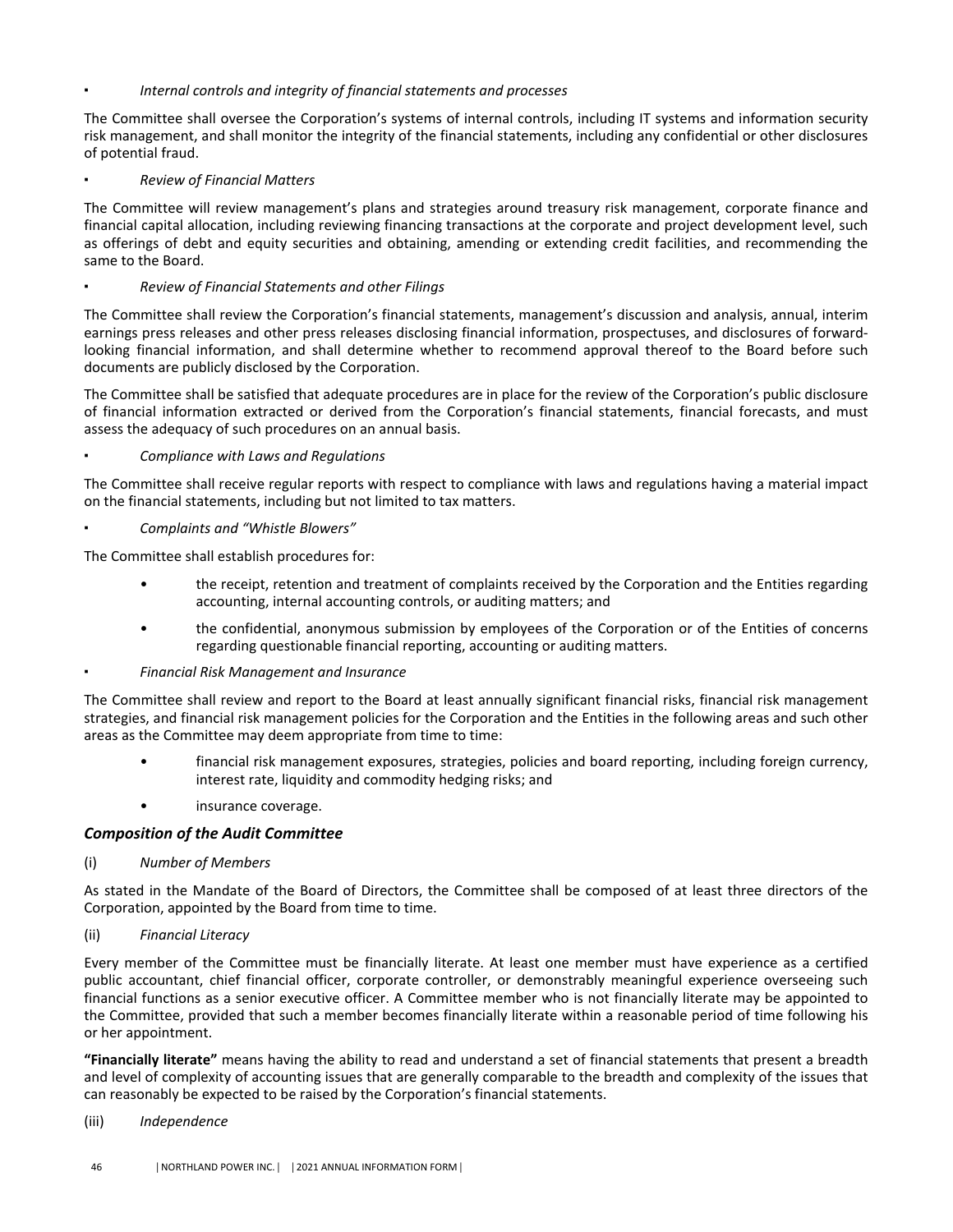- *Internal controls and integrity of financial statements and processes*

The Committee shall oversee the Corporation's systems of internal controls, including IT systems and information security risk management, and shall monitor the integrity of the financial statements, including any confidential or other disclosures of potential fraud.

- *Review of Financial Matters*

The Committee will review management's plans and strategies around treasury risk management, corporate finance and financial capital allocation, including reviewing financing transactions at the corporate and project development level, such as offerings of debt and equity securities and obtaining, amending or extending credit facilities, and recommending the same to the Board.

- *Review of Financial Statements and other Filings*

The Committee shall review the Corporation's financial statements, management's discussion and analysis, annual, interim earnings press releases and other press releases disclosing financial information, prospectuses, and disclosures of forward-looking financial information, and shall determine whether to recommend approval thereof to the Board before such documents are publicly disclosed by the Corporation.

The Committee shall be satisfied that adequate procedures are in place for the review of the Corporation's public disclosure of financial information extracted or derived from the Corporation's financial statements, financial forecasts, and must assess the adequacy of such procedures on an annual basis.

- *Compliance with Laws and Regulations*

The Committee shall receive regular reports with respect to compliance with laws and regulations having a material impact on the financial statements, including but not limited to tax matters.

- *Complaints and "Whistle Blowers"*

The Committee shall establish procedures for:

- the receipt, retention and treatment of complaints received by the Corporation and the Entities regarding accounting, internal accounting controls, or auditing matters; and
- the confidential, anonymous submission by employees of the Corporation or of the Entities of concerns regarding questionable financial reporting, accounting or auditing matters.

- *Financial Risk Management and Insurance*

The Committee shall review and report to the Board at least annually significant financial risks, financial risk management strategies, and financial risk management policies for the Corporation and the Entities in the following areas and such other areas as the Committee may deem appropriate from time to time:

- financial risk management exposures, strategies, policies and board reporting, including foreign currency, interest rate, liquidity and commodity hedging risks; and
- insurance coverage.

### *Composition of the Audit Committee*

(i) *Number of Members*

As stated in the Mandate of the Board of Directors, the Committee shall be composed of at least three directors of the Corporation, appointed by the Board from time to time.

(ii) *Financial Literacy*

Every member of the Committee must be financially literate. At least one member must have experience as a certified public accountant, chief financial officer, corporate controller, or demonstrably meaningful experience overseeing such financial functions as a senior executive officer. A Committee member who is not financially literate may be appointed to the Committee, provided that such a member becomes financially literate within a reasonable period of time following his or her appointment.

**"Financially literate"** means having the ability to read and understand a set of financial statements that present a breadth and level of complexity of accounting issues that are generally comparable to the breadth and complexity of the issues that can reasonably be expected to be raised by the Corporation's financial statements.

(iii) *Independence*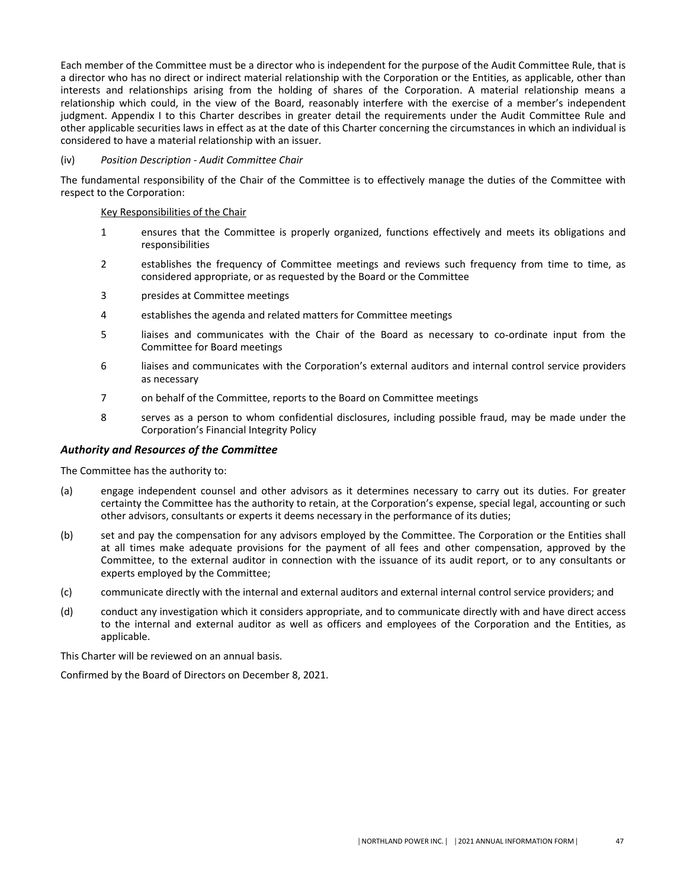Each member of the Committee must be a director who is independent for the purpose of the Audit Committee Rule, that is a director who has no direct or indirect material relationship with the Corporation or the Entities, as applicable, other than interests and relationships arising from the holding of shares of the Corporation. A material relationship means a relationship which could, in the view of the Board, reasonably interfere with the exercise of a member's independent judgment. Appendix I to this Charter describes in greater detail the requirements under the Audit Committee Rule and other applicable securities laws in effect as at the date of this Charter concerning the circumstances in which an individual is considered to have a material relationship with an issuer.

(iv) *Position Description - Audit Committee Chair*

The fundamental responsibility of the Chair of the Committee is to effectively manage the duties of the Committee with respect to the Corporation:

Key Responsibilities of the Chair

1 ensures that the Committee is properly organized, functions effectively and meets its obligations and responsibilities

2 establishes the frequency of Committee meetings and reviews such frequency from time to time, as considered appropriate, or as requested by the Board or the Committee

3 presides at Committee meetings

4 establishes the agenda and related matters for Committee meetings

5 liaises and communicates with the Chair of the Board as necessary to co-ordinate input from the Committee for Board meetings

6 liaises and communicates with the Corporation's external auditors and internal control service providers as necessary

7 on behalf of the Committee, reports to the Board on Committee meetings

8 serves as a person to whom confidential disclosures, including possible fraud, may be made under the Corporation's Financial Integrity Policy

### *Authority and Resources of the Committee*

The Committee has the authority to:

(a) engage independent counsel and other advisors as it determines necessary to carry out its duties. For greater certainty the Committee has the authority to retain, at the Corporation's expense, special legal, accounting or such other advisors, consultants or experts it deems necessary in the performance of its duties;

(b) set and pay the compensation for any advisors employed by the Committee. The Corporation or the Entities shall at all times make adequate provisions for the payment of all fees and other compensation, approved by the Committee, to the external auditor in connection with the issuance of its audit report, or to any consultants or experts employed by the Committee;

(c) communicate directly with the internal and external auditors and external internal control service providers; and

(d) conduct any investigation which it considers appropriate, and to communicate directly with and have direct access to the internal and external auditor as well as officers and employees of the Corporation and the Entities, as applicable.

This Charter will be reviewed on an annual basis.

Confirmed by the Board of Directors on December 8, 2021.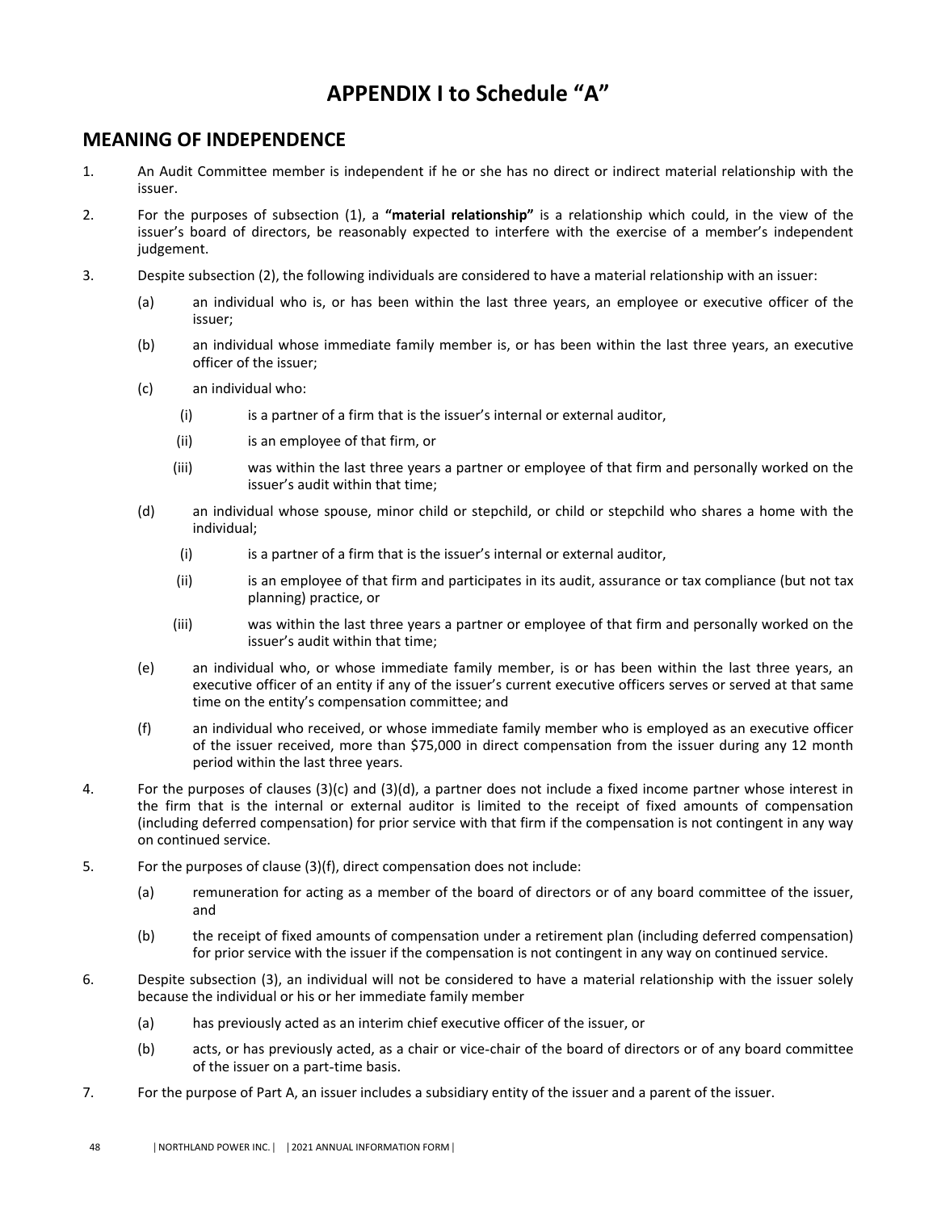# APPENDIX I to Schedule "A"

## MEANING OF INDEPENDENCE

1. An Audit Committee member is independent if he or she has no direct or indirect material relationship with the issuer.

2. For the purposes of subsection (1), a **"material relationship"** is a relationship which could, in the view of the issuer's board of directors, be reasonably expected to interfere with the exercise of a member's independent judgement.

3. Despite subsection (2), the following individuals are considered to have a material relationship with an issuer:

   (a) an individual who is, or has been within the last three years, an employee or executive officer of the issuer;

   (b) an individual whose immediate family member is, or has been within the last three years, an executive officer of the issuer;

   (c) an individual who:

      (i) is a partner of a firm that is the issuer's internal or external auditor,

      (ii) is an employee of that firm, or

      (iii) was within the last three years a partner or employee of that firm and personally worked on the issuer's audit within that time;

   (d) an individual whose spouse, minor child or stepchild, or child or stepchild who shares a home with the individual;

      (i) is a partner of a firm that is the issuer's internal or external auditor,

      (ii) is an employee of that firm and participates in its audit, assurance or tax compliance (but not tax planning) practice, or

      (iii) was within the last three years a partner or employee of that firm and personally worked on the issuer's audit within that time;

   (e) an individual who, or whose immediate family member, is or has been within the last three years, an executive officer of an entity if any of the issuer's current executive officers serves or served at that same time on the entity's compensation committee; and

   (f) an individual who received, or whose immediate family member who is employed as an executive officer of the issuer received, more than $75,000 in direct compensation from the issuer during any 12 month period within the last three years.

4. For the purposes of clauses (3)(c) and (3)(d), a partner does not include a fixed income partner whose interest in the firm that is the internal or external auditor is limited to the receipt of fixed amounts of compensation (including deferred compensation) for prior service with that firm if the compensation is not contingent in any way on continued service.

5. For the purposes of clause (3)(f), direct compensation does not include:

   (a) remuneration for acting as a member of the board of directors or of any board committee of the issuer, and

   (b) the receipt of fixed amounts of compensation under a retirement plan (including deferred compensation) for prior service with the issuer if the compensation is not contingent in any way on continued service.

6. Despite subsection (3), an individual will not be considered to have a material relationship with the issuer solely because the individual or his or her immediate family member

   (a) has previously acted as an interim chief executive officer of the issuer, or

   (b) acts, or has previously acted, as a chair or vice-chair of the board of directors or of any board committee of the issuer on a part-time basis.

7. For the purpose of Part A, an issuer includes a subsidiary entity of the issuer and a parent of the issuer.